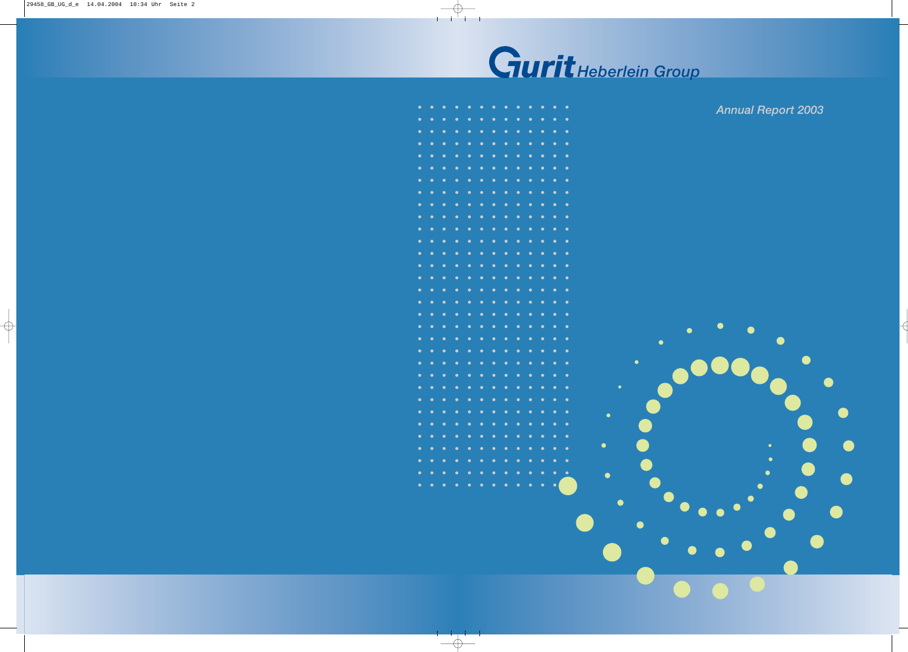# Gurit Heberlein Group

*Annual Report 2003*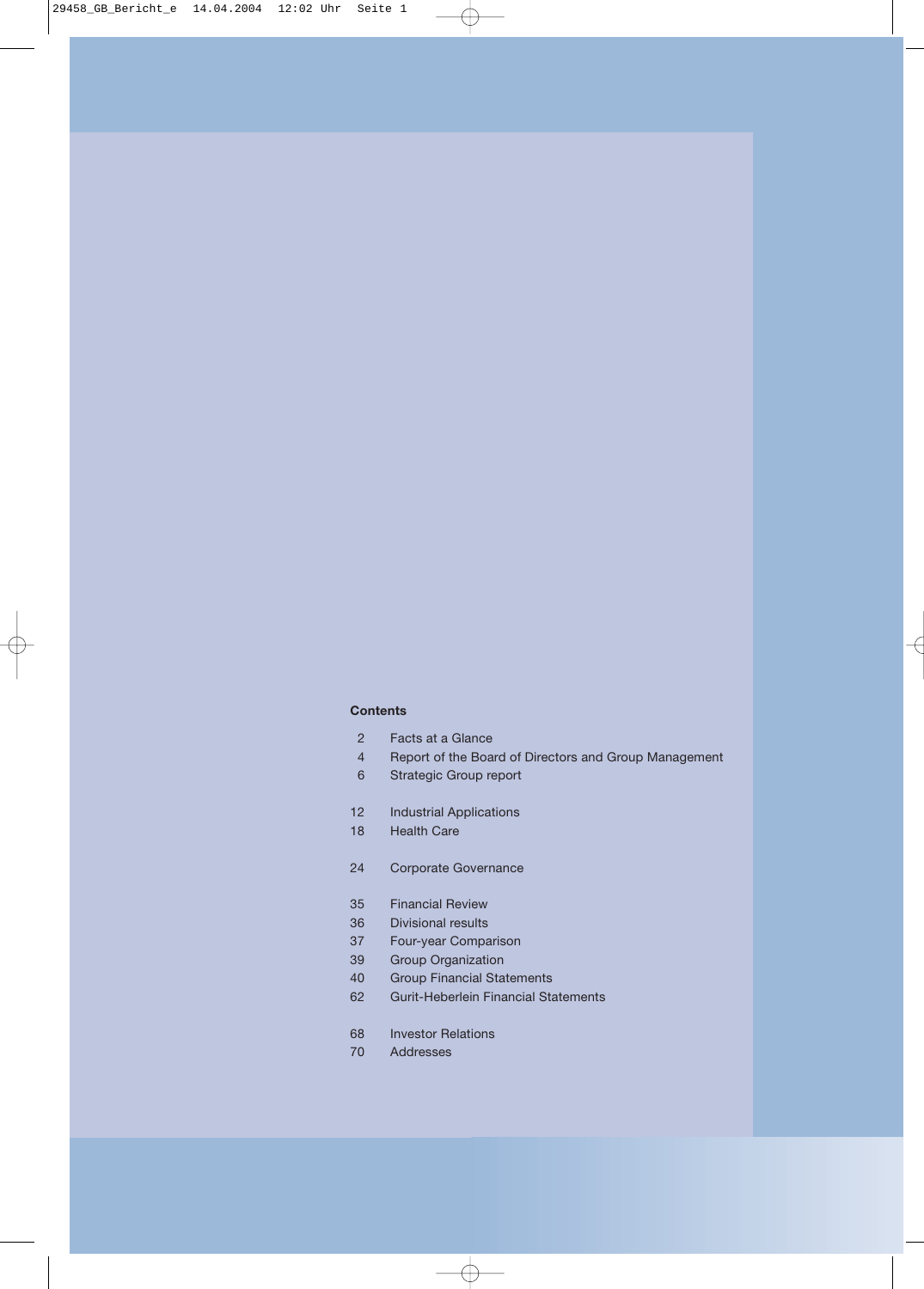**Contents**

| | |
|---|---|
| 2 | Facts at a Glance |
| 4 | Report of the Board of Directors and Group Management |
| 6 | Strategic Group report |
| 12 | Industrial Applications |
| 18 | Health Care |
| 24 | Corporate Governance |
| 35 | Financial Review |
| 36 | Divisional results |
| 37 | Four-year Comparison |
| 39 | Group Organization |
| 40 | Group Financial Statements |
| 62 | Gurit-Heberlein Financial Statements |
| 68 | Investor Relations |
| 70 | Addresses |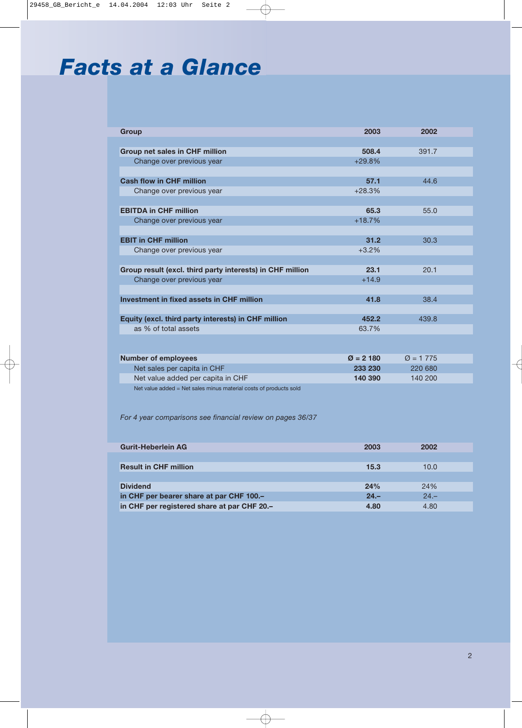# Facts at a Glance

| Group | 2003 | 2002 |
|---|---|---|
| **Group net sales in CHF million** | **508.4** | 391.7 |
| Change over previous year | +29.8% | |
| **Cash flow in CHF million** | **57.1** | 44.6 |
| Change over previous year | +28.3% | |
| **EBITDA in CHF million** | **65.3** | 55.0 |
| Change over previous year | +18.7% | |
| **EBIT in CHF million** | **31.2** | 30.3 |
| Change over previous year | +3.2% | |
| **Group result (excl. third party interests) in CHF million** | **23.1** | 20.1 |
| Change over previous year | +14.9 | |
| **Investment in fixed assets in CHF million** | **41.8** | 38.4 |
| **Equity (excl. third party interests) in CHF million** | **452.2** | 439.8 |
| as % of total assets | 63.7% | |
| **Number of employees** | **Ø = 2 180** | Ø = 1 775 |
| Net sales per capita in CHF | **233 230** | 220 680 |
| Net value added per capita in CHF | **140 390** | 140 200 |

Net value added = Net sales minus material costs of products sold

*For 4 year comparisons see financial review on pages 36/37*

| Gurit-Heberlein AG | 2003 | 2002 |
|---|---|---|
| **Result in CHF million** | **15.3** | 10.0 |
| **Dividend** | **24%** | 24% |
| **in CHF per bearer share at par CHF 100.–** | **24.–** | 24.– |
| **in CHF per registered share at par CHF 20.–** | **4.80** | 4.80 |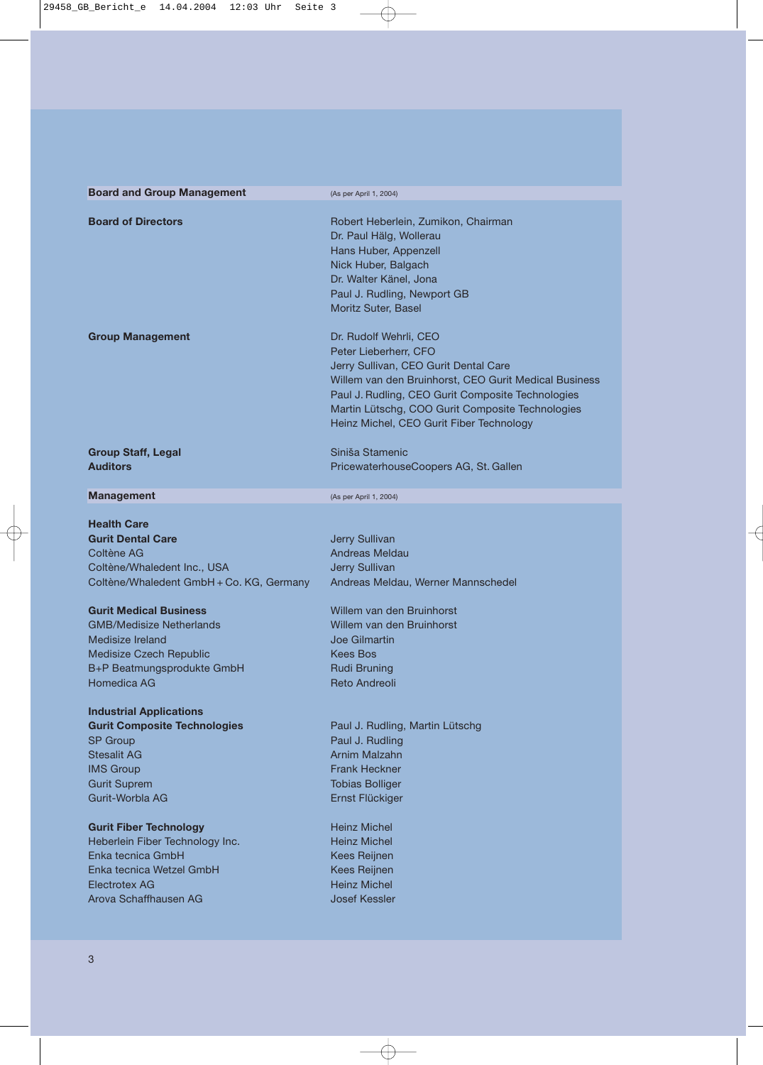## Board and Group Management

(As per April 1, 2004)

| | |
|---|---|
| **Board of Directors** | Robert Heberlein, Zumikon, Chairman<br>Dr. Paul Hälg, Wollerau<br>Hans Huber, Appenzell<br>Nick Huber, Balgach<br>Dr. Walter Känel, Jona<br>Paul J. Rudling, Newport GB<br>Moritz Suter, Basel |
| **Group Management** | Dr. Rudolf Wehrli, CEO<br>Peter Lieberherr, CFO<br>Jerry Sullivan, CEO Gurit Dental Care<br>Willem van den Bruinhorst, CEO Gurit Medical Business<br>Paul J. Rudling, CEO Gurit Composite Technologies<br>Martin Lütschg, COO Gurit Composite Technologies<br>Heinz Michel, CEO Gurit Fiber Technology |
| **Group Staff, Legal** | Siniša Stamenic |
| **Auditors** | PricewaterhouseCoopers AG, St. Gallen |

## Management

(As per April 1, 2004)

### Health Care

| | |
|---|---|
| **Gurit Dental Care** | Jerry Sullivan |
| Coltène AG | Andreas Meldau |
| Coltène/Whaledent Inc., USA | Jerry Sullivan |
| Coltène/Whaledent GmbH + Co. KG, Germany | Andreas Meldau, Werner Mannschedel |
| **Gurit Medical Business** | Willem van den Bruinhorst |
| GMB/Medisize Netherlands | Willem van den Bruinhorst |
| Medisize Ireland | Joe Gilmartin |
| Medisize Czech Republic | Kees Bos |
| B+P Beatmungsprodukte GmbH | Rudi Bruning |
| Homedica AG | Reto Andreoli |

### Industrial Applications

| | |
|---|---|
| **Gurit Composite Technologies** | Paul J. Rudling, Martin Lütschg |
| SP Group | Paul J. Rudling |
| Stesalit AG | Arnim Malzahn |
| IMS Group | Frank Heckner |
| Gurit Suprem | Tobias Bolliger |
| Gurit-Worbla AG | Ernst Flückiger |
| **Gurit Fiber Technology** | Heinz Michel |
| Heberlein Fiber Technology Inc. | Heinz Michel |
| Enka tecnica GmbH | Kees Reijnen |
| Enka tecnica Wetzel GmbH | Kees Reijnen |
| Electrotex AG | Heinz Michel |
| Arova Schaffhausen AG | Josef Kessler |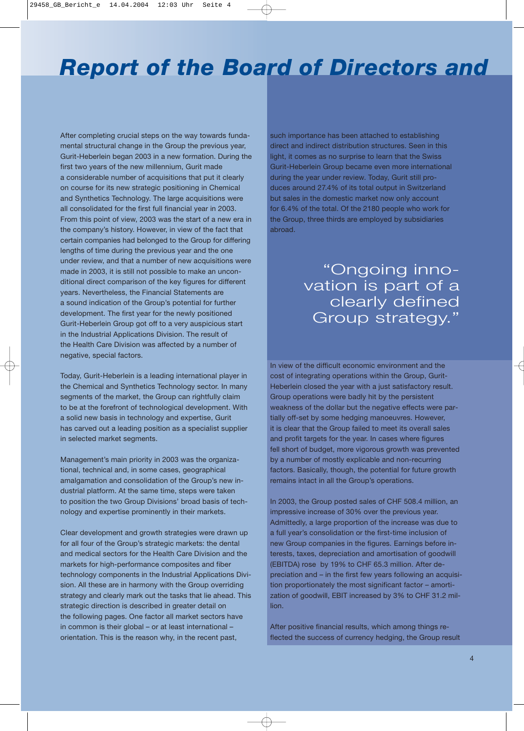# Report of the Board of Directors and

After completing crucial steps on the way towards fundamental structural change in the Group the previous year, Gurit-Heberlein began 2003 in a new formation. During the first two years of the new millennium, Gurit made a considerable number of acquisitions that put it clearly on course for its new strategic positioning in Chemical and Synthetics Technology. The large acquisitions were all consolidated for the first full financial year in 2003. From this point of view, 2003 was the start of a new era in the company's history. However, in view of the fact that certain companies had belonged to the Group for differing lengths of time during the previous year and the one under review, and that a number of new acquisitions were made in 2003, it is still not possible to make an unconditional direct comparison of the key figures for different years. Nevertheless, the Financial Statements are a sound indication of the Group's potential for further development. The first year for the newly positioned Gurit-Heberlein Group got off to a very auspicious start in the Industrial Applications Division. The result of the Health Care Division was affected by a number of negative, special factors.

Today, Gurit-Heberlein is a leading international player in the Chemical and Synthetics Technology sector. In many segments of the market, the Group can rightfully claim to be at the forefront of technological development. With a solid new basis in technology and expertise, Gurit has carved out a leading position as a specialist supplier in selected market segments.

Management's main priority in 2003 was the organizational, technical and, in some cases, geographical amalgamation and consolidation of the Group's new industrial platform. At the same time, steps were taken to position the two Group Divisions' broad basis of technology and expertise prominently in their markets.

Clear development and growth strategies were drawn up for all four of the Group's strategic markets: the dental and medical sectors for the Health Care Division and the markets for high-performance composites and fiber technology components in the Industrial Applications Division. All these are in harmony with the Group overriding strategy and clearly mark out the tasks that lie ahead. This strategic direction is described in greater detail on the following pages. One factor all market sectors have in common is their global – or at least international – orientation. This is the reason why, in the recent past, such importance has been attached to establishing direct and indirect distribution structures. Seen in this light, it comes as no surprise to learn that the Swiss Gurit-Heberlein Group became even more international during the year under review. Today, Gurit still produces around 27.4% of its total output in Switzerland but sales in the domestic market now only account for 6.4% of the total. Of the 2180 people who work for the Group, three thirds are employed by subsidiaries abroad.

> "Ongoing innovation is part of a clearly defined Group strategy."

In view of the difficult economic environment and the cost of integrating operations within the Group, Gurit-Heberlein closed the year with a just satisfactory result. Group operations were badly hit by the persistent weakness of the dollar but the negative effects were partially off-set by some hedging manoeuvres. However, it is clear that the Group failed to meet its overall sales and profit targets for the year. In cases where figures fell short of budget, more vigorous growth was prevented by a number of mostly explicable and non-recurring factors. Basically, though, the potential for future growth remains intact in all the Group's operations.

In 2003, the Group posted sales of CHF 508.4 million, an impressive increase of 30% over the previous year. Admittedly, a large proportion of the increase was due to a full year's consolidation or the first-time inclusion of new Group companies in the figures. Earnings before interests, taxes, depreciation and amortisation of goodwill (EBITDA) rose by 19% to CHF 65.3 million. After depreciation and – in the first few years following an acquisition proportionately the most significant factor – amortization of goodwill, EBIT increased by 3% to CHF 31.2 million.

After positive financial results, which among things reflected the success of currency hedging, the Group result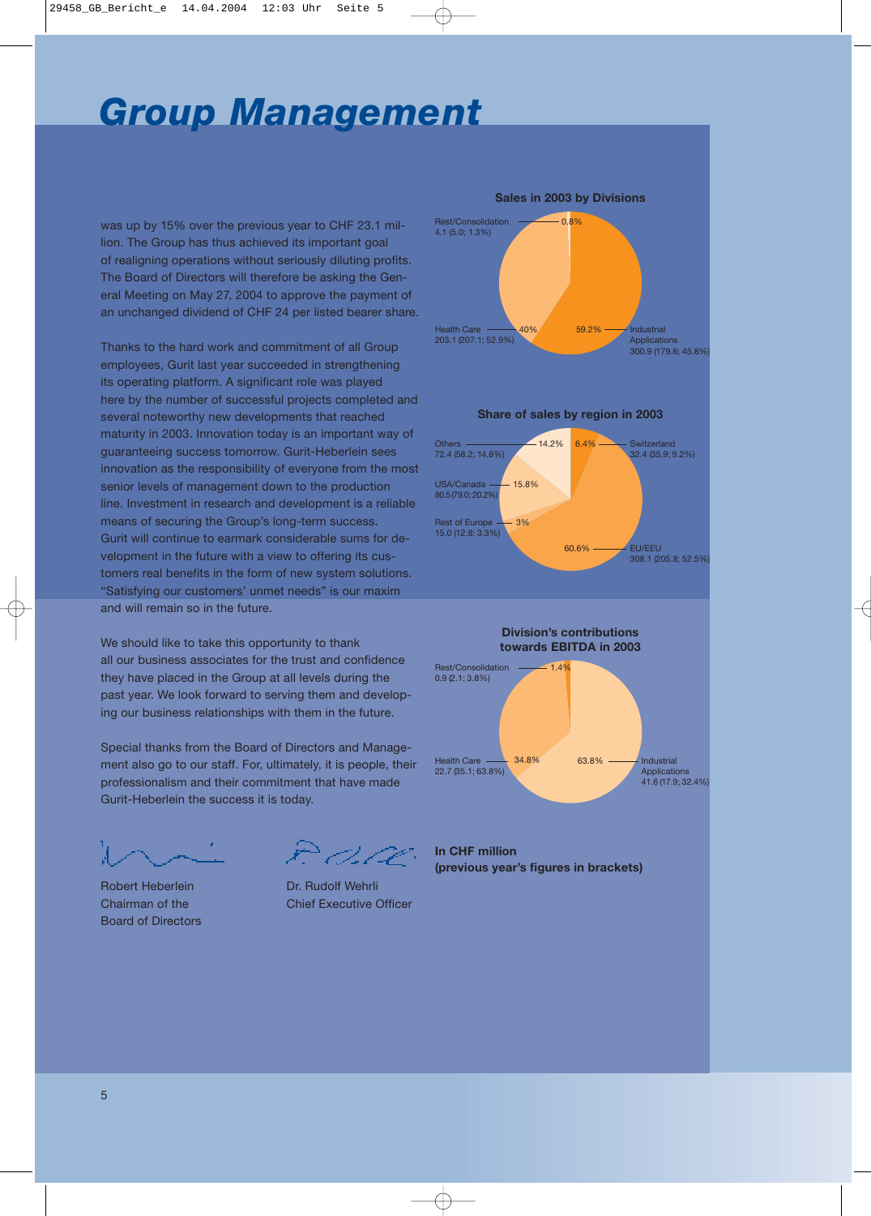# Group Management

was up by 15% over the previous year to CHF 23.1 million. The Group has thus achieved its important goal of realigning operations without seriously diluting profits. The Board of Directors will therefore be asking the General Meeting on May 27, 2004 to approve the payment of an unchanged dividend of CHF 24 per listed bearer share.

Thanks to the hard work and commitment of all Group employees, Gurit last year succeeded in strengthening its operating platform. A significant role was played here by the number of successful projects completed and several noteworthy new developments that reached maturity in 2003. Innovation today is an important way of guaranteeing success tomorrow. Gurit-Heberlein sees innovation as the responsibility of everyone from the most senior levels of management down to the production line. Investment in research and development is a reliable means of securing the Group's long-term success. Gurit will continue to earmark considerable sums for development in the future with a view to offering its customers real benefits in the form of new system solutions. "Satisfying our customers' unmet needs" is our maxim and will remain so in the future.

We should like to take this opportunity to thank all our business associates for the trust and confidence they have placed in the Group at all levels during the past year. We look forward to serving them and developing our business relationships with them in the future.

Special thanks from the Board of Directors and Management also go to our staff. For, ultimately, it is people, their professionalism and their commitment that have made Gurit-Heberlein the success it is today.

Robert Heberlein
Chairman of the
Board of Directors

Dr. Rudolf Wehrli
Chief Executive Officer

**Sales in 2003 by Divisions**

Rest/Consolidation
4.1 (5.0; 1.3%)
0.8%

Health Care
203.1 (207.1; 52.9%)
40%

59.2%
Industrial
Applications
300.9 (179.6; 45.8%)

**Share of sales by region in 2003**

Others
72.4 (58.2; 14.8%)
14.2%

6.4%
Switzerland
32.4 (35.9; 9.2%)

USA/Canada
80.5 (79.0; 20.2%)
15.8%

Rest of Europe
15.0 (12.8; 3.3%)
3%

60.6%
EU/EEU
308.1 (205.8; 52.5%)

**Division's contributions towards EBITDA in 2003**

Rest/Consolidation
0.9 (2.1; 3.8%)
1.4%

Health Care
22.7 (35.1; 63.8%)
34.8%

63.8%
Industrial
Applications
41.6 (17.9; 32.4%)

**In CHF million**
**(previous year's figures in brackets)**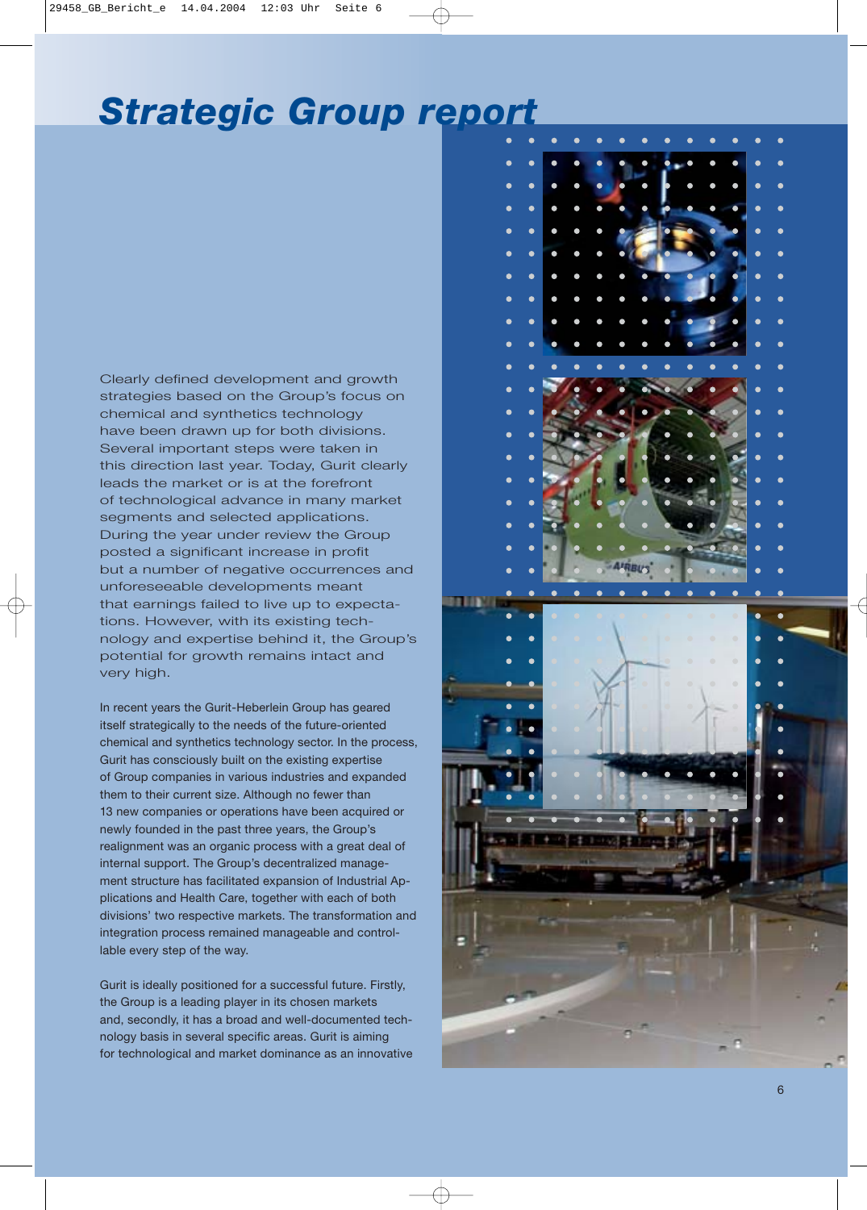# Strategic Group report

Clearly defined development and growth strategies based on the Group's focus on chemical and synthetics technology have been drawn up for both divisions. Several important steps were taken in this direction last year. Today, Gurit clearly leads the market or is at the forefront of technological advance in many market segments and selected applications. During the year under review the Group posted a significant increase in profit but a number of negative occurrences and unforeseeable developments meant that earnings failed to live up to expectations. However, with its existing technology and expertise behind it, the Group's potential for growth remains intact and very high.

In recent years the Gurit-Heberlein Group has geared itself strategically to the needs of the future-oriented chemical and synthetics technology sector. In the process, Gurit has consciously built on the existing expertise of Group companies in various industries and expanded them to their current size. Although no fewer than 13 new companies or operations have been acquired or newly founded in the past three years, the Group's realignment was an organic process with a great deal of internal support. The Group's decentralized management structure has facilitated expansion of Industrial Applications and Health Care, together with each of both divisions' two respective markets. The transformation and integration process remained manageable and controllable every step of the way.

Gurit is ideally positioned for a successful future. Firstly, the Group is a leading player in its chosen markets and, secondly, it has a broad and well-documented technology basis in several specific areas. Gurit is aiming for technological and market dominance as an innovative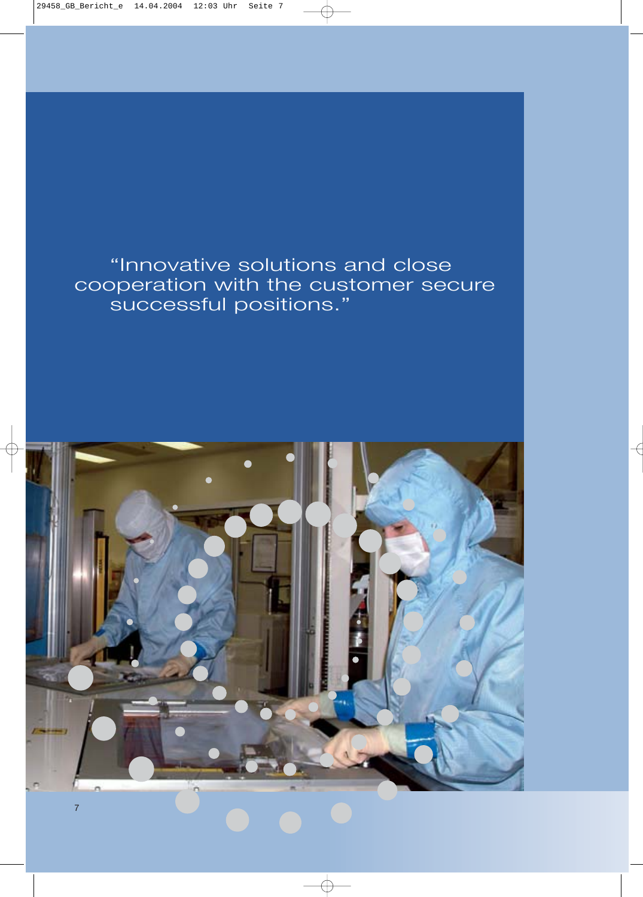"Innovative solutions and close cooperation with the customer secure successful positions."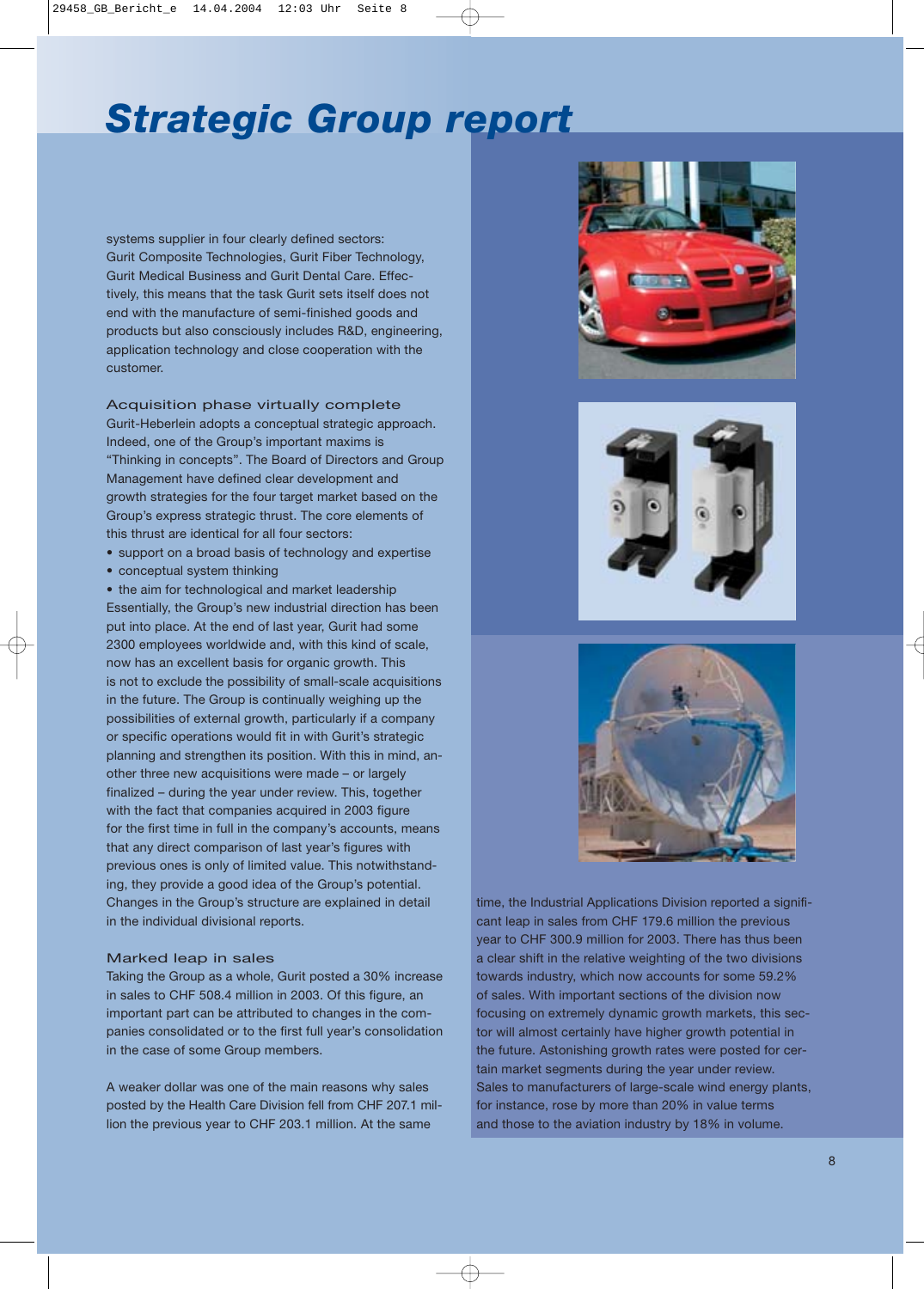# Strategic Group report

systems supplier in four clearly defined sectors: Gurit Composite Technologies, Gurit Fiber Technology, Gurit Medical Business and Gurit Dental Care. Effectively, this means that the task Gurit sets itself does not end with the manufacture of semi-finished goods and products but also consciously includes R&D, engineering, application technology and close cooperation with the customer.

### Acquisition phase virtually complete

Gurit-Heberlein adopts a conceptual strategic approach. Indeed, one of the Group's important maxims is "Thinking in concepts". The Board of Directors and Group Management have defined clear development and growth strategies for the four target market based on the Group's express strategic thrust. The core elements of this thrust are identical for all four sectors:

- support on a broad basis of technology and expertise
- conceptual system thinking
- the aim for technological and market leadership

Essentially, the Group's new industrial direction has been put into place. At the end of last year, Gurit had some 2300 employees worldwide and, with this kind of scale, now has an excellent basis for organic growth. This is not to exclude the possibility of small-scale acquisitions in the future. The Group is continually weighing up the possibilities of external growth, particularly if a company or specific operations would fit in with Gurit's strategic planning and strengthen its position. With this in mind, another three new acquisitions were made – or largely finalized – during the year under review. This, together with the fact that companies acquired in 2003 figure for the first time in full in the company's accounts, means that any direct comparison of last year's figures with previous ones is only of limited value. This notwithstanding, they provide a good idea of the Group's potential. Changes in the Group's structure are explained in detail in the individual divisional reports.

### Marked leap in sales

Taking the Group as a whole, Gurit posted a 30% increase in sales to CHF 508.4 million in 2003. Of this figure, an important part can be attributed to changes in the companies consolidated or to the first full year's consolidation in the case of some Group members.

A weaker dollar was one of the main reasons why sales posted by the Health Care Division fell from CHF 207.1 million the previous year to CHF 203.1 million. At the same time, the Industrial Applications Division reported a significant leap in sales from CHF 179.6 million the previous year to CHF 300.9 million for 2003. There has thus been a clear shift in the relative weighting of the two divisions towards industry, which now accounts for some 59.2% of sales. With important sections of the division now focusing on extremely dynamic growth markets, this sector will almost certainly have higher growth potential in the future. Astonishing growth rates were posted for certain market segments during the year under review. Sales to manufacturers of large-scale wind energy plants, for instance, rose by more than 20% in value terms and those to the aviation industry by 18% in volume.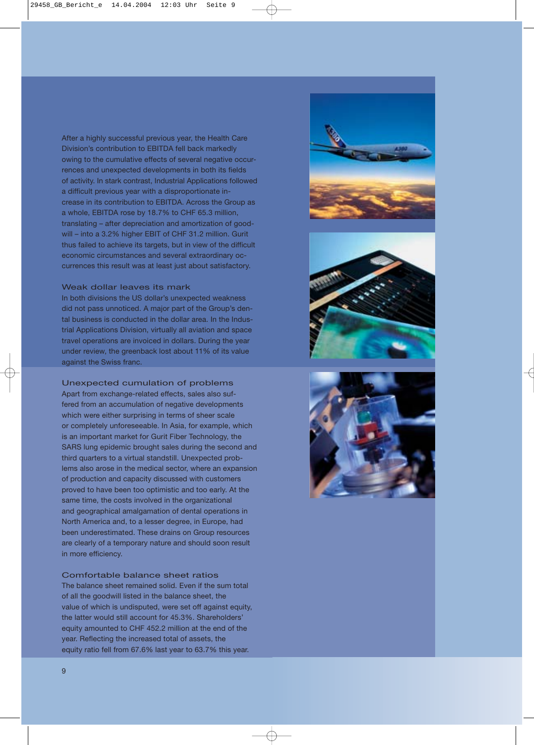After a highly successful previous year, the Health Care Division's contribution to EBITDA fell back markedly owing to the cumulative effects of several negative occurrences and unexpected developments in both its fields of activity. In stark contrast, Industrial Applications followed a difficult previous year with a disproportionate increase in its contribution to EBITDA. Across the Group as a whole, EBITDA rose by 18.7% to CHF 65.3 million, translating – after depreciation and amortization of goodwill – into a 3.2% higher EBIT of CHF 31.2 million. Gurit thus failed to achieve its targets, but in view of the difficult economic circumstances and several extraordinary occurrences this result was at least just about satisfactory.

## Weak dollar leaves its mark

In both divisions the US dollar's unexpected weakness did not pass unnoticed. A major part of the Group's dental business is conducted in the dollar area. In the Industrial Applications Division, virtually all aviation and space travel operations are invoiced in dollars. During the year under review, the greenback lost about 11% of its value against the Swiss franc.

## Unexpected cumulation of problems

Apart from exchange-related effects, sales also suffered from an accumulation of negative developments which were either surprising in terms of sheer scale or completely unforeseeable. In Asia, for example, which is an important market for Gurit Fiber Technology, the SARS lung epidemic brought sales during the second and third quarters to a virtual standstill. Unexpected problems also arose in the medical sector, where an expansion of production and capacity discussed with customers proved to have been too optimistic and too early. At the same time, the costs involved in the organizational and geographical amalgamation of dental operations in North America and, to a lesser degree, in Europe, had been underestimated. These drains on Group resources are clearly of a temporary nature and should soon result in more efficiency.

## Comfortable balance sheet ratios

The balance sheet remained solid. Even if the sum total of all the goodwill listed in the balance sheet, the value of which is undisputed, were set off against equity, the latter would still account for 45.3%. Shareholders' equity amounted to CHF 452.2 million at the end of the year. Reflecting the increased total of assets, the equity ratio fell from 67.6% last year to 63.7% this year.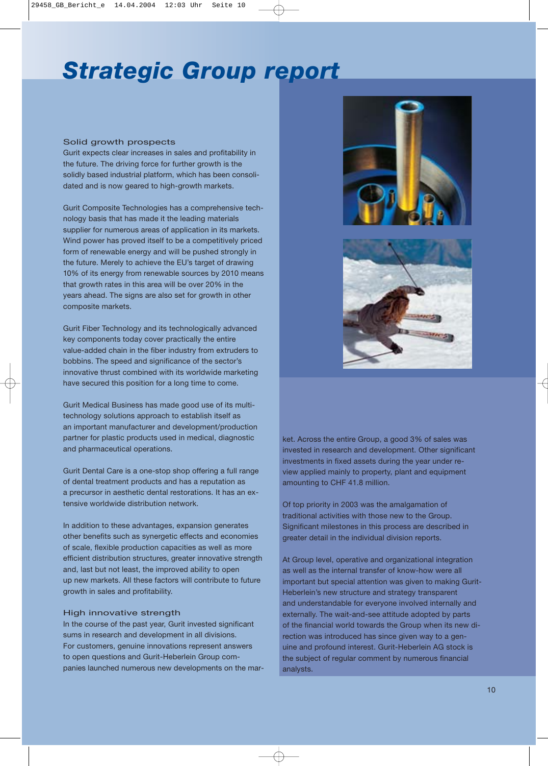# Strategic Group report

### Solid growth prospects

Gurit expects clear increases in sales and profitability in the future. The driving force for further growth is the solidly based industrial platform, which has been consolidated and is now geared to high-growth markets.

Gurit Composite Technologies has a comprehensive technology basis that has made it the leading materials supplier for numerous areas of application in its markets. Wind power has proved itself to be a competitively priced form of renewable energy and will be pushed strongly in the future. Merely to achieve the EU's target of drawing 10% of its energy from renewable sources by 2010 means that growth rates in this area will be over 20% in the years ahead. The signs are also set for growth in other composite markets.

Gurit Fiber Technology and its technologically advanced key components today cover practically the entire value-added chain in the fiber industry from extruders to bobbins. The speed and significance of the sector's innovative thrust combined with its worldwide marketing have secured this position for a long time to come.

Gurit Medical Business has made good use of its multi-technology solutions approach to establish itself as an important manufacturer and development/production partner for plastic products used in medical, diagnostic and pharmaceutical operations.

Gurit Dental Care is a one-stop shop offering a full range of dental treatment products and has a reputation as a precursor in aesthetic dental restorations. It has an extensive worldwide distribution network.

In addition to these advantages, expansion generates other benefits such as synergetic effects and economies of scale, flexible production capacities as well as more efficient distribution structures, greater innovative strength and, last but not least, the improved ability to open up new markets. All these factors will contribute to future growth in sales and profitability.

### High innovative strength

In the course of the past year, Gurit invested significant sums in research and development in all divisions. For customers, genuine innovations represent answers to open questions and Gurit-Heberlein Group companies launched numerous new developments on the market. Across the entire Group, a good 3% of sales was invested in research and development. Other significant investments in fixed assets during the year under review applied mainly to property, plant and equipment amounting to CHF 41.8 million.

Of top priority in 2003 was the amalgamation of traditional activities with those new to the Group. Significant milestones in this process are described in greater detail in the individual division reports.

At Group level, operative and organizational integration as well as the internal transfer of know-how were all important but special attention was given to making Gurit-Heberlein's new structure and strategy transparent and understandable for everyone involved internally and externally. The wait-and-see attitude adopted by parts of the financial world towards the Group when its new direction was introduced has since given way to a genuine and profound interest. Gurit-Heberlein AG stock is the subject of regular comment by numerous financial analysts.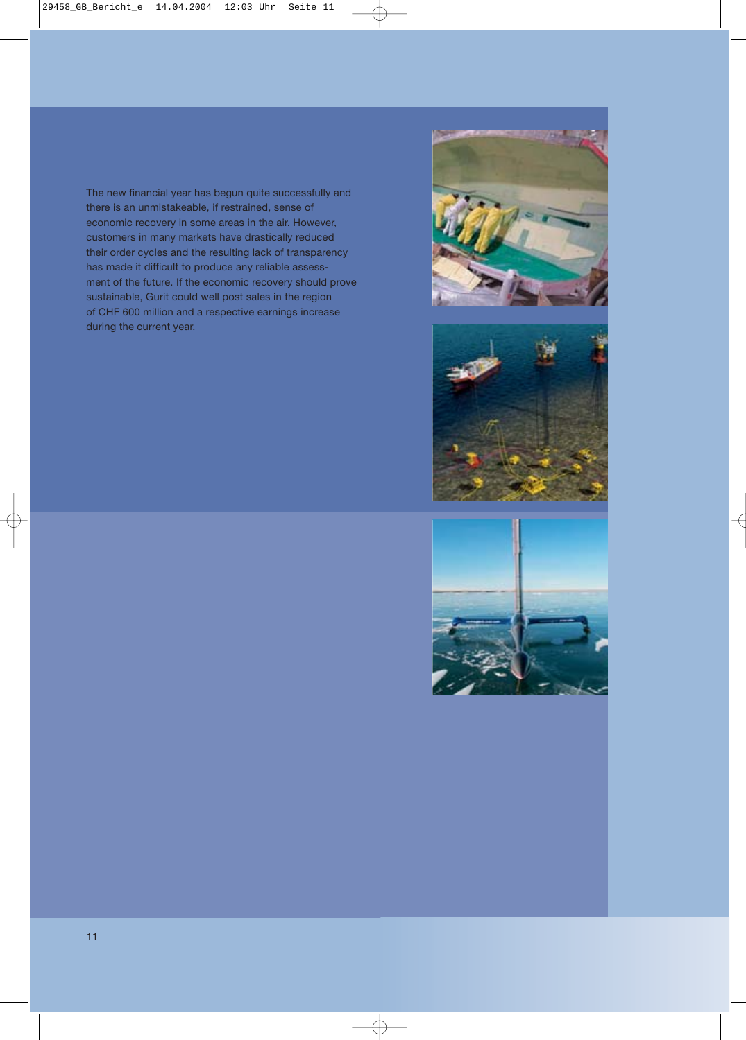The new financial year has begun quite successfully and there is an unmistakeable, if restrained, sense of economic recovery in some areas in the air. However, customers in many markets have drastically reduced their order cycles and the resulting lack of transparency has made it difficult to produce any reliable assessment of the future. If the economic recovery should prove sustainable, Gurit could well post sales in the region of CHF 600 million and a respective earnings increase during the current year.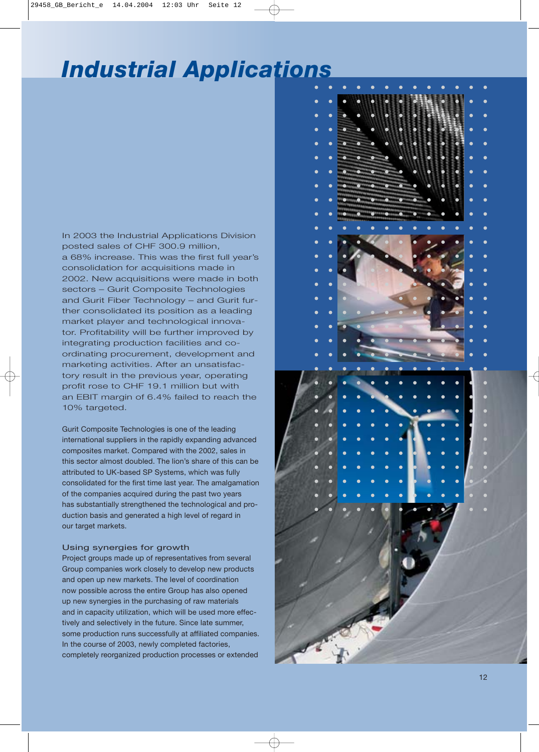# Industrial Applications

In 2003 the Industrial Applications Division posted sales of CHF 300.9 million, a 68% increase. This was the first full year's consolidation for acquisitions made in 2002. New acquisitions were made in both sectors – Gurit Composite Technologies and Gurit Fiber Technology – and Gurit further consolidated its position as a leading market player and technological innovator. Profitability will be further improved by integrating production facilities and co-ordinating procurement, development and marketing activities. After an unsatisfactory result in the previous year, operating profit rose to CHF 19.1 million but with an EBIT margin of 6.4% failed to reach the 10% targeted.

Gurit Composite Technologies is one of the leading international suppliers in the rapidly expanding advanced composites market. Compared with the 2002, sales in this sector almost doubled. The lion's share of this can be attributed to UK-based SP Systems, which was fully consolidated for the first time last year. The amalgamation of the companies acquired during the past two years has substantially strengthened the technological and production basis and generated a high level of regard in our target markets.

### Using synergies for growth

Project groups made up of representatives from several Group companies work closely to develop new products and open up new markets. The level of coordination now possible across the entire Group has also opened up new synergies in the purchasing of raw materials and in capacity utilization, which will be used more effectively and selectively in the future. Since late summer, some production runs successfully at affiliated companies. In the course of 2003, newly completed factories, completely reorganized production processes or extended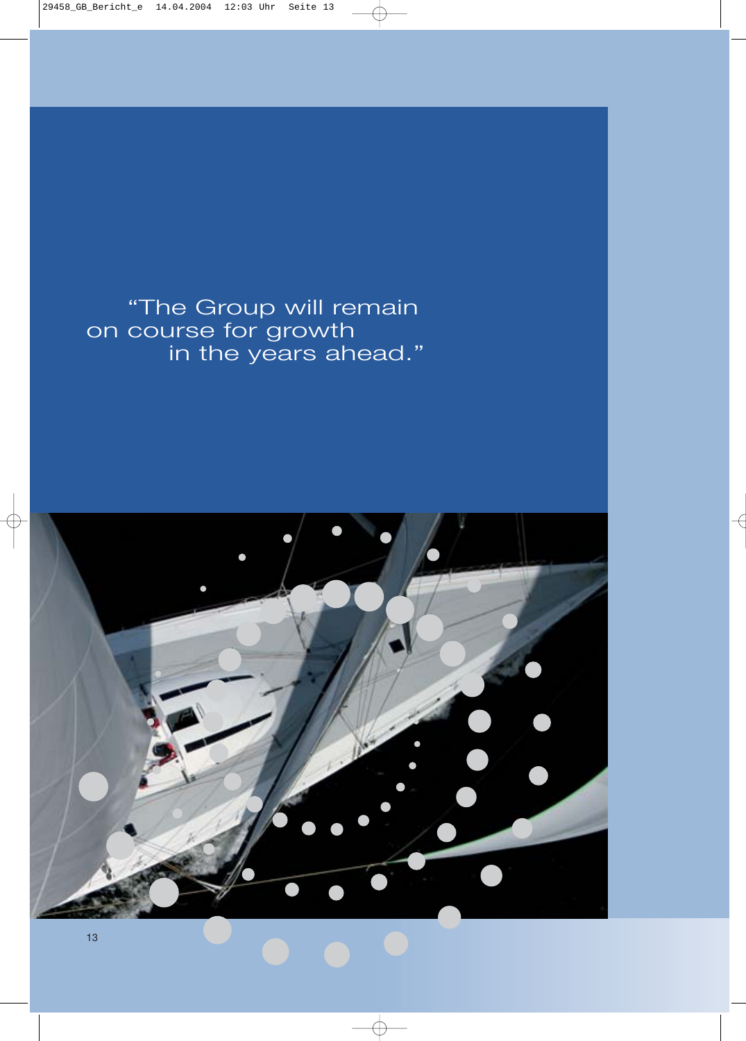"The Group will remain on course for growth in the years ahead."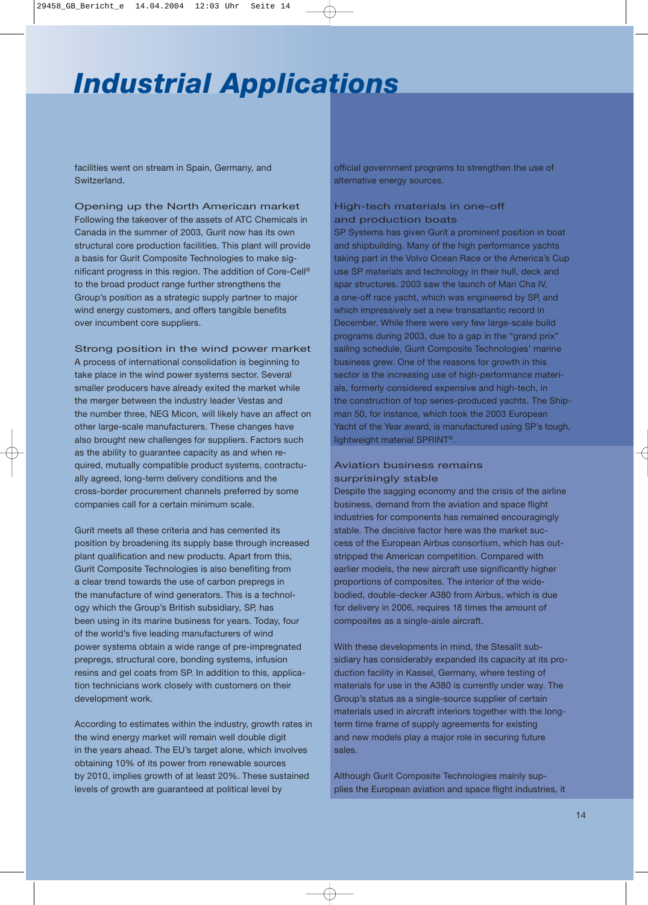# Industrial Applications

facilities went on stream in Spain, Germany, and Switzerland.

### Opening up the North American market

Following the takeover of the assets of ATC Chemicals in Canada in the summer of 2003, Gurit now has its own structural core production facilities. This plant will provide a basis for Gurit Composite Technologies to make significant progress in this region. The addition of Core-Cell® to the broad product range further strengthens the Group's position as a strategic supply partner to major wind energy customers, and offers tangible benefits over incumbent core suppliers.

### Strong position in the wind power market

A process of international consolidation is beginning to take place in the wind power systems sector. Several smaller producers have already exited the market while the merger between the industry leader Vestas and the number three, NEG Micon, will likely have an affect on other large-scale manufacturers. These changes have also brought new challenges for suppliers. Factors such as the ability to guarantee capacity as and when required, mutually compatible product systems, contractually agreed, long-term delivery conditions and the cross-border procurement channels preferred by some companies call for a certain minimum scale.

Gurit meets all these criteria and has cemented its position by broadening its supply base through increased plant qualification and new products. Apart from this, Gurit Composite Technologies is also benefiting from a clear trend towards the use of carbon prepregs in the manufacture of wind generators. This is a technology which the Group's British subsidiary, SP, has been using in its marine business for years. Today, four of the world's five leading manufacturers of wind power systems obtain a wide range of pre-impregnated prepregs, structural core, bonding systems, infusion resins and gel coats from SP. In addition to this, application technicians work closely with customers on their development work.

According to estimates within the industry, growth rates in the wind energy market will remain well double digit in the years ahead. The EU's target alone, which involves obtaining 10% of its power from renewable sources by 2010, implies growth of at least 20%. These sustained levels of growth are guaranteed at political level by official government programs to strengthen the use of alternative energy sources.

### High-tech materials in one-off and production boats

SP Systems has given Gurit a prominent position in boat and shipbuilding. Many of the high performance yachts taking part in the Volvo Ocean Race or the America's Cup use SP materials and technology in their hull, deck and spar structures. 2003 saw the launch of Mari Cha IV, a one-off race yacht, which was engineered by SP, and which impressively set a new transatlantic record in December. While there were very few large-scale build programs during 2003, due to a gap in the "grand prix" sailing schedule, Gurit Composite Technologies' marine business grew. One of the reasons for growth in this sector is the increasing use of high-performance materials, formerly considered expensive and high-tech, in the construction of top series-produced yachts. The Shipman 50, for instance, which took the 2003 European Yacht of the Year award, is manufactured using SP's tough, lightweight material SPRINT®.

### Aviation business remains surprisingly stable

Despite the sagging economy and the crisis of the airline business, demand from the aviation and space flight industries for components has remained encouragingly stable. The decisive factor here was the market success of the European Airbus consortium, which has outstripped the American competition. Compared with earlier models, the new aircraft use significantly higher proportions of composites. The interior of the wide-bodied, double-decker A380 from Airbus, which is due for delivery in 2006, requires 18 times the amount of composites as a single-aisle aircraft.

With these developments in mind, the Stesalit subsidiary has considerably expanded its capacity at its production facility in Kassel, Germany, where testing of materials for use in the A380 is currently under way. The Group's status as a single-source supplier of certain materials used in aircraft interiors together with the long-term time frame of supply agreements for existing and new models play a major role in securing future sales.

Although Gurit Composite Technologies mainly supplies the European aviation and space flight industries, it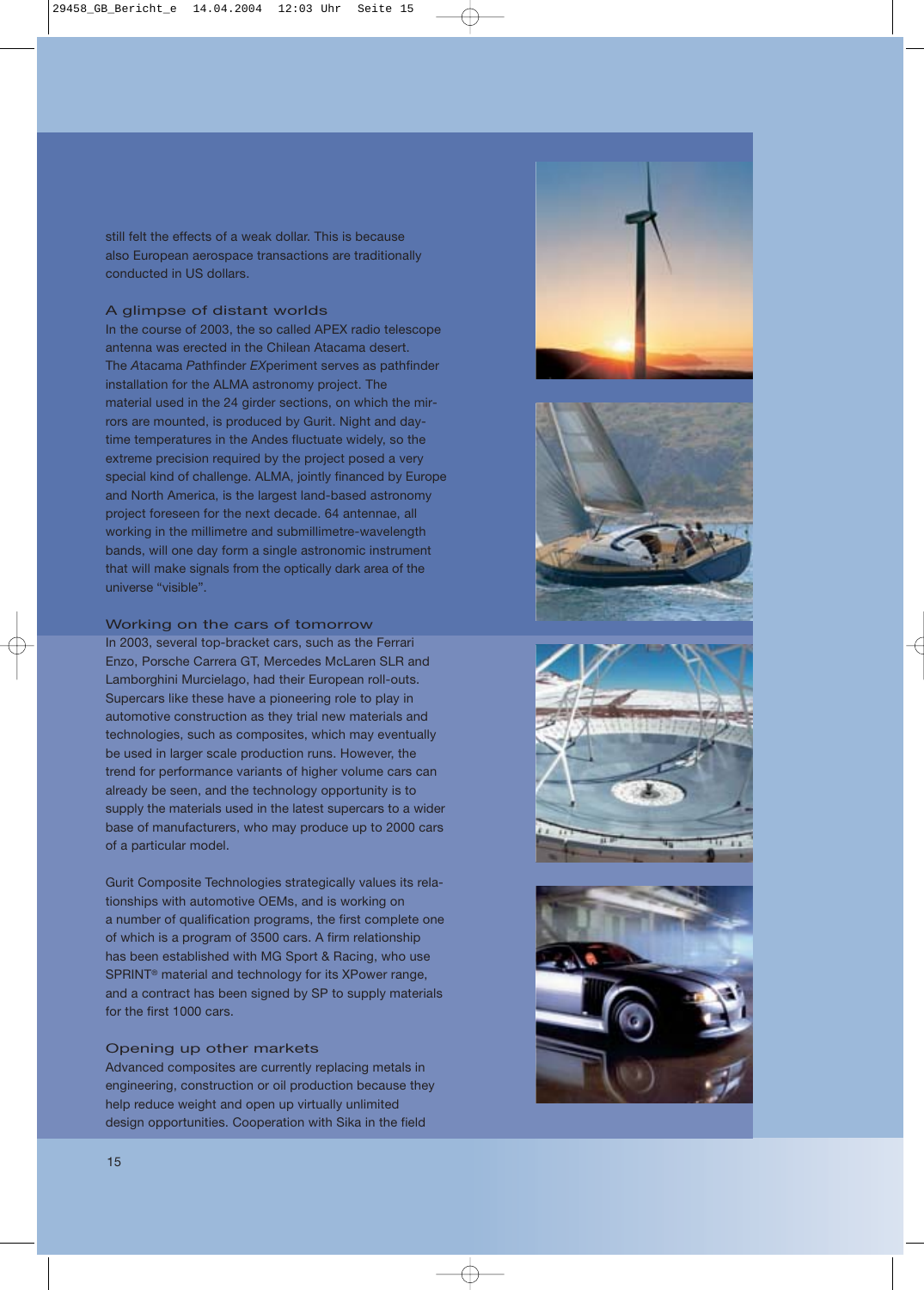still felt the effects of a weak dollar. This is because also European aerospace transactions are traditionally conducted in US dollars.

### A glimpse of distant worlds

In the course of 2003, the so called APEX radio telescope antenna was erected in the Chilean Atacama desert. The *Atacama Pathfinder EXperiment* serves as pathfinder installation for the ALMA astronomy project. The material used in the 24 girder sections, on which the mirrors are mounted, is produced by Gurit. Night and daytime temperatures in the Andes fluctuate widely, so the extreme precision required by the project posed a very special kind of challenge. ALMA, jointly financed by Europe and North America, is the largest land-based astronomy project foreseen for the next decade. 64 antennae, all working in the millimetre and submillimetre-wavelength bands, will one day form a single astronomic instrument that will make signals from the optically dark area of the universe "visible".

### Working on the cars of tomorrow

In 2003, several top-bracket cars, such as the Ferrari Enzo, Porsche Carrera GT, Mercedes McLaren SLR and Lamborghini Murcielago, had their European roll-outs. Supercars like these have a pioneering role to play in automotive construction as they trial new materials and technologies, such as composites, which may eventually be used in larger scale production runs. However, the trend for performance variants of higher volume cars can already be seen, and the technology opportunity is to supply the materials used in the latest supercars to a wider base of manufacturers, who may produce up to 2000 cars of a particular model.

Gurit Composite Technologies strategically values its relationships with automotive OEMs, and is working on a number of qualification programs, the first complete one of which is a program of 3500 cars. A firm relationship has been established with MG Sport & Racing, who use SPRINT® material and technology for its XPower range, and a contract has been signed by SP to supply materials for the first 1000 cars.

### Opening up other markets

Advanced composites are currently replacing metals in engineering, construction or oil production because they help reduce weight and open up virtually unlimited design opportunities. Cooperation with Sika in the field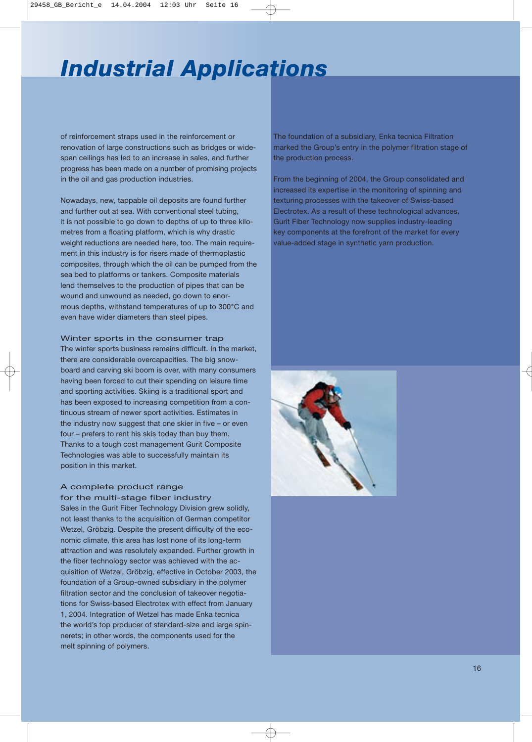# Industrial Applications

of reinforcement straps used in the reinforcement or renovation of large constructions such as bridges or wide-span ceilings has led to an increase in sales, and further progress has been made on a number of promising projects in the oil and gas production industries.

Nowadays, new, tappable oil deposits are found further and further out at sea. With conventional steel tubing, it is not possible to go down to depths of up to three kilometres from a floating platform, which is why drastic weight reductions are needed here, too. The main requirement in this industry is for risers made of thermoplastic composites, through which the oil can be pumped from the sea bed to platforms or tankers. Composite materials lend themselves to the production of pipes that can be wound and unwound as needed, go down to enormous depths, withstand temperatures of up to 300°C and even have wider diameters than steel pipes.

### Winter sports in the consumer trap

The winter sports business remains difficult. In the market, there are considerable overcapacities. The big snowboard and carving ski boom is over, with many consumers having been forced to cut their spending on leisure time and sporting activities. Skiing is a traditional sport and has been exposed to increasing competition from a continuous stream of newer sport activities. Estimates in the industry now suggest that one skier in five – or even four – prefers to rent his skis today than buy them. Thanks to a tough cost management Gurit Composite Technologies was able to successfully maintain its position in this market.

### A complete product range for the multi-stage fiber industry

Sales in the Gurit Fiber Technology Division grew solidly, not least thanks to the acquisition of German competitor Wetzel, Gröbzig. Despite the present difficulty of the economic climate, this area has lost none of its long-term attraction and was resolutely expanded. Further growth in the fiber technology sector was achieved with the acquisition of Wetzel, Gröbzig, effective in October 2003, the foundation of a Group-owned subsidiary in the polymer filtration sector and the conclusion of takeover negotiations for Swiss-based Electrotex with effect from January 1, 2004. Integration of Wetzel has made Enka tecnica the world's top producer of standard-size and large spinnerets; in other words, the components used for the melt spinning of polymers.

The foundation of a subsidiary, Enka tecnica Filtration marked the Group's entry in the polymer filtration stage of the production process.

From the beginning of 2004, the Group consolidated and increased its expertise in the monitoring of spinning and texturing processes with the takeover of Swiss-based Electrotex. As a result of these technological advances, Gurit Fiber Technology now supplies industry-leading key components at the forefront of the market for every value-added stage in synthetic yarn production.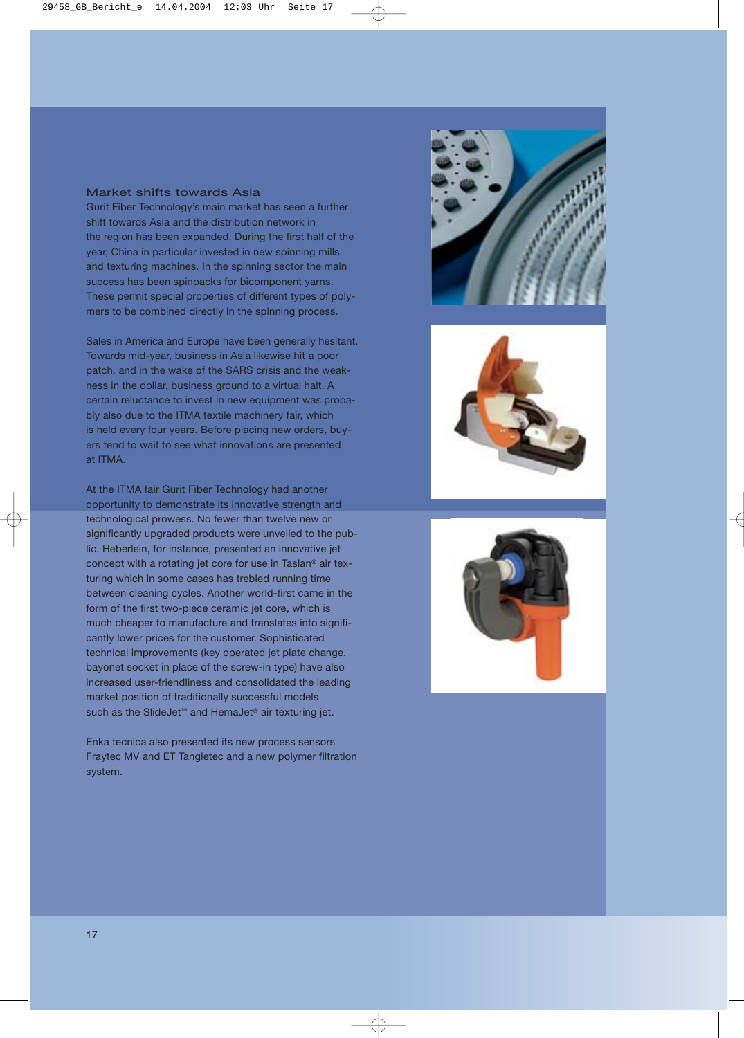## Market shifts towards Asia

Gurit Fiber Technology's main market has seen a further shift towards Asia and the distribution network in the region has been expanded. During the first half of the year, China in particular invested in new spinning mills and texturing machines. In the spinning sector the main success has been spinpacks for bicomponent yarns. These permit special properties of different types of polymers to be combined directly in the spinning process.

Sales in America and Europe have been generally hesitant. Towards mid-year, business in Asia likewise hit a poor patch, and in the wake of the SARS crisis and the weakness in the dollar, business ground to a virtual halt. A certain reluctance to invest in new equipment was probably also due to the ITMA textile machinery fair, which is held every four years. Before placing new orders, buyers tend to wait to see what innovations are presented at ITMA.

At the ITMA fair Gurit Fiber Technology had another opportunity to demonstrate its innovative strength and technological prowess. No fewer than twelve new or significantly upgraded products were unveiled to the public. Heberlein, for instance, presented an innovative jet concept with a rotating jet core for use in Taslan® air texturing which in some cases has trebled running time between cleaning cycles. Another world-first came in the form of the first two-piece ceramic jet core, which is much cheaper to manufacture and translates into significantly lower prices for the customer. Sophisticated technical improvements (key operated jet plate change, bayonet socket in place of the screw-in type) have also increased user-friendliness and consolidated the leading market position of traditionally successful models such as the SlideJet™ and HemaJet® air texturing jet.

Enka tecnica also presented its new process sensors Fraytec MV and ET Tangletec and a new polymer filtration system.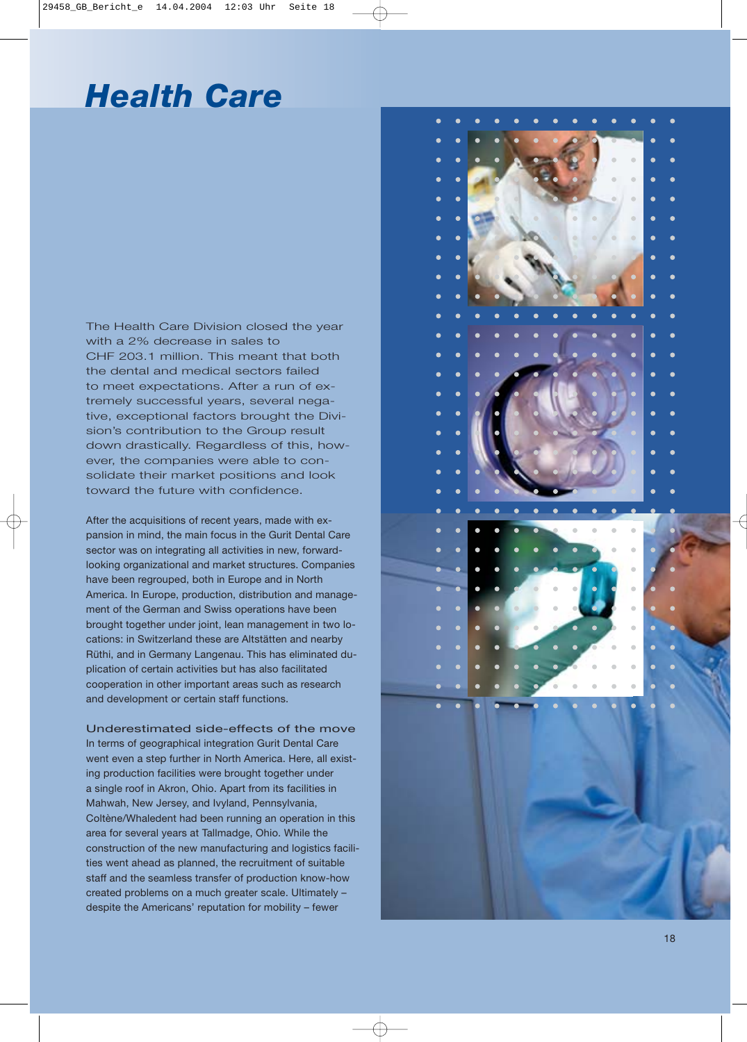# Health Care

The Health Care Division closed the year with a 2% decrease in sales to CHF 203.1 million. This meant that both the dental and medical sectors failed to meet expectations. After a run of extremely successful years, several negative, exceptional factors brought the Division's contribution to the Group result down drastically. Regardless of this, however, the companies were able to consolidate their market positions and look toward the future with confidence.

After the acquisitions of recent years, made with expansion in mind, the main focus in the Gurit Dental Care sector was on integrating all activities in new, forward-looking organizational and market structures. Companies have been regrouped, both in Europe and in North America. In Europe, production, distribution and management of the German and Swiss operations have been brought together under joint, lean management in two locations: in Switzerland these are Altstätten and nearby Rüthi, and in Germany Langenau. This has eliminated duplication of certain activities but has also facilitated cooperation in other important areas such as research and development or certain staff functions.

## Underestimated side-effects of the move

In terms of geographical integration Gurit Dental Care went even a step further in North America. Here, all existing production facilities were brought together under a single roof in Akron, Ohio. Apart from its facilities in Mahwah, New Jersey, and Ivyland, Pennsylvania, Coltène/Whaledent had been running an operation in this area for several years at Tallmadge, Ohio. While the construction of the new manufacturing and logistics facilities went ahead as planned, the recruitment of suitable staff and the seamless transfer of production know-how created problems on a much greater scale. Ultimately – despite the Americans' reputation for mobility – fewer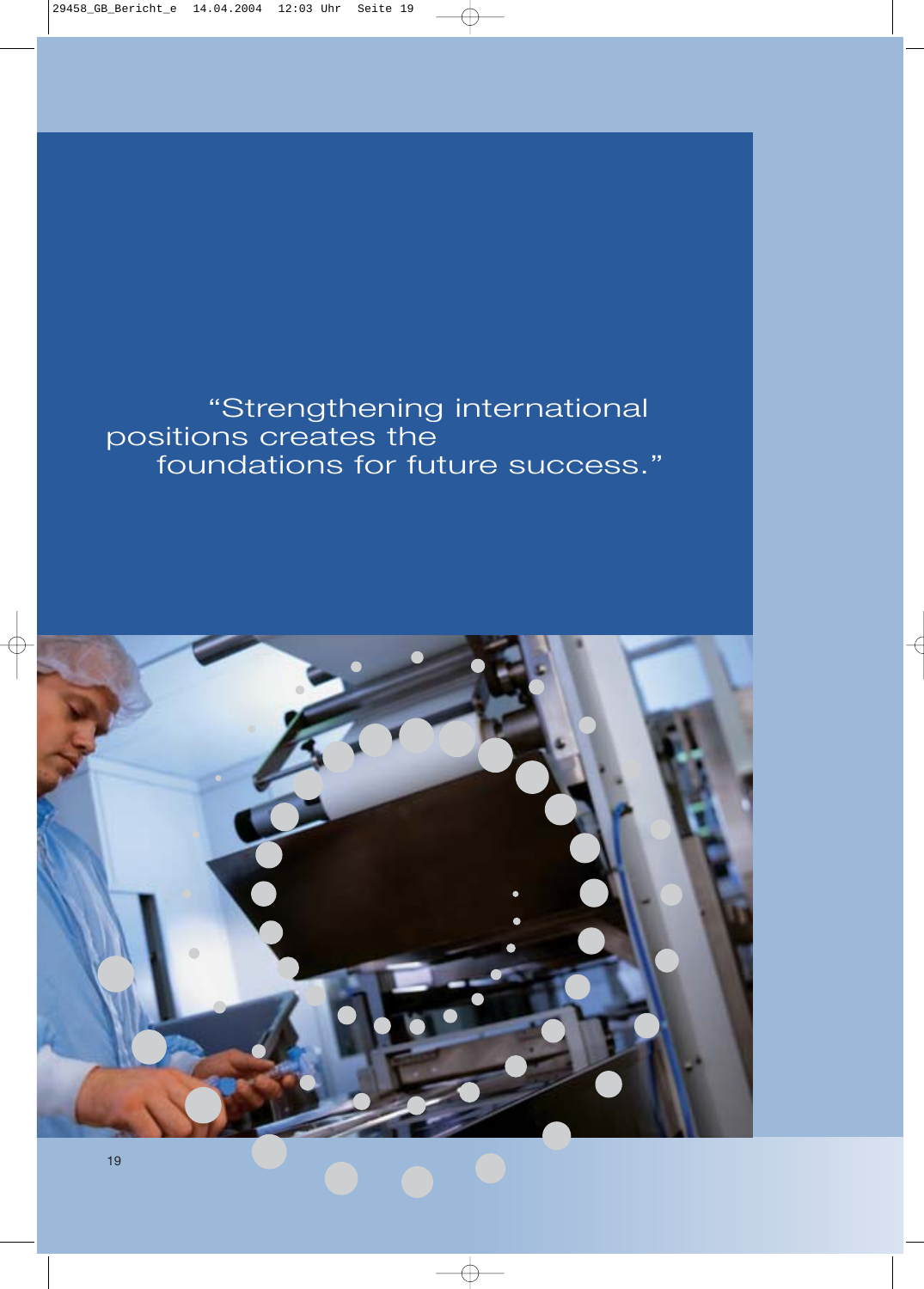"Strengthening international positions creates the foundations for future success."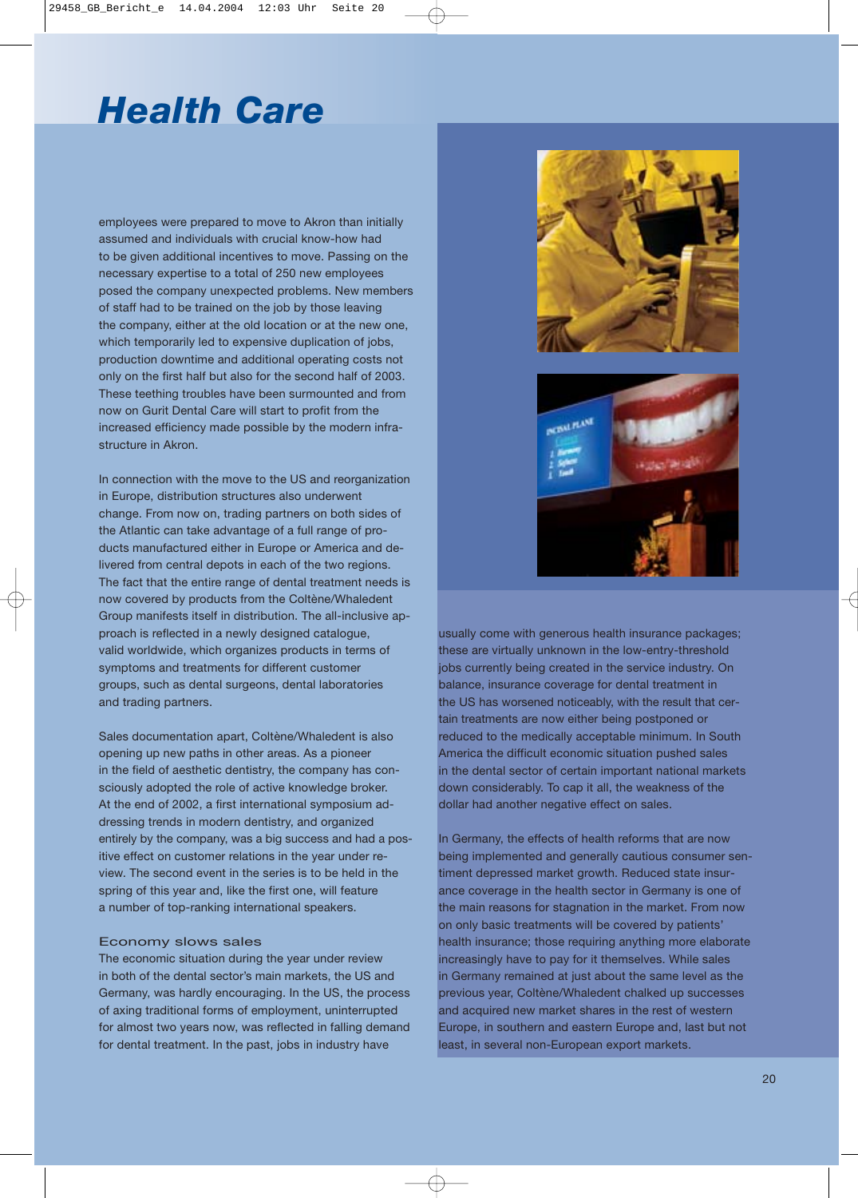# Health Care

employees were prepared to move to Akron than initially assumed and individuals with crucial know-how had to be given additional incentives to move. Passing on the necessary expertise to a total of 250 new employees posed the company unexpected problems. New members of staff had to be trained on the job by those leaving the company, either at the old location or at the new one, which temporarily led to expensive duplication of jobs, production downtime and additional operating costs not only on the first half but also for the second half of 2003. These teething troubles have been surmounted and from now on Gurit Dental Care will start to profit from the increased efficiency made possible by the modern infrastructure in Akron.

In connection with the move to the US and reorganization in Europe, distribution structures also underwent change. From now on, trading partners on both sides of the Atlantic can take advantage of a full range of products manufactured either in Europe or America and delivered from central depots in each of the two regions. The fact that the entire range of dental treatment needs is now covered by products from the Coltène/Whaledent Group manifests itself in distribution. The all-inclusive approach is reflected in a newly designed catalogue, valid worldwide, which organizes products in terms of symptoms and treatments for different customer groups, such as dental surgeons, dental laboratories and trading partners.

Sales documentation apart, Coltène/Whaledent is also opening up new paths in other areas. As a pioneer in the field of aesthetic dentistry, the company has consciously adopted the role of active knowledge broker. At the end of 2002, a first international symposium addressing trends in modern dentistry, and organized entirely by the company, was a big success and had a positive effect on customer relations in the year under review. The second event in the series is to be held in the spring of this year and, like the first one, will feature a number of top-ranking international speakers.

## Economy slows sales

The economic situation during the year under review in both of the dental sector's main markets, the US and Germany, was hardly encouraging. In the US, the process of axing traditional forms of employment, uninterrupted for almost two years now, was reflected in falling demand for dental treatment. In the past, jobs in industry have usually come with generous health insurance packages; these are virtually unknown in the low-entry-threshold jobs currently being created in the service industry. On balance, insurance coverage for dental treatment in the US has worsened noticeably, with the result that certain treatments are now either being postponed or reduced to the medically acceptable minimum. In South America the difficult economic situation pushed sales in the dental sector of certain important national markets down considerably. To cap it all, the weakness of the dollar had another negative effect on sales.

In Germany, the effects of health reforms that are now being implemented and generally cautious consumer sentiment depressed market growth. Reduced state insurance coverage in the health sector in Germany is one of the main reasons for stagnation in the market. From now on only basic treatments will be covered by patients' health insurance; those requiring anything more elaborate increasingly have to pay for it themselves. While sales in Germany remained at just about the same level as the previous year, Coltène/Whaledent chalked up successes and acquired new market shares in the rest of western Europe, in southern and eastern Europe and, last but not least, in several non-European export markets.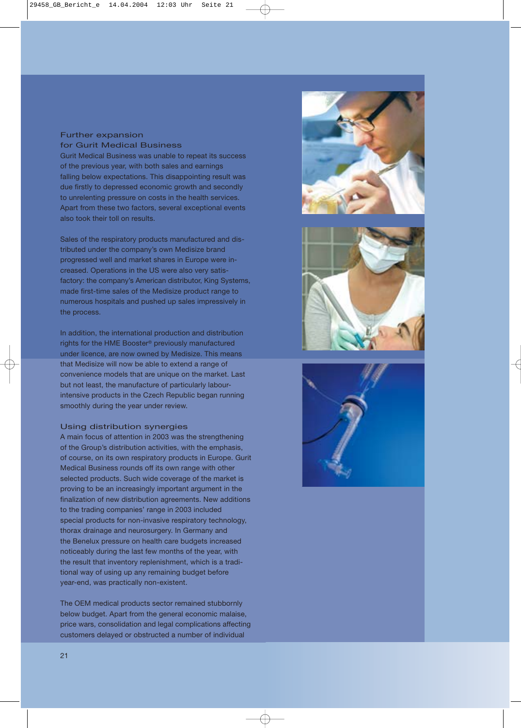## Further expansion for Gurit Medical Business

Gurit Medical Business was unable to repeat its success of the previous year, with both sales and earnings falling below expectations. This disappointing result was due firstly to depressed economic growth and secondly to unrelenting pressure on costs in the health services. Apart from these two factors, several exceptional events also took their toll on results.

Sales of the respiratory products manufactured and distributed under the company's own Medisize brand progressed well and market shares in Europe were increased. Operations in the US were also very satisfactory: the company's American distributor, King Systems, made first-time sales of the Medisize product range to numerous hospitals and pushed up sales impressively in the process.

In addition, the international production and distribution rights for the HME Booster® previously manufactured under licence, are now owned by Medisize. This means that Medisize will now be able to extend a range of convenience models that are unique on the market. Last but not least, the manufacture of particularly labour-intensive products in the Czech Republic began running smoothly during the year under review.

## Using distribution synergies

A main focus of attention in 2003 was the strengthening of the Group's distribution activities, with the emphasis, of course, on its own respiratory products in Europe. Gurit Medical Business rounds off its own range with other selected products. Such wide coverage of the market is proving to be an increasingly important argument in the finalization of new distribution agreements. New additions to the trading companies' range in 2003 included special products for non-invasive respiratory technology, thorax drainage and neurosurgery. In Germany and the Benelux pressure on health care budgets increased noticeably during the last few months of the year, with the result that inventory replenishment, which is a traditional way of using up any remaining budget before year-end, was practically non-existent.

The OEM medical products sector remained stubbornly below budget. Apart from the general economic malaise, price wars, consolidation and legal complications affecting customers delayed or obstructed a number of individual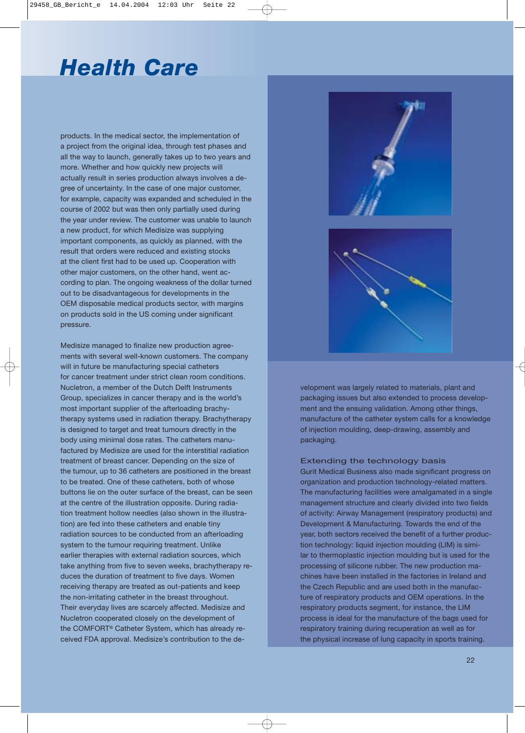# Health Care

products. In the medical sector, the implementation of a project from the original idea, through test phases and all the way to launch, generally takes up to two years and more. Whether and how quickly new projects will actually result in series production always involves a degree of uncertainty. In the case of one major customer, for example, capacity was expanded and scheduled in the course of 2002 but was then only partially used during the year under review. The customer was unable to launch a new product, for which Medisize was supplying important components, as quickly as planned, with the result that orders were reduced and existing stocks at the client first had to be used up. Cooperation with other major customers, on the other hand, went according to plan. The ongoing weakness of the dollar turned out to be disadvantageous for developments in the OEM disposable medical products sector, with margins on products sold in the US coming under significant pressure.

Medisize managed to finalize new production agreements with several well-known customers. The company will in future be manufacturing special catheters for cancer treatment under strict clean room conditions. Nucletron, a member of the Dutch Delft Instruments Group, specializes in cancer therapy and is the world's most important supplier of the afterloading brachytherapy systems used in radiation therapy. Brachytherapy is designed to target and treat tumours directly in the body using minimal dose rates. The catheters manufactured by Medisize are used for the interstitial radiation treatment of breast cancer. Depending on the size of the tumour, up to 36 catheters are positioned in the breast to be treated. One of these catheters, both of whose buttons lie on the outer surface of the breast, can be seen at the centre of the illustration opposite. During radiation treatment hollow needles (also shown in the illustration) are fed into these catheters and enable tiny radiation sources to be conducted from an afterloading system to the tumour requiring treatment. Unlike earlier therapies with external radiation sources, which take anything from five to seven weeks, brachytherapy reduces the duration of treatment to five days. Women receiving therapy are treated as out-patients and keep the non-irritating catheter in the breast throughout. Their everyday lives are scarcely affected. Medisize and Nucletron cooperated closely on the development of the COMFORT® Catheter System, which has already received FDA approval. Medisize's contribution to the development was largely related to materials, plant and packaging issues but also extended to process development and the ensuing validation. Among other things, manufacture of the catheter system calls for a knowledge of injection moulding, deep-drawing, assembly and packaging.

### Extending the technology basis

Gurit Medical Business also made significant progress on organization and production technology-related matters. The manufacturing facilities were amalgamated in a single management structure and clearly divided into two fields of activity: Airway Management (respiratory products) and Development & Manufacturing. Towards the end of the year, both sectors received the benefit of a further production technology: liquid injection moulding (LIM) is similar to thermoplastic injection moulding but is used for the processing of silicone rubber. The new production machines have been installed in the factories in Ireland and the Czech Republic and are used both in the manufacture of respiratory products and OEM operations. In the respiratory products segment, for instance, the LIM process is ideal for the manufacture of the bags used for respiratory training during recuperation as well as for the physical increase of lung capacity in sports training.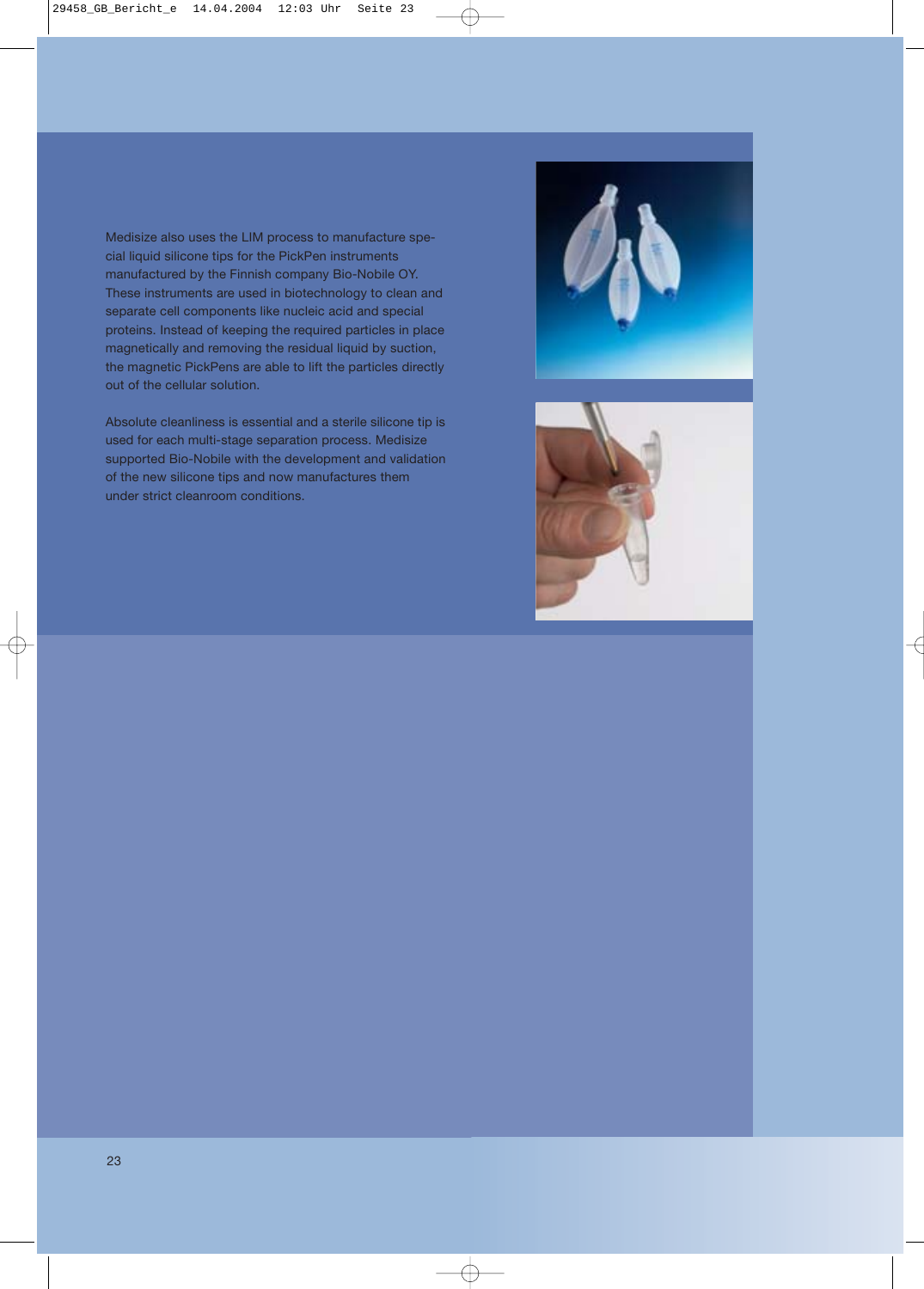Medisize also uses the LIM process to manufacture special liquid silicone tips for the PickPen instruments manufactured by the Finnish company Bio-Nobile OY. These instruments are used in biotechnology to clean and separate cell components like nucleic acid and special proteins. Instead of keeping the required particles in place magnetically and removing the residual liquid by suction, the magnetic PickPens are able to lift the particles directly out of the cellular solution.

Absolute cleanliness is essential and a sterile silicone tip is used for each multi-stage separation process. Medisize supported Bio-Nobile with the development and validation of the new silicone tips and now manufactures them under strict cleanroom conditions.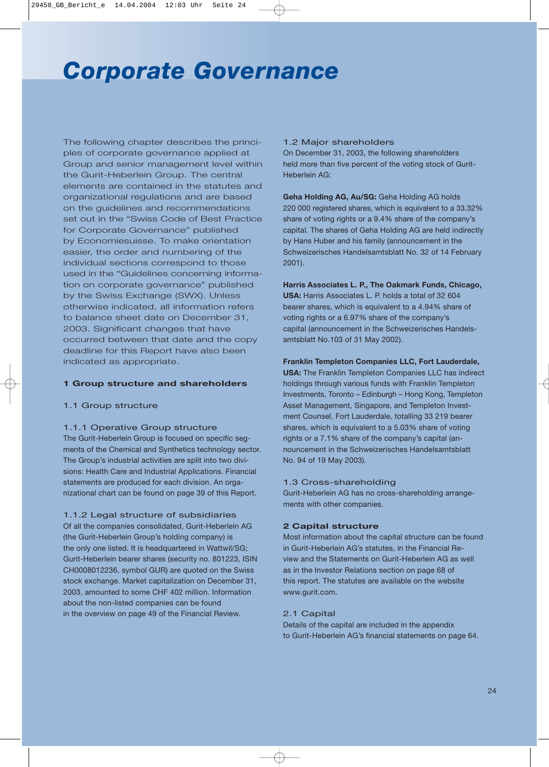# Corporate Governance

The following chapter describes the principles of corporate governance applied at Group and senior management level within the Gurit-Heberlein Group. The central elements are contained in the statutes and organizational regulations and are based on the guidelines and recommendations set out in the "Swiss Code of Best Practice for Corporate Governance" published by Economiesuisse. To make orientation easier, the order and numbering of the individual sections correspond to those used in the "Guidelines concerning information on corporate governance" published by the Swiss Exchange (SWX). Unless otherwise indicated, all information refers to balance sheet date on December 31, 2003. Significant changes that have occurred between that date and the copy deadline for this Report have also been indicated as appropriate.

## 1 Group structure and shareholders

### 1.1 Group structure

#### 1.1.1 Operative Group structure

The Gurit-Heberlein Group is focused on specific segments of the Chemical and Synthetics technology sector. The Group's industrial activities are split into two divisions: Health Care and Industrial Applications. Financial statements are produced for each division. An organizational chart can be found on page 39 of this Report.

#### 1.1.2 Legal structure of subsidiaries

Of all the companies consolidated, Gurit-Heberlein AG (the Gurit-Heberlein Group's holding company) is the only one listed. It is headquartered in Wattwil/SG; Gurit-Heberlein bearer shares (security no. 801223, ISIN CH0008012236, symbol GUR) are quoted on the Swiss stock exchange. Market capitalization on December 31, 2003, amounted to some CHF 402 million. Information about the non-listed companies can be found in the overview on page 49 of the Financial Review.

### 1.2 Major shareholders

On December 31, 2003, the following shareholders held more than five percent of the voting stock of Gurit-Heberlein AG:

**Geha Holding AG, Au/SG:** Geha Holding AG holds 220 000 registered shares, which is equivalent to a 33.32% share of voting rights or a 9.4% share of the company's capital. The shares of Geha Holding AG are held indirectly by Hans Huber and his family (announcement in the Schweizerisches Handelsamtsblatt No. 32 of 14 February 2001).

**Harris Associates L. P., The Oakmark Funds, Chicago, USA:** Harris Associates L. P. holds a total of 32 604 bearer shares, which is equivalent to a 4.94% share of voting rights or a 6.97% share of the company's capital (announcement in the Schweizerisches Handelsamtsblatt No.103 of 31 May 2002).

**Franklin Templeton Companies LLC, Fort Lauderdale, USA:** The Franklin Templeton Companies LLC has indirect holdings through various funds with Franklin Templeton Investments, Toronto – Edinburgh – Hong Kong, Templeton Asset Management, Singapore, and Templeton Investment Counsel, Fort Lauderdale, totalling 33 219 bearer shares, which is equivalent to a 5.03% share of voting rights or a 7.1% share of the company's capital (announcement in the Schweizerisches Handelsamtsblatt No. 94 of 19 May 2003).

### 1.3 Cross-shareholding

Gurit-Heberlein AG has no cross-shareholding arrangements with other companies.

## 2 Capital structure

Most information about the capital structure can be found in Gurit-Heberlein AG's statutes, in the Financial Review and the Statements on Gurit-Heberlein AG as well as in the Investor Relations section on page 68 of this report. The statutes are available on the website www.gurit.com.

### 2.1 Capital

Details of the capital are included in the appendix to Gurit-Heberlein AG's financial statements on page 64.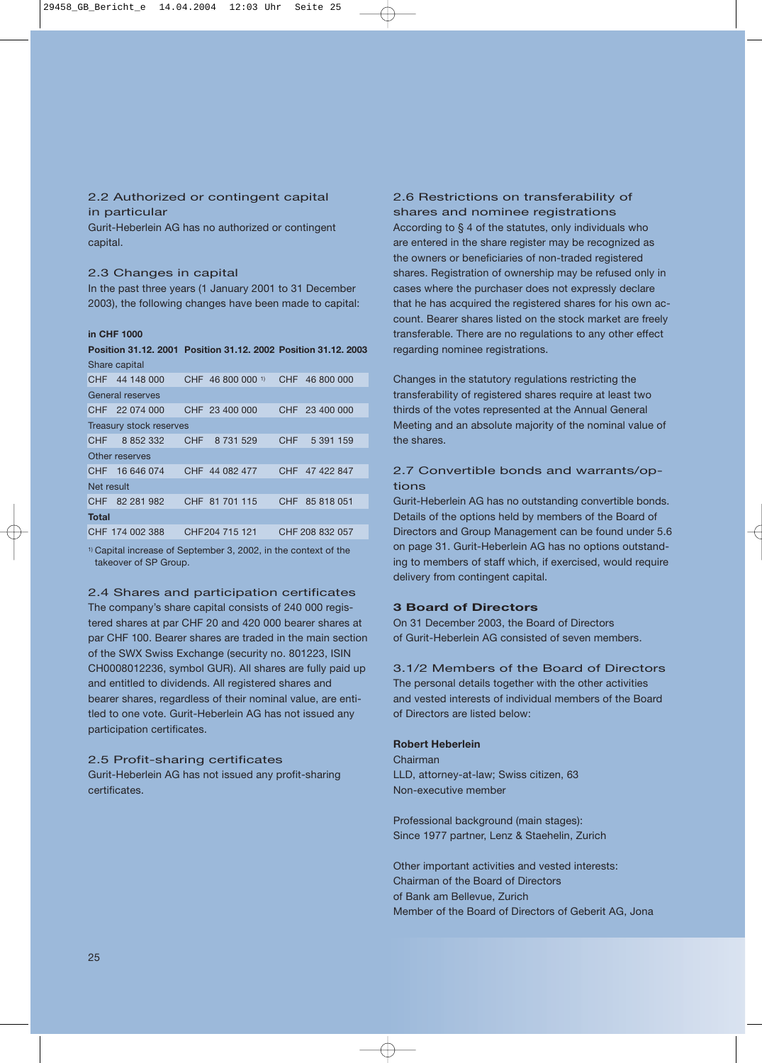## 2.2 Authorized or contingent capital in particular

Gurit-Heberlein AG has no authorized or contingent capital.

## 2.3 Changes in capital

In the past three years (1 January 2001 to 31 December 2003), the following changes have been made to capital:

**in CHF 1000**

| Position 31.12. 2001 | Position 31.12. 2002 | Position 31.12. 2003 |
|---|---|---|
| Share capital | | |
| CHF 44 148 000 | CHF 46 800 000 [1)] | CHF 46 800 000 |
| General reserves | | |
| CHF 22 074 000 | CHF 23 400 000 | CHF 23 400 000 |
| Treasury stock reserves | | |
| CHF 8 852 332 | CHF 8 731 529 | CHF 5 391 159 |
| Other reserves | | |
| CHF 16 646 074 | CHF 44 082 477 | CHF 47 422 847 |
| Net result | | |
| CHF 82 281 982 | CHF 81 701 115 | CHF 85 818 051 |
| **Total** | | |
| CHF 174 002 388 | CHF 204 715 121 | CHF 208 832 057 |

[1)] Capital increase of September 3, 2002, in the context of the takeover of SP Group.

## 2.4 Shares and participation certificates

The company's share capital consists of 240 000 registered shares at par CHF 20 and 420 000 bearer shares at par CHF 100. Bearer shares are traded in the main section of the SWX Swiss Exchange (security no. 801223, ISIN CH0008012236, symbol GUR). All shares are fully paid up and entitled to dividends. All registered shares and bearer shares, regardless of their nominal value, are entitled to one vote. Gurit-Heberlein AG has not issued any participation certificates.

## 2.5 Profit-sharing certificates

Gurit-Heberlein AG has not issued any profit-sharing certificates.

## 2.6 Restrictions on transferability of shares and nominee registrations

According to § 4 of the statutes, only individuals who are entered in the share register may be recognized as the owners or beneficiaries of non-traded registered shares. Registration of ownership may be refused only in cases where the purchaser does not expressly declare that he has acquired the registered shares for his own account. Bearer shares listed on the stock market are freely transferable. There are no regulations to any other effect regarding nominee registrations.

Changes in the statutory regulations restricting the transferability of registered shares require at least two thirds of the votes represented at the Annual General Meeting and an absolute majority of the nominal value of the shares.

## 2.7 Convertible bonds and warrants/options

Gurit-Heberlein AG has no outstanding convertible bonds. Details of the options held by members of the Board of Directors and Group Management can be found under 5.6 on page 31. Gurit-Heberlein AG has no options outstanding to members of staff which, if exercised, would require delivery from contingent capital.

# 3 Board of Directors

On 31 December 2003, the Board of Directors of Gurit-Heberlein AG consisted of seven members.

## 3.1/2 Members of the Board of Directors

The personal details together with the other activities and vested interests of individual members of the Board of Directors are listed below:

**Robert Heberlein**
Chairman
LLD, attorney-at-law; Swiss citizen, 63
Non-executive member

Professional background (main stages):
Since 1977 partner, Lenz & Staehelin, Zurich

Other important activities and vested interests:
Chairman of the Board of Directors of Bank am Bellevue, Zurich
Member of the Board of Directors of Geberit AG, Jona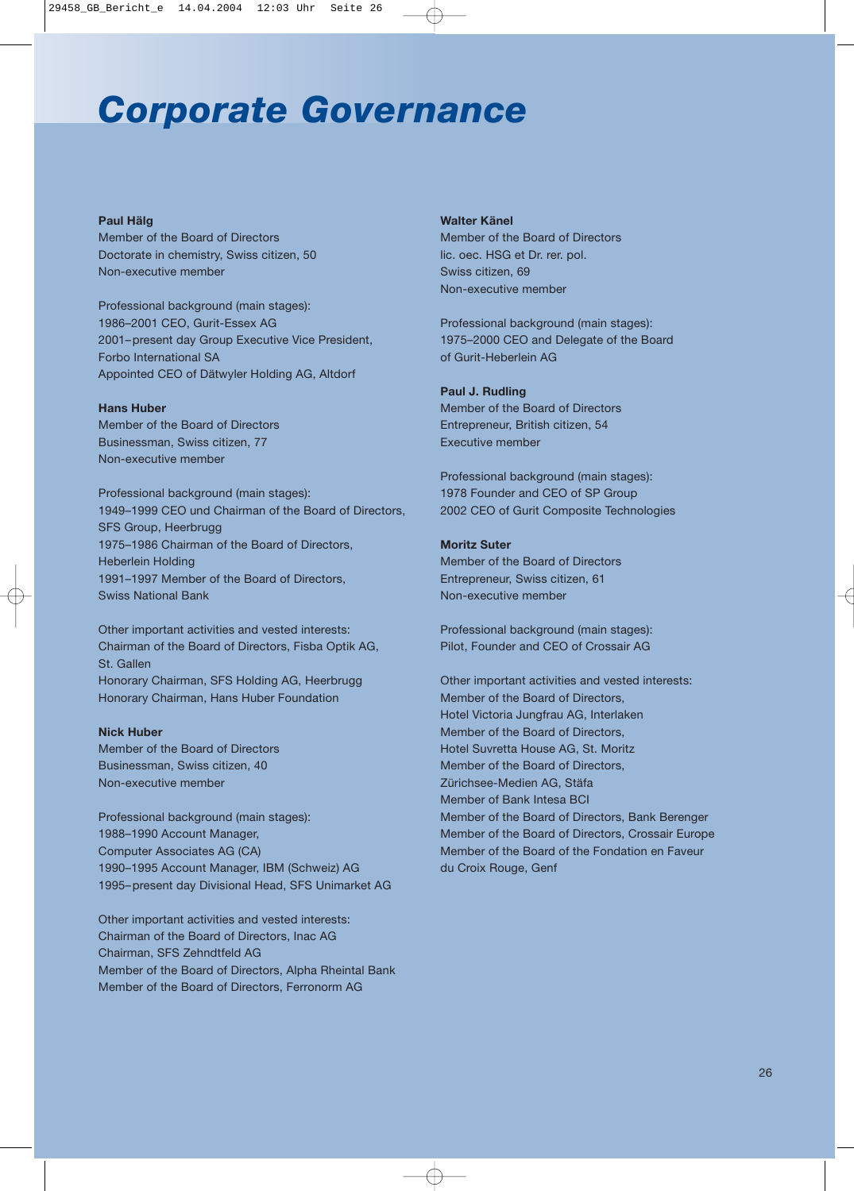# Corporate Governance

**Paul Hälg**
Member of the Board of Directors
Doctorate in chemistry, Swiss citizen, 50
Non-executive member

Professional background (main stages):
1986–2001 CEO, Gurit-Essex AG
2001–present day Group Executive Vice President, Forbo International SA
Appointed CEO of Dätwyler Holding AG, Altdorf

**Hans Huber**
Member of the Board of Directors
Businessman, Swiss citizen, 77
Non-executive member

Professional background (main stages):
1949–1999 CEO und Chairman of the Board of Directors, SFS Group, Heerbrugg
1975–1986 Chairman of the Board of Directors, Heberlein Holding
1991–1997 Member of the Board of Directors, Swiss National Bank

Other important activities and vested interests:
Chairman of the Board of Directors, Fisba Optik AG, St. Gallen
Honorary Chairman, SFS Holding AG, Heerbrugg
Honorary Chairman, Hans Huber Foundation

**Nick Huber**
Member of the Board of Directors
Businessman, Swiss citizen, 40
Non-executive member

Professional background (main stages):
1988–1990 Account Manager, Computer Associates AG (CA)
1990–1995 Account Manager, IBM (Schweiz) AG
1995–present day Divisional Head, SFS Unimarket AG

Other important activities and vested interests:
Chairman of the Board of Directors, Inac AG
Chairman, SFS Zehndtfeld AG
Member of the Board of Directors, Alpha Rheintal Bank
Member of the Board of Directors, Ferronorm AG

**Walter Känel**
Member of the Board of Directors
lic. oec. HSG et Dr. rer. pol.
Swiss citizen, 69
Non-executive member

Professional background (main stages):
1975–2000 CEO and Delegate of the Board of Gurit-Heberlein AG

**Paul J. Rudling**
Member of the Board of Directors
Entrepreneur, British citizen, 54
Executive member

Professional background (main stages):
1978 Founder and CEO of SP Group
2002 CEO of Gurit Composite Technologies

**Moritz Suter**
Member of the Board of Directors
Entrepreneur, Swiss citizen, 61
Non-executive member

Professional background (main stages):
Pilot, Founder and CEO of Crossair AG

Other important activities and vested interests:
Member of the Board of Directors, Hotel Victoria Jungfrau AG, Interlaken
Member of the Board of Directors, Hotel Suvretta House AG, St. Moritz
Member of the Board of Directors, Zürichsee-Medien AG, Stäfa
Member of Bank Intesa BCI
Member of the Board of Directors, Bank Berenger
Member of the Board of Directors, Crossair Europe
Member of the Board of the Fondation en Faveur du Croix Rouge, Genf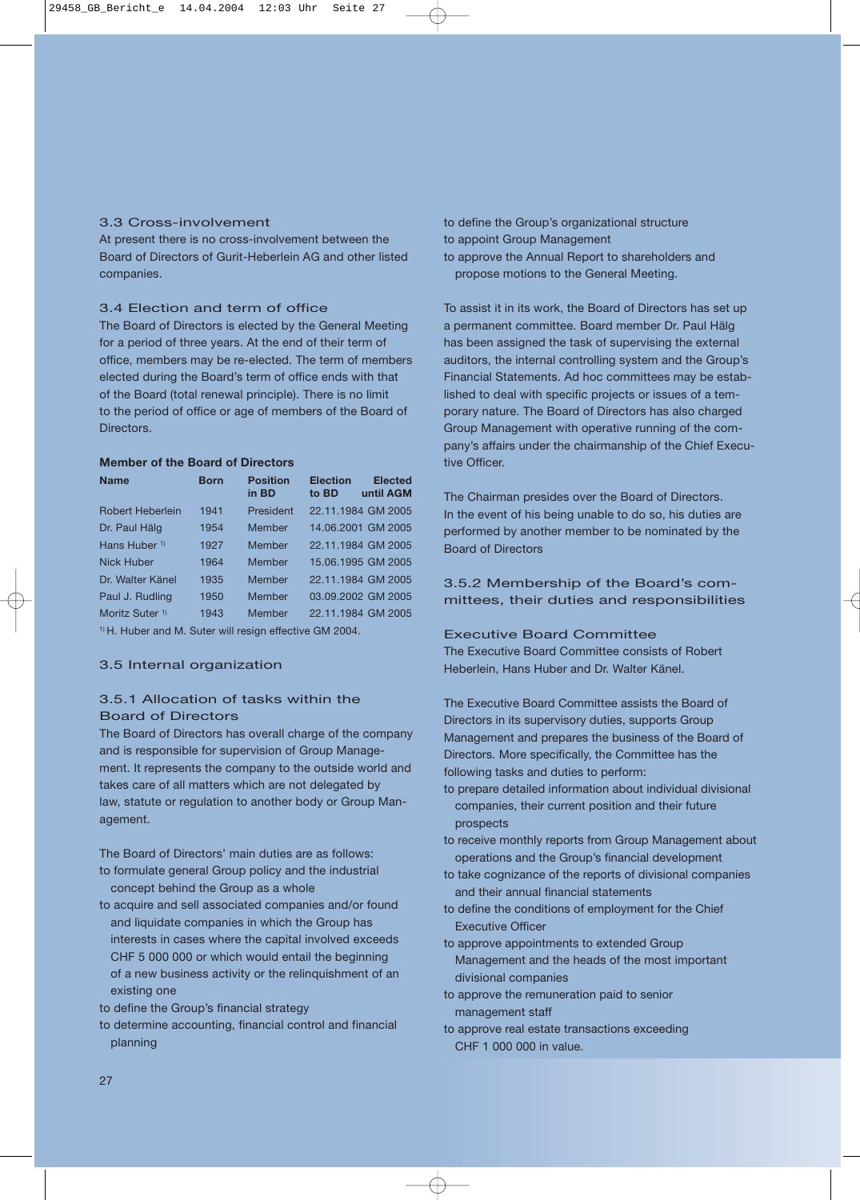### 3.3 Cross-involvement

At present there is no cross-involvement between the Board of Directors of Gurit-Heberlein AG and other listed companies.

### 3.4 Election and term of office

The Board of Directors is elected by the General Meeting for a period of three years. At the end of their term of office, members may be re-elected. The term of members elected during the Board's term of office ends with that of the Board (total renewal principle). There is no limit to the period of office or age of members of the Board of Directors.

**Member of the Board of Directors**

| Name | Born | Position in BD | Election to BD | Elected until AGM |
|---|---|---|---|---|
| Robert Heberlein | 1941 | President | 22.11.1984 | GM 2005 |
| Dr. Paul Hälg | 1954 | Member | 14.06.2001 | GM 2005 |
| Hans Huber [1] | 1927 | Member | 22.11.1984 | GM 2005 |
| Nick Huber | 1964 | Member | 15.06.1995 | GM 2005 |
| Dr. Walter Känel | 1935 | Member | 22.11.1984 | GM 2005 |
| Paul J. Rudling | 1950 | Member | 03.09.2002 | GM 2005 |
| Moritz Suter [1] | 1943 | Member | 22.11.1984 | GM 2005 |

[1] H. Huber and M. Suter will resign effective GM 2004.

### 3.5 Internal organization

### 3.5.1 Allocation of tasks within the Board of Directors

The Board of Directors has overall charge of the company and is responsible for supervision of Group Management. It represents the company to the outside world and takes care of all matters which are not delegated by law, statute or regulation to another body or Group Management.

The Board of Directors' main duties are as follows:

- to formulate general Group policy and the industrial concept behind the Group as a whole
- to acquire and sell associated companies and/or found and liquidate companies in which the Group has interests in cases where the capital involved exceeds CHF 5 000 000 or which would entail the beginning of a new business activity or the relinquishment of an existing one
- to define the Group's financial strategy
- to determine accounting, financial control and financial planning
- to define the Group's organizational structure
- to appoint Group Management
- to approve the Annual Report to shareholders and propose motions to the General Meeting.

To assist it in its work, the Board of Directors has set up a permanent committee. Board member Dr. Paul Hälg has been assigned the task of supervising the external auditors, the internal controlling system and the Group's Financial Statements. Ad hoc committees may be established to deal with specific projects or issues of a temporary nature. The Board of Directors has also charged Group Management with operative running of the company's affairs under the chairmanship of the Chief Executive Officer.

The Chairman presides over the Board of Directors. In the event of his being unable to do so, his duties are performed by another member to be nominated by the Board of Directors

### 3.5.2 Membership of the Board's committees, their duties and responsibilities

#### Executive Board Committee

The Executive Board Committee consists of Robert Heberlein, Hans Huber and Dr. Walter Känel.

The Executive Board Committee assists the Board of Directors in its supervisory duties, supports Group Management and prepares the business of the Board of Directors. More specifically, the Committee has the following tasks and duties to perform:

- to prepare detailed information about individual divisional companies, their current position and their future prospects
- to receive monthly reports from Group Management about operations and the Group's financial development
- to take cognizance of the reports of divisional companies and their annual financial statements
- to define the conditions of employment for the Chief Executive Officer
- to approve appointments to extended Group Management and the heads of the most important divisional companies
- to approve the remuneration paid to senior management staff
- to approve real estate transactions exceeding CHF 1 000 000 in value.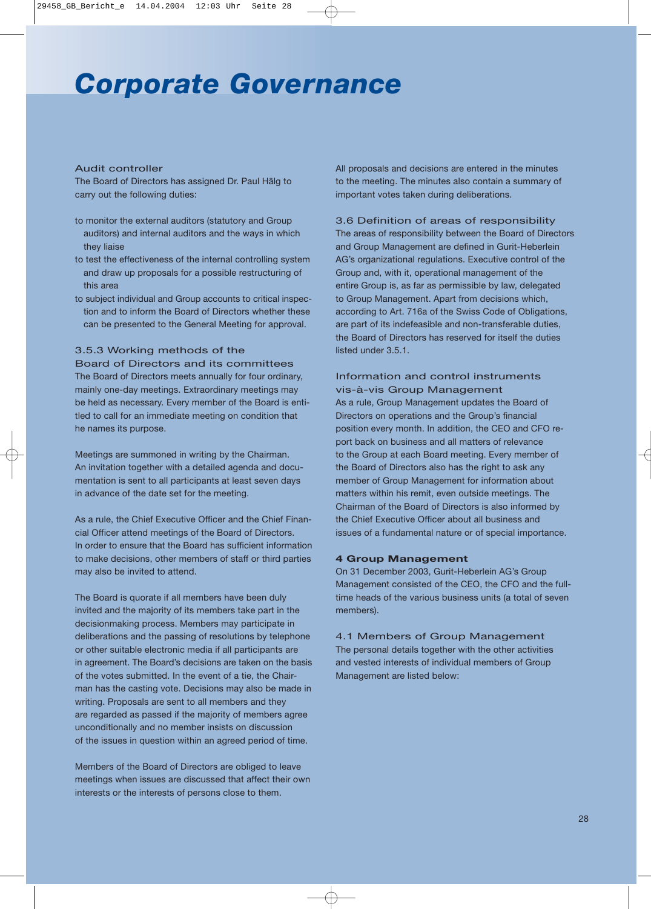# Corporate Governance

### Audit controller

The Board of Directors has assigned Dr. Paul Hälg to carry out the following duties:

- to monitor the external auditors (statutory and Group auditors) and internal auditors and the ways in which they liaise
- to test the effectiveness of the internal controlling system and draw up proposals for a possible restructuring of this area
- to subject individual and Group accounts to critical inspection and to inform the Board of Directors whether these can be presented to the General Meeting for approval.

### 3.5.3 Working methods of the Board of Directors and its committees

The Board of Directors meets annually for four ordinary, mainly one-day meetings. Extraordinary meetings may be held as necessary. Every member of the Board is entitled to call for an immediate meeting on condition that he names its purpose.

Meetings are summoned in writing by the Chairman. An invitation together with a detailed agenda and documentation is sent to all participants at least seven days in advance of the date set for the meeting.

As a rule, the Chief Executive Officer and the Chief Financial Officer attend meetings of the Board of Directors. In order to ensure that the Board has sufficient information to make decisions, other members of staff or third parties may also be invited to attend.

The Board is quorate if all members have been duly invited and the majority of its members take part in the decisionmaking process. Members may participate in deliberations and the passing of resolutions by telephone or other suitable electronic media if all participants are in agreement. The Board's decisions are taken on the basis of the votes submitted. In the event of a tie, the Chairman has the casting vote. Decisions may also be made in writing. Proposals are sent to all members and they are regarded as passed if the majority of members agree unconditionally and no member insists on discussion of the issues in question within an agreed period of time.

Members of the Board of Directors are obliged to leave meetings when issues are discussed that affect their own interests or the interests of persons close to them.

All proposals and decisions are entered in the minutes to the meeting. The minutes also contain a summary of important votes taken during deliberations.

### 3.6 Definition of areas of responsibility

The areas of responsibility between the Board of Directors and Group Management are defined in Gurit-Heberlein AG's organizational regulations. Executive control of the Group and, with it, operational management of the entire Group is, as far as permissible by law, delegated to Group Management. Apart from decisions which, according to Art. 716a of the Swiss Code of Obligations, are part of its indefeasible and non-transferable duties, the Board of Directors has reserved for itself the duties listed under 3.5.1.

### Information and control instruments vis-à-vis Group Management

As a rule, Group Management updates the Board of Directors on operations and the Group's financial position every month. In addition, the CEO and CFO report back on business and all matters of relevance to the Group at each Board meeting. Every member of the Board of Directors also has the right to ask any member of Group Management for information about matters within his remit, even outside meetings. The Chairman of the Board of Directors is also informed by the Chief Executive Officer about all business and issues of a fundamental nature or of special importance.

## 4 Group Management

On 31 December 2003, Gurit-Heberlein AG's Group Management consisted of the CEO, the CFO and the full-time heads of the various business units (a total of seven members).

### 4.1 Members of Group Management

The personal details together with the other activities and vested interests of individual members of Group Management are listed below: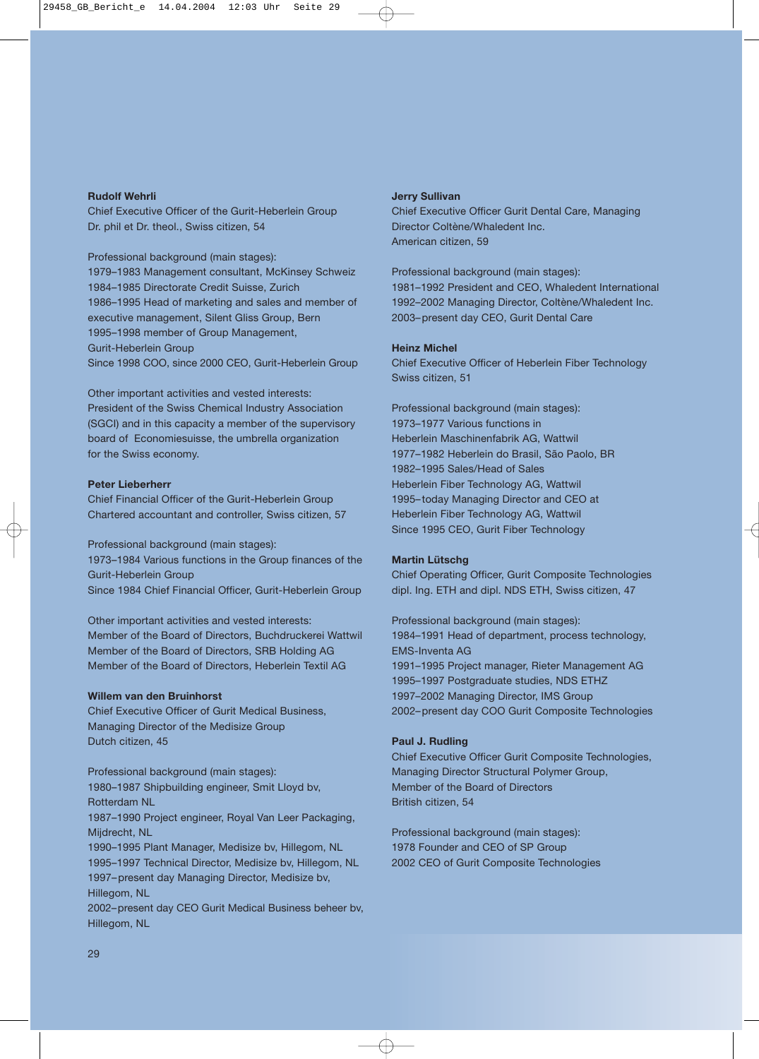**Rudolf Wehrli**
Chief Executive Officer of the Gurit-Heberlein Group
Dr. phil et Dr. theol., Swiss citizen, 54

Professional background (main stages):
1979–1983 Management consultant, McKinsey Schweiz
1984–1985 Directorate Credit Suisse, Zurich
1986–1995 Head of marketing and sales and member of executive management, Silent Gliss Group, Bern
1995–1998 member of Group Management, Gurit-Heberlein Group
Since 1998 COO, since 2000 CEO, Gurit-Heberlein Group

Other important activities and vested interests:
President of the Swiss Chemical Industry Association (SGCI) and in this capacity a member of the supervisory board of Economiesuisse, the umbrella organization for the Swiss economy.

**Peter Lieberherr**
Chief Financial Officer of the Gurit-Heberlein Group
Chartered accountant and controller, Swiss citizen, 57

Professional background (main stages):
1973–1984 Various functions in the Group finances of the Gurit-Heberlein Group
Since 1984 Chief Financial Officer, Gurit-Heberlein Group

Other important activities and vested interests:
Member of the Board of Directors, Buchdruckerei Wattwil
Member of the Board of Directors, SRB Holding AG
Member of the Board of Directors, Heberlein Textil AG

**Willem van den Bruinhorst**
Chief Executive Officer of Gurit Medical Business, Managing Director of the Medisize Group
Dutch citizen, 45

Professional background (main stages):
1980–1987 Shipbuilding engineer, Smit Lloyd bv, Rotterdam NL
1987–1990 Project engineer, Royal Van Leer Packaging, Mijdrecht, NL
1990–1995 Plant Manager, Medisize bv, Hillegom, NL
1995–1997 Technical Director, Medisize bv, Hillegom, NL
1997–present day Managing Director, Medisize bv, Hillegom, NL
2002–present day CEO Gurit Medical Business beheer bv, Hillegom, NL

**Jerry Sullivan**
Chief Executive Officer Gurit Dental Care, Managing Director Coltène/Whaledent Inc.
American citizen, 59

Professional background (main stages):
1981–1992 President and CEO, Whaledent International
1992–2002 Managing Director, Coltène/Whaledent Inc.
2003–present day CEO, Gurit Dental Care

**Heinz Michel**
Chief Executive Officer of Heberlein Fiber Technology
Swiss citizen, 51

Professional background (main stages):
1973–1977 Various functions in Heberlein Maschinenfabrik AG, Wattwil
1977–1982 Heberlein do Brasil, São Paolo, BR
1982–1995 Sales/Head of Sales Heberlein Fiber Technology AG, Wattwil
1995–today Managing Director and CEO at Heberlein Fiber Technology AG, Wattwil
Since 1995 CEO, Gurit Fiber Technology

**Martin Lütschg**
Chief Operating Officer, Gurit Composite Technologies
dipl. Ing. ETH and dipl. NDS ETH, Swiss citizen, 47

Professional background (main stages):
1984–1991 Head of department, process technology, EMS-Inventa AG
1991–1995 Project manager, Rieter Management AG
1995–1997 Postgraduate studies, NDS ETHZ
1997–2002 Managing Director, IMS Group
2002–present day COO Gurit Composite Technologies

**Paul J. Rudling**
Chief Executive Officer Gurit Composite Technologies, Managing Director Structural Polymer Group, Member of the Board of Directors
British citizen, 54

Professional background (main stages):
1978 Founder and CEO of SP Group
2002 CEO of Gurit Composite Technologies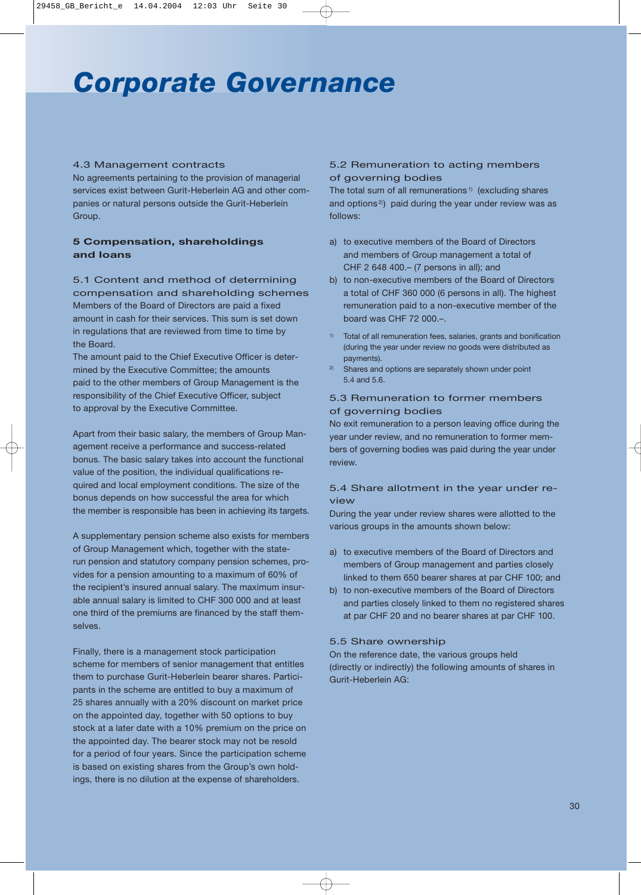# Corporate Governance

### 4.3 Management contracts

No agreements pertaining to the provision of managerial services exist between Gurit-Heberlein AG and other companies or natural persons outside the Gurit-Heberlein Group.

## 5 Compensation, shareholdings and loans

### 5.1 Content and method of determining compensation and shareholding schemes

Members of the Board of Directors are paid a fixed amount in cash for their services. This sum is set down in regulations that are reviewed from time to time by the Board.

The amount paid to the Chief Executive Officer is determined by the Executive Committee; the amounts paid to the other members of Group Management is the responsibility of the Chief Executive Officer, subject to approval by the Executive Committee.

Apart from their basic salary, the members of Group Management receive a performance and success-related bonus. The basic salary takes into account the functional value of the position, the individual qualifications required and local employment conditions. The size of the bonus depends on how successful the area for which the member is responsible has been in achieving its targets.

A supplementary pension scheme also exists for members of Group Management which, together with the state-run pension and statutory company pension schemes, provides for a pension amounting to a maximum of 60% of the recipient's insured annual salary. The maximum insurable annual salary is limited to CHF 300 000 and at least one third of the premiums are financed by the staff themselves.

Finally, there is a management stock participation scheme for members of senior management that entitles them to purchase Gurit-Heberlein bearer shares. Participants in the scheme are entitled to buy a maximum of 25 shares annually with a 20% discount on market price on the appointed day, together with 50 options to buy stock at a later date with a 10% premium on the price on the appointed day. The bearer stock may not be resold for a period of four years. Since the participation scheme is based on existing shares from the Group's own holdings, there is no dilution at the expense of shareholders.

### 5.2 Remuneration to acting members of governing bodies

The total sum of all remunerations[1] (excluding shares and options[2]) paid during the year under review was as follows:

a) to executive members of the Board of Directors and members of Group management a total of CHF 2 648 400.– (7 persons in all); and
b) to non-executive members of the Board of Directors a total of CHF 360 000 (6 persons in all). The highest remuneration paid to a non-executive member of the board was CHF 72 000.–.

[1] Total of all remuneration fees, salaries, grants and bonification (during the year under review no goods were distributed as payments).
[2] Shares and options are separately shown under point 5.4 and 5.6.

### 5.3 Remuneration to former members of governing bodies

No exit remuneration to a person leaving office during the year under review, and no remuneration to former members of governing bodies was paid during the year under review.

### 5.4 Share allotment in the year under review

During the year under review shares were allotted to the various groups in the amounts shown below:

a) to executive members of the Board of Directors and members of Group management and parties closely linked to them 650 bearer shares at par CHF 100; and
b) to non-executive members of the Board of Directors and parties closely linked to them no registered shares at par CHF 20 and no bearer shares at par CHF 100.

### 5.5 Share ownership

On the reference date, the various groups held (directly or indirectly) the following amounts of shares in Gurit-Heberlein AG: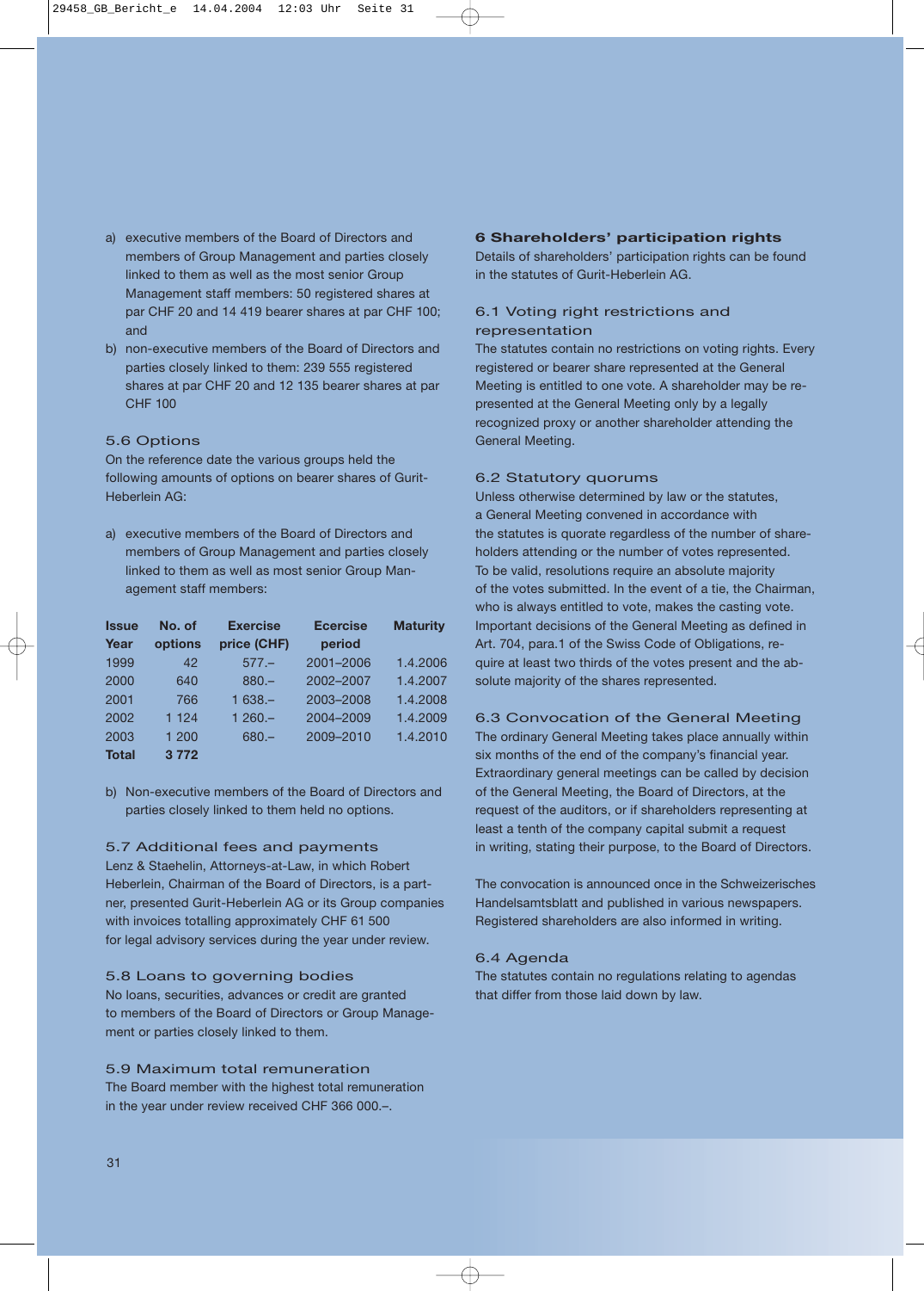a) executive members of the Board of Directors and members of Group Management and parties closely linked to them as well as the most senior Group Management staff members: 50 registered shares at par CHF 20 and 14 419 bearer shares at par CHF 100; and
b) non-executive members of the Board of Directors and parties closely linked to them: 239 555 registered shares at par CHF 20 and 12 135 bearer shares at par CHF 100

### 5.6 Options

On the reference date the various groups held the following amounts of options on bearer shares of Gurit-Heberlein AG:

a) executive members of the Board of Directors and members of Group Management and parties closely linked to them as well as most senior Group Management staff members:

| Issue Year | No. of options | Exercise price (CHF) | Ecercise period | Maturity |
|---|---|---|---|---|
| 1999 | 42 | 577.– | 2001–2006 | 1.4.2006 |
| 2000 | 640 | 880.– | 2002–2007 | 1.4.2007 |
| 2001 | 766 | 1 638.– | 2003–2008 | 1.4.2008 |
| 2002 | 1 124 | 1 260.– | 2004–2009 | 1.4.2009 |
| 2003 | 1 200 | 680.– | 2009–2010 | 1.4.2010 |
| **Total** | **3 772** | | | |

b) Non-executive members of the Board of Directors and parties closely linked to them held no options.

### 5.7 Additional fees and payments

Lenz & Staehelin, Attorneys-at-Law, in which Robert Heberlein, Chairman of the Board of Directors, is a partner, presented Gurit-Heberlein AG or its Group companies with invoices totalling approximately CHF 61 500 for legal advisory services during the year under review.

### 5.8 Loans to governing bodies

No loans, securities, advances or credit are granted to members of the Board of Directors or Group Management or parties closely linked to them.

### 5.9 Maximum total remuneration

The Board member with the highest total remuneration in the year under review received CHF 366 000.–.

## 6 Shareholders' participation rights

Details of shareholders' participation rights can be found in the statutes of Gurit-Heberlein AG.

### 6.1 Voting right restrictions and representation

The statutes contain no restrictions on voting rights. Every registered or bearer share represented at the General Meeting is entitled to one vote. A shareholder may be represented at the General Meeting only by a legally recognized proxy or another shareholder attending the General Meeting.

### 6.2 Statutory quorums

Unless otherwise determined by law or the statutes, a General Meeting convened in accordance with the statutes is quorate regardless of the number of shareholders attending or the number of votes represented. To be valid, resolutions require an absolute majority of the votes submitted. In the event of a tie, the Chairman, who is always entitled to vote, makes the casting vote. Important decisions of the General Meeting as defined in Art. 704, para.1 of the Swiss Code of Obligations, require at least two thirds of the votes present and the absolute majority of the shares represented.

### 6.3 Convocation of the General Meeting

The ordinary General Meeting takes place annually within six months of the end of the company's financial year. Extraordinary general meetings can be called by decision of the General Meeting, the Board of Directors, at the request of the auditors, or if shareholders representing at least a tenth of the company capital submit a request in writing, stating their purpose, to the Board of Directors.

The convocation is announced once in the Schweizerisches Handelsamtsblatt and published in various newspapers. Registered shareholders are also informed in writing.

### 6.4 Agenda

The statutes contain no regulations relating to agendas that differ from those laid down by law.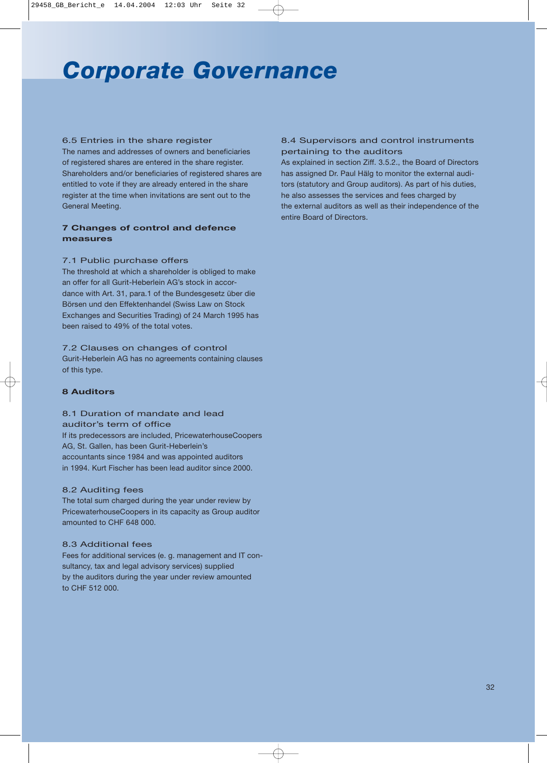# Corporate Governance

### 6.5 Entries in the share register

The names and addresses of owners and beneficiaries of registered shares are entered in the share register. Shareholders and/or beneficiaries of registered shares are entitled to vote if they are already entered in the share register at the time when invitations are sent out to the General Meeting.

## 7 Changes of control and defence measures

### 7.1 Public purchase offers

The threshold at which a shareholder is obliged to make an offer for all Gurit-Heberlein AG's stock in accordance with Art. 31, para.1 of the Bundesgesetz über die Börsen und den Effektenhandel (Swiss Law on Stock Exchanges and Securities Trading) of 24 March 1995 has been raised to 49% of the total votes.

### 7.2 Clauses on changes of control

Gurit-Heberlein AG has no agreements containing clauses of this type.

## 8 Auditors

### 8.1 Duration of mandate and lead auditor's term of office

If its predecessors are included, PricewaterhouseCoopers AG, St. Gallen, has been Gurit-Heberlein's accountants since 1984 and was appointed auditors in 1994. Kurt Fischer has been lead auditor since 2000.

### 8.2 Auditing fees

The total sum charged during the year under review by PricewaterhouseCoopers in its capacity as Group auditor amounted to CHF 648 000.

### 8.3 Additional fees

Fees for additional services (e. g. management and IT consultancy, tax and legal advisory services) supplied by the auditors during the year under review amounted to CHF 512 000.

### 8.4 Supervisors and control instruments pertaining to the auditors

As explained in section Ziff. 3.5.2., the Board of Directors has assigned Dr. Paul Hälg to monitor the external auditors (statutory and Group auditors). As part of his duties, he also assesses the services and fees charged by the external auditors as well as their independence of the entire Board of Directors.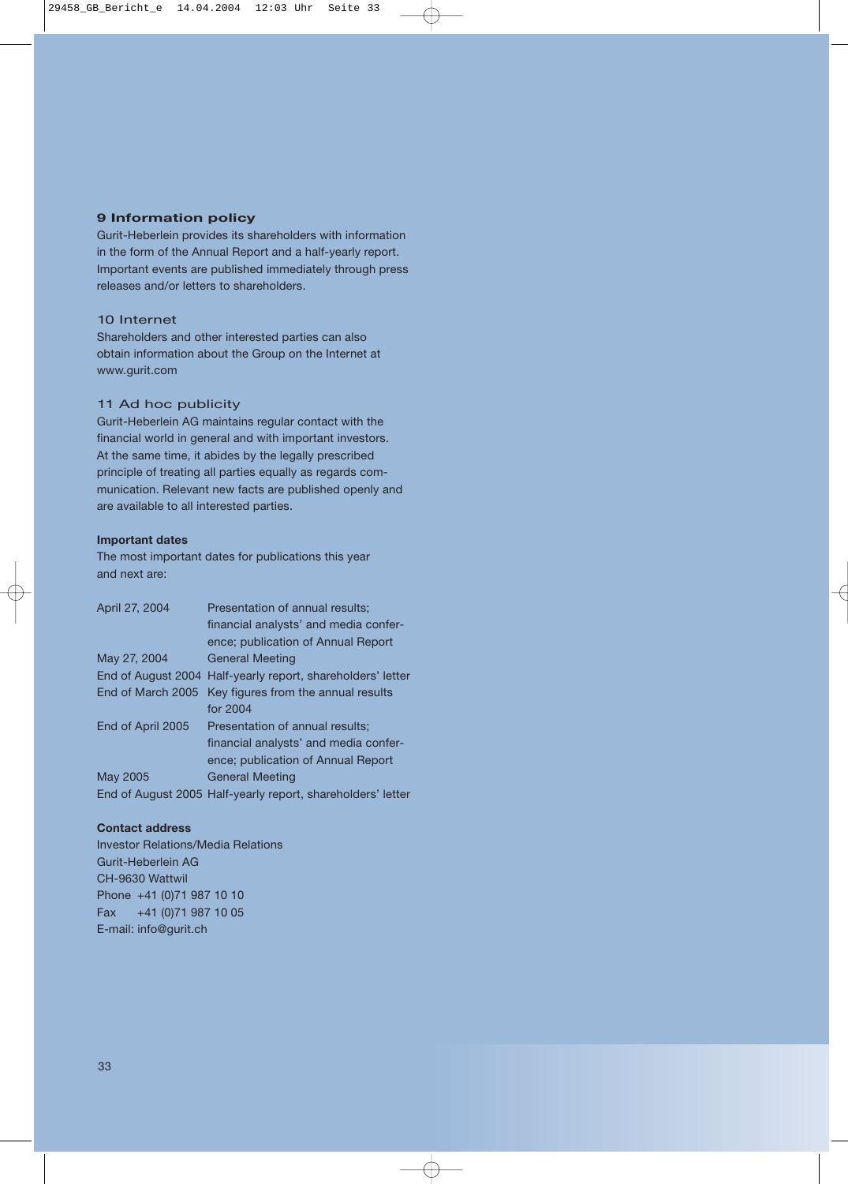## 9 Information policy

Gurit-Heberlein provides its shareholders with information in the form of the Annual Report and a half-yearly report. Important events are published immediately through press releases and/or letters to shareholders.

## 10 Internet

Shareholders and other interested parties can also obtain information about the Group on the Internet at www.gurit.com

## 11 Ad hoc publicity

Gurit-Heberlein AG maintains regular contact with the financial world in general and with important investors. At the same time, it abides by the legally prescribed principle of treating all parties equally as regards communication. Relevant new facts are published openly and are available to all interested parties.

**Important dates**

The most important dates for publications this year and next are:

| | |
|---|---|
| April 27, 2004 | Presentation of annual results; financial analysts' and media conference; publication of Annual Report |
| May 27, 2004 | General Meeting |
| End of August 2004 | Half-yearly report, shareholders' letter |
| End of March 2005 | Key figures from the annual results for 2004 |
| End of April 2005 | Presentation of annual results; financial analysts' and media conference; publication of Annual Report |
| May 2005 | General Meeting |
| End of August 2005 | Half-yearly report, shareholders' letter |

**Contact address**

Investor Relations/Media Relations
Gurit-Heberlein AG
CH-9630 Wattwil
Phone +41 (0)71 987 10 10
Fax +41 (0)71 987 10 05
E-mail: info@gurit.ch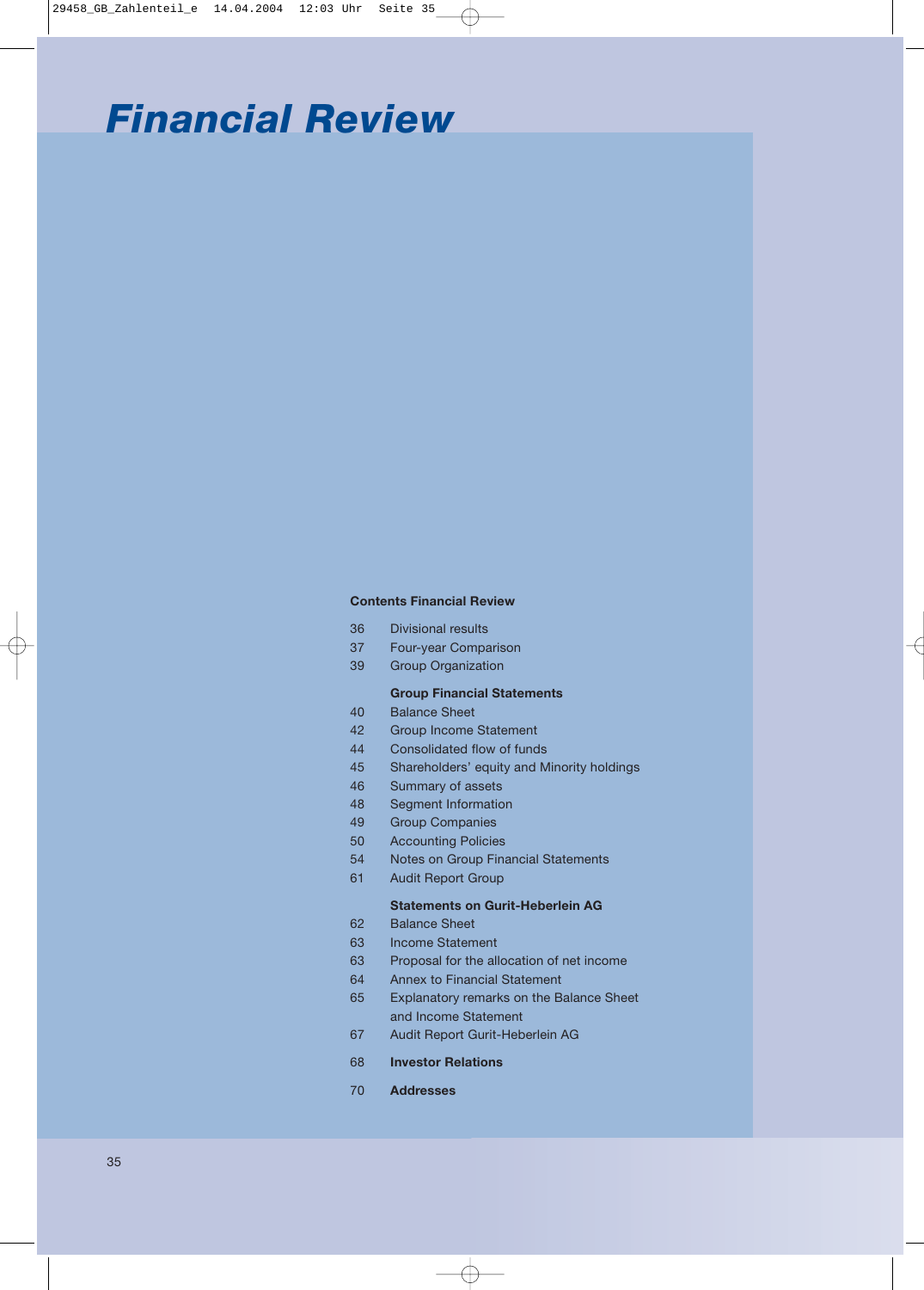# Financial Review

**Contents Financial Review**

| | |
|---|---|
| 36 | Divisional results |
| 37 | Four-year Comparison |
| 39 | Group Organization |
| | **Group Financial Statements** |
| 40 | Balance Sheet |
| 42 | Group Income Statement |
| 44 | Consolidated flow of funds |
| 45 | Shareholders' equity and Minority holdings |
| 46 | Summary of assets |
| 48 | Segment Information |
| 49 | Group Companies |
| 50 | Accounting Policies |
| 54 | Notes on Group Financial Statements |
| 61 | Audit Report Group |
| | **Statements on Gurit-Heberlein AG** |
| 62 | Balance Sheet |
| 63 | Income Statement |
| 63 | Proposal for the allocation of net income |
| 64 | Annex to Financial Statement |
| 65 | Explanatory remarks on the Balance Sheet and Income Statement |
| 67 | Audit Report Gurit-Heberlein AG |
| 68 | **Investor Relations** |
| 70 | **Addresses** |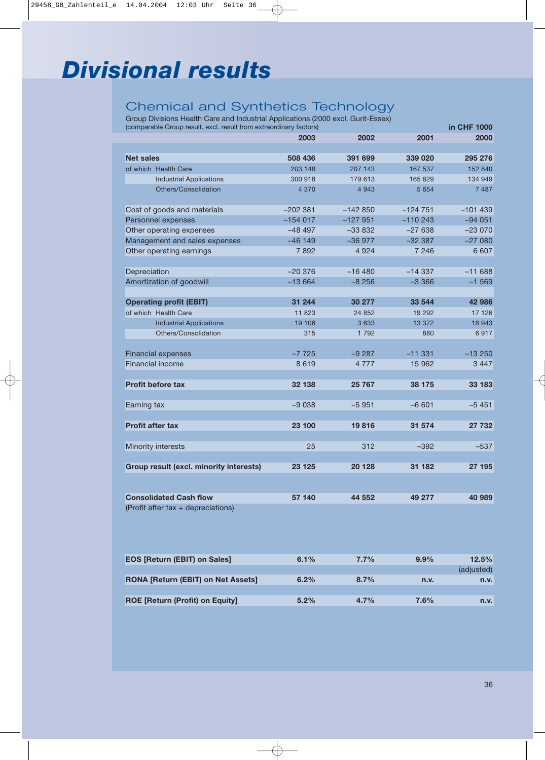# Divisional results

## Chemical and Synthetics Technology

Group Divisions Health Care and Industrial Applications (2000 excl. Gurit-Essex)
(comparable Group result, excl. result from extraordinary factors)

in CHF 1000

| | 2003 | 2002 | 2001 | 2000 |
|---|---|---|---|---|
| **Net sales** | **508 436** | **391 699** | **339 020** | **295 276** |
| of which Health Care | 203 148 | 207 143 | 167 537 | 152 840 |
| Industrial Applications | 300 918 | 179 613 | 165 829 | 134 949 |
| Others/Consolidation | 4 370 | 4 943 | 5 654 | 7 487 |
| Cost of goods and materials | –202 381 | –142 850 | –124 751 | –101 439 |
| Personnel expenses | –154 017 | –127 951 | –110 243 | –94 051 |
| Other operating expenses | –48 497 | –33 832 | –27 638 | –23 070 |
| Management and sales expenses | –46 149 | –36 977 | –32 387 | –27 080 |
| Other operating earnings | 7 892 | 4 924 | 7 246 | 6 607 |
| Depreciation | –20 376 | –16 480 | –14 337 | –11 688 |
| Amortization of goodwill | –13 664 | –8 256 | –3 366 | –1 569 |
| **Operating profit (EBIT)** | **31 244** | **30 277** | **33 544** | **42 986** |
| of which Health Care | 11 823 | 24 852 | 19 292 | 17 126 |
| Industrial Applications | 19 106 | 3 633 | 13 372 | 18 943 |
| Others/Consolidation | 315 | 1 792 | 880 | 6 917 |
| Financial expenses | –7 725 | –9 287 | –11 331 | –13 250 |
| Financial income | 8 619 | 4 777 | 15 962 | 3 447 |
| **Profit before tax** | **32 138** | **25 767** | **38 175** | **33 183** |
| Earning tax | –9 038 | –5 951 | –6 601 | –5 451 |
| **Profit after tax** | **23 100** | **19 816** | **31 574** | **27 732** |
| Minority interests | 25 | 312 | –392 | –537 |
| **Group result (excl. minority interests)** | **23 125** | **20 128** | **31 182** | **27 195** |
| **Consolidated Cash flow** (Profit after tax + depreciations) | **57 140** | **44 552** | **49 277** | **40 989** |
| **EOS [Return (EBIT) on Sales]** | **6.1%** | **7.7%** | **9.9%** | **12.5%** (adjusted) |
| **RONA [Return (EBIT) on Net Assets]** | **6.2%** | **8.7%** | **n.v.** | **n.v.** |
| **ROE [Return (Profit) on Equity]** | **5.2%** | **4.7%** | **7.6%** | **n.v.** |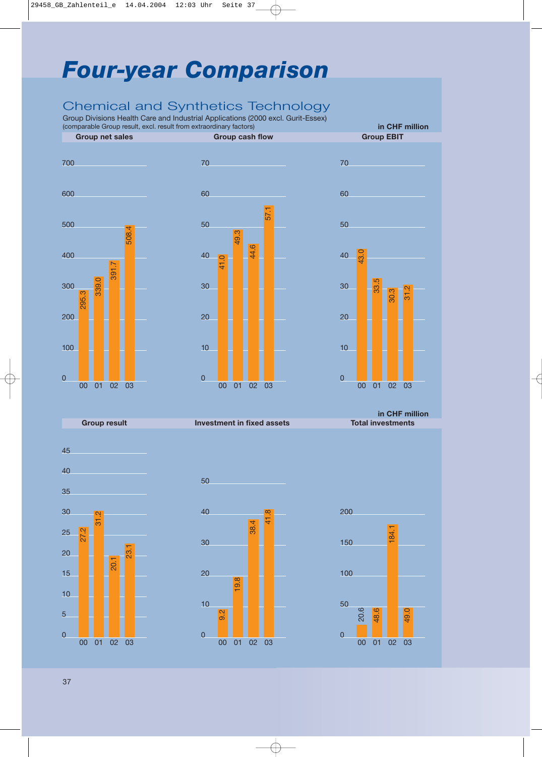# Four-year Comparison

## Chemical and Synthetics Technology

Group Divisions Health Care and Industrial Applications (2000 excl. Gurit-Essex)
(comparable Group result, excl. result from extraordinary factors)

**in CHF million**

| | Group net sales | Group cash flow | Group EBIT |
|---|---|---|---|
| 00 | 295.3 | 41.0 | 43.0 |
| 01 | 339.0 | 49.3 | 33.5 |
| 02 | 391.7 | 44.6 | 30.3 |
| 03 | 508.4 | 57.1 | 31.2 |

**in CHF million**

| | Group result | Investment in fixed assets | Total investments |
|---|---|---|---|
| 00 | 27.2 | 9.2 | 20.6 |
| 01 | 31.2 | 19.8 | 48.6 |
| 02 | 20.1 | 38.4 | 184.1 |
| 03 | 23.1 | 41.8 | 49.0 |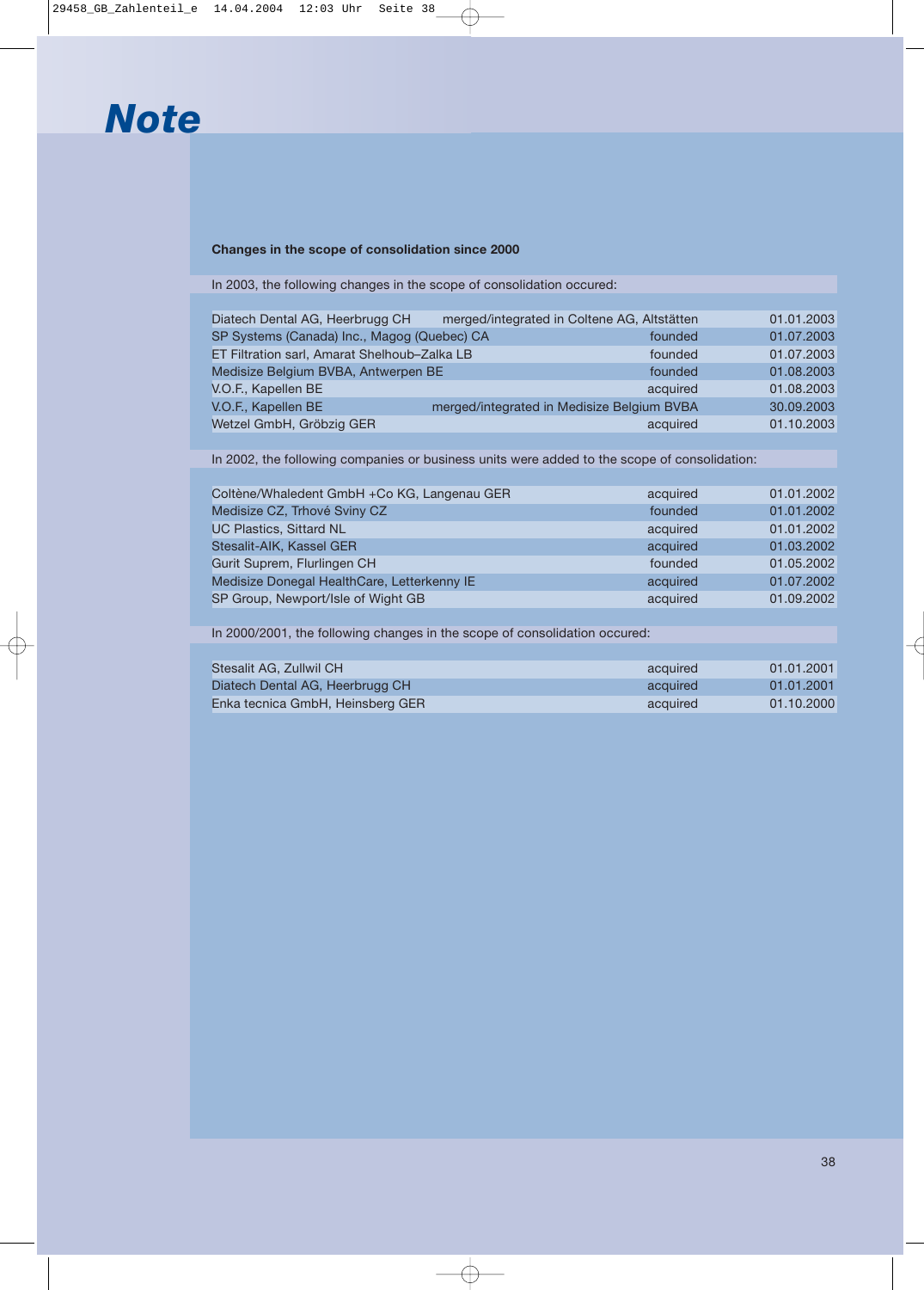# Note

**Changes in the scope of consolidation since 2000**

In 2003, the following changes in the scope of consolidation occured:

| | | |
|---|---|---|
| Diatech Dental AG, Heerbrugg CH | merged/integrated in Coltene AG, Altstätten | 01.01.2003 |
| SP Systems (Canada) Inc., Magog (Quebec) CA | founded | 01.07.2003 |
| ET Filtration sarl, Amarat Shelhoub–Zalka LB | founded | 01.07.2003 |
| Medisize Belgium BVBA, Antwerpen BE | founded | 01.08.2003 |
| V.O.F., Kapellen BE | acquired | 01.08.2003 |
| V.O.F., Kapellen BE | merged/integrated in Medisize Belgium BVBA | 30.09.2003 |
| Wetzel GmbH, Gröbzig GER | acquired | 01.10.2003 |

In 2002, the following companies or business units were added to the scope of consolidation:

| | | |
|---|---|---|
| Coltène/Whaledent GmbH +Co KG, Langenau GER | acquired | 01.01.2002 |
| Medisize CZ, Trhové Sviny CZ | founded | 01.01.2002 |
| UC Plastics, Sittard NL | acquired | 01.01.2002 |
| Stesalit-AIK, Kassel GER | acquired | 01.03.2002 |
| Gurit Suprem, Flurlingen CH | founded | 01.05.2002 |
| Medisize Donegal HealthCare, Letterkenny IE | acquired | 01.07.2002 |
| SP Group, Newport/Isle of Wight GB | acquired | 01.09.2002 |

In 2000/2001, the following changes in the scope of consolidation occured:

| | | |
|---|---|---|
| Stesalit AG, Zullwil CH | acquired | 01.01.2001 |
| Diatech Dental AG, Heerbrugg CH | acquired | 01.01.2001 |
| Enka tecnica GmbH, Heinsberg GER | acquired | 01.10.2000 |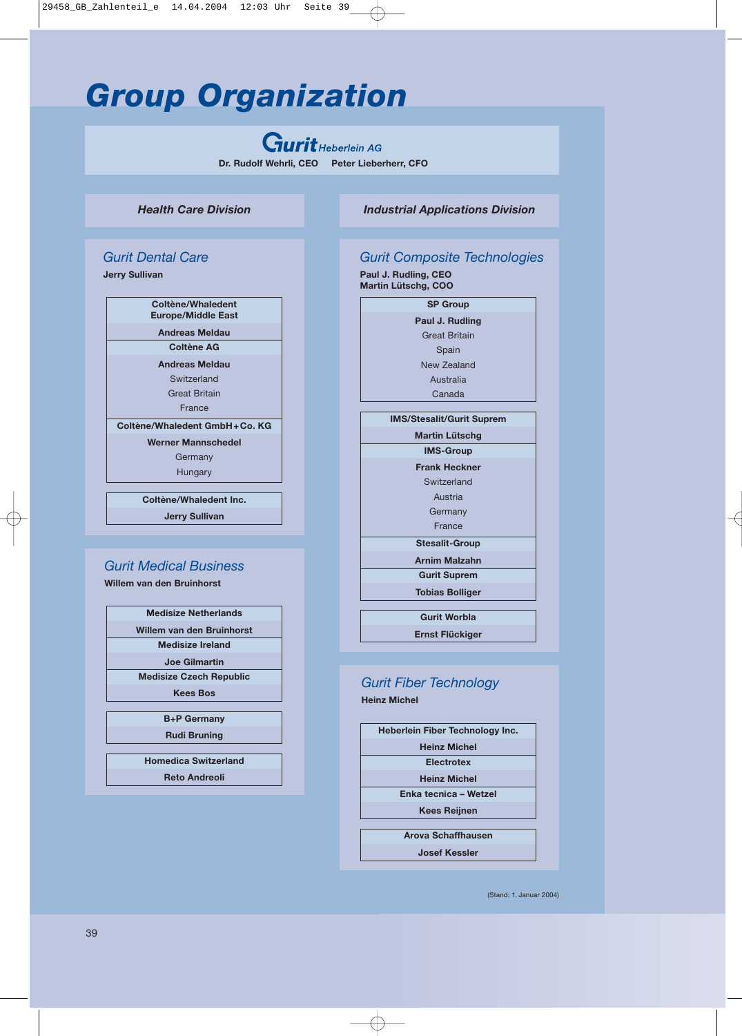# Group Organization

**Gurit Heberlein AG**

**Dr. Rudolf Wehrli, CEO** **Peter Lieberherr, CFO**

## *Health Care Division*

### *Gurit Dental Care*

**Jerry Sullivan**

**Coltène/Whaledent Europe/Middle East**
**Andreas Meldau**

**Coltène AG**
**Andreas Meldau**
Switzerland
Great Britain
France

**Coltène/Whaledent GmbH+Co. KG**
**Werner Mannschedel**
Germany
Hungary

**Coltène/Whaledent Inc.**
**Jerry Sullivan**

### *Gurit Medical Business*

**Willem van den Bruinhorst**

**Medisize Netherlands**
**Willem van den Bruinhorst**

**Medisize Ireland**
**Joe Gilmartin**

**Medisize Czech Republic**
**Kees Bos**

**B+P Germany**
**Rudi Bruning**

**Homedica Switzerland**
**Reto Andreoli**

## *Industrial Applications Division*

### *Gurit Composite Technologies*

**Paul J. Rudling, CEO**
**Martin Lütschg, COO**

**SP Group**
**Paul J. Rudling**
Great Britain
Spain
New Zealand
Australia
Canada

**IMS/Stesalit/Gurit Suprem**
**Martin Lütschg**

**IMS-Group**
**Frank Heckner**
Switzerland
Austria
Germany
France

**Stesalit-Group**
**Arnim Malzahn**

**Gurit Suprem**
**Tobias Bolliger**

**Gurit Worbla**
**Ernst Flückiger**

### *Gurit Fiber Technology*

**Heinz Michel**

**Heberlein Fiber Technology Inc.**
**Heinz Michel**

**Electrotex**
**Heinz Michel**

**Enka tecnica – Wetzel**
**Kees Reijnen**

**Arova Schaffhausen**
**Josef Kessler**

(Stand: 1. Januar 2004)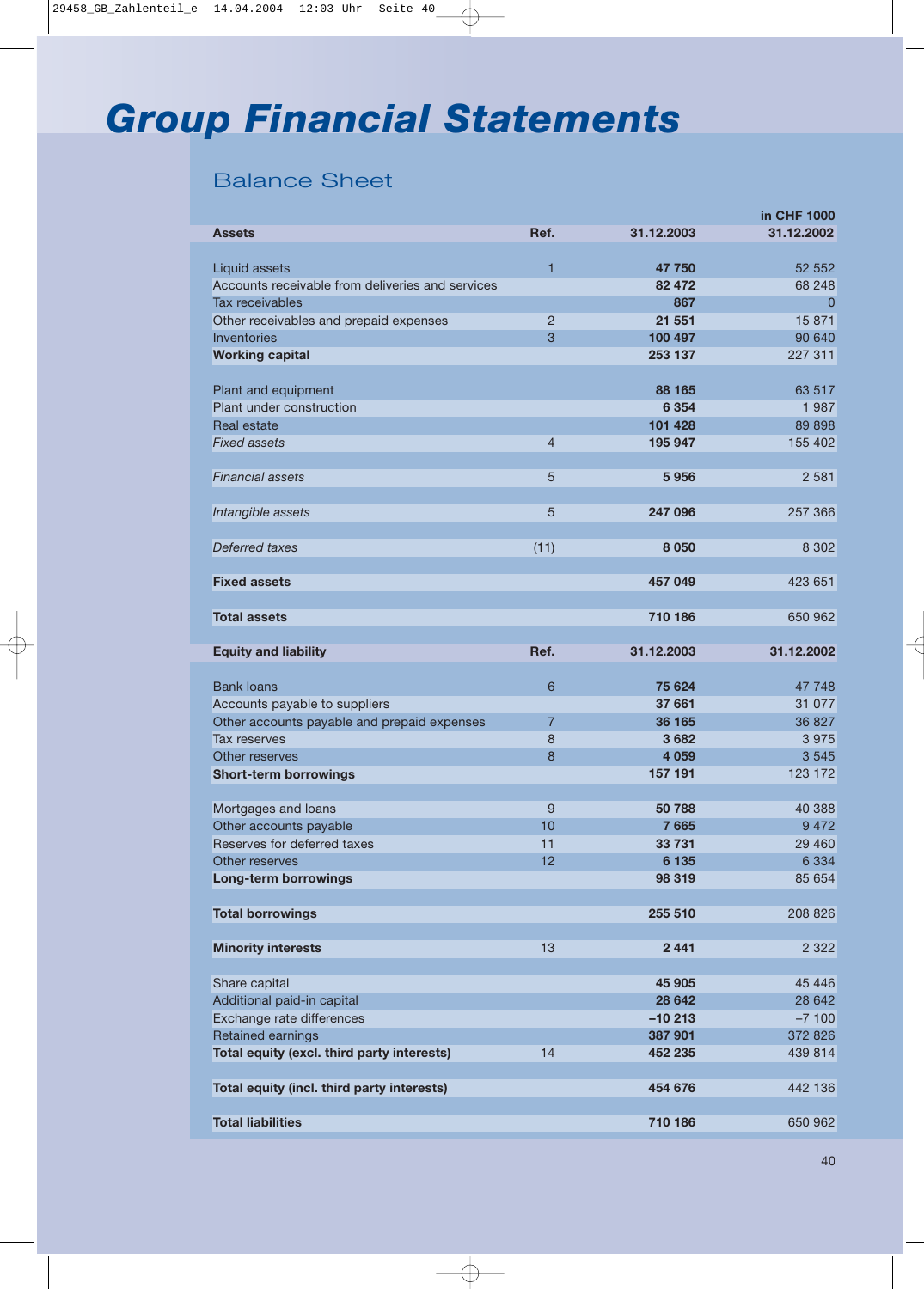# Group Financial Statements

## Balance Sheet

| Assets | Ref. | 31.12.2003 | in CHF 1000<br>31.12.2002 |
|---|---|---|---|
| Liquid assets | 1 | **47 750** | 52 552 |
| Accounts receivable from deliveries and services | | **82 472** | 68 248 |
| Tax receivables | | **867** | 0 |
| Other receivables and prepaid expenses | 2 | **21 551** | 15 871 |
| Inventories | 3 | **100 497** | 90 640 |
| **Working capital** | | **253 137** | 227 311 |
| Plant and equipment | | **88 165** | 63 517 |
| Plant under construction | | **6 354** | 1 987 |
| Real estate | | **101 428** | 89 898 |
| *Fixed assets* | 4 | **195 947** | 155 402 |
| *Financial assets* | 5 | **5 956** | 2 581 |
| *Intangible assets* | 5 | **247 096** | 257 366 |
| *Deferred taxes* | (11) | **8 050** | 8 302 |
| **Fixed assets** | | **457 049** | 423 651 |
| **Total assets** | | **710 186** | 650 962 |

| Equity and liability | Ref. | 31.12.2003 | 31.12.2002 |
|---|---|---|---|
| Bank loans | 6 | **75 624** | 47 748 |
| Accounts payable to suppliers | | **37 661** | 31 077 |
| Other accounts payable and prepaid expenses | 7 | **36 165** | 36 827 |
| Tax reserves | 8 | **3 682** | 3 975 |
| Other reserves | 8 | **4 059** | 3 545 |
| **Short-term borrowings** | | **157 191** | 123 172 |
| Mortgages and loans | 9 | **50 788** | 40 388 |
| Other accounts payable | 10 | **7 665** | 9 472 |
| Reserves for deferred taxes | 11 | **33 731** | 29 460 |
| Other reserves | 12 | **6 135** | 6 334 |
| **Long-term borrowings** | | **98 319** | 85 654 |
| **Total borrowings** | | **255 510** | 208 826 |
| **Minority interests** | 13 | **2 441** | 2 322 |
| Share capital | | **45 905** | 45 446 |
| Additional paid-in capital | | **28 642** | 28 642 |
| Exchange rate differences | | **–10 213** | –7 100 |
| Retained earnings | | **387 901** | 372 826 |
| **Total equity (excl. third party interests)** | 14 | **452 235** | 439 814 |
| **Total equity (incl. third party interests)** | | **454 676** | 442 136 |
| **Total liabilities** | | **710 186** | 650 962 |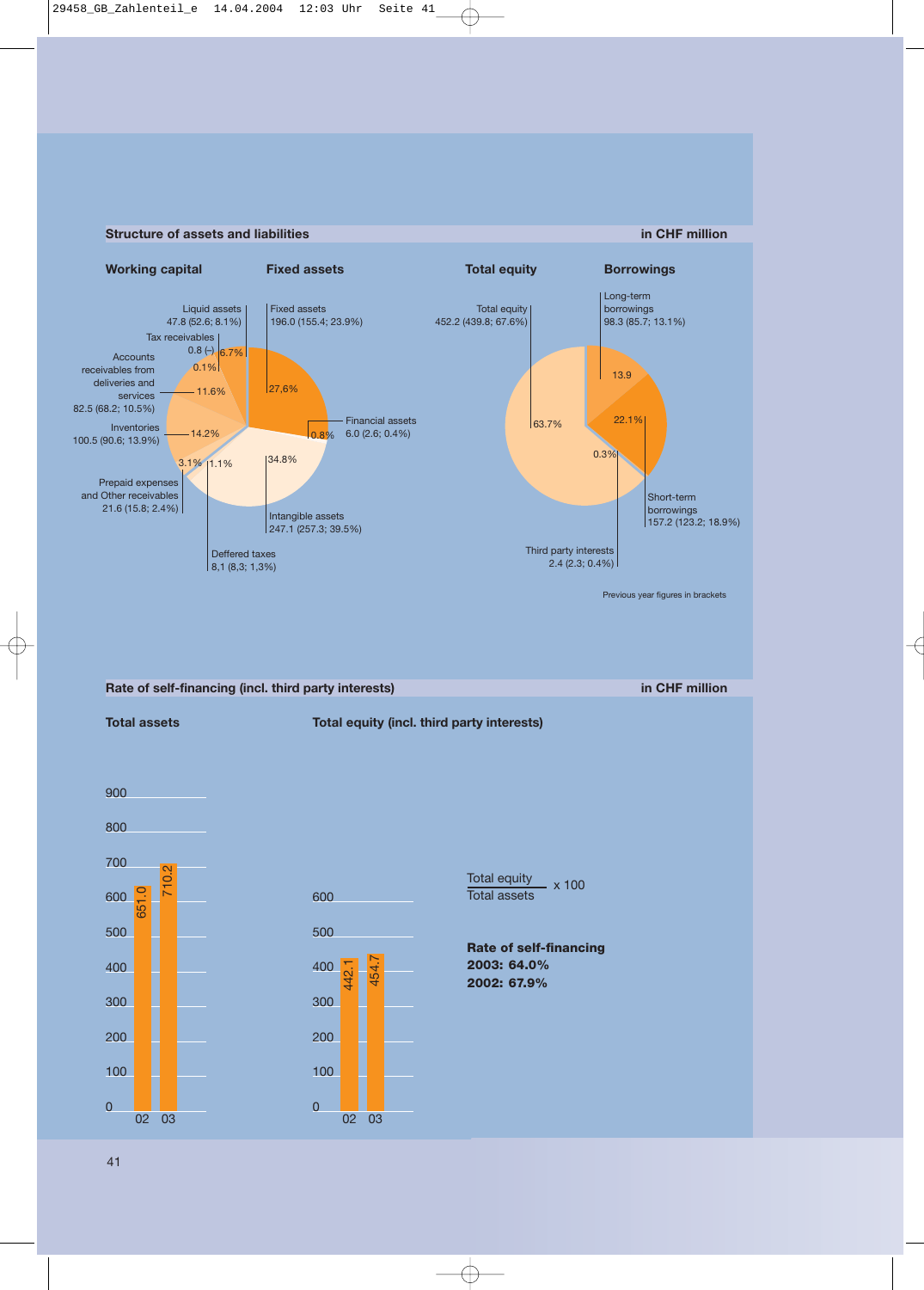## Structure of assets and liabilities

in CHF million

### Working capital

### Fixed assets

Liquid assets
47.8 (52.6; 8.1%)

Tax receivables
0.8 (-)

Accounts receivables from deliveries and services
82.5 (68.2; 10.5%)

Inventories
100.5 (90.6; 13.9%)

Prepaid expenses and Other receivables
21.6 (15.8; 2.4%)

Fixed assets
196.0 (155.4; 23.9%)

Financial assets
6.0 (2.6; 0.4%)

Intangible assets
247.1 (257.3; 39.5%)

Deffered taxes
8,1 (8,3; 1,3%)

6.7%
0.1%
11.6%
14.2%
3.1%
1.1%
27,6%
0.8%
34.8%

### Total equity

### Borrowings

Total equity
452.2 (439.8; 67.6%)

Long-term borrowings
98.3 (85.7; 13.1%)

Short-term borrowings
157.2 (123.2; 18.9%)

Third party interests
2.4 (2.3; 0.4%)

63.7%
13.9
22.1%
0.3%

Previous year figures in brackets

## Rate of self-financing (incl. third party interests)

in CHF million

### Total assets

900
800
700
600
500
400
300
200
100
0

651.0
710.2

02 03

### Total equity (incl. third party interests)

600
500
400
300
200
100
0

442.1
454.7

02 03

$$\frac{\text{Total equity}}{\text{Total assets}} \times 100$$

**Rate of self-financing**
**2003: 64.0%**
**2002: 67.9%**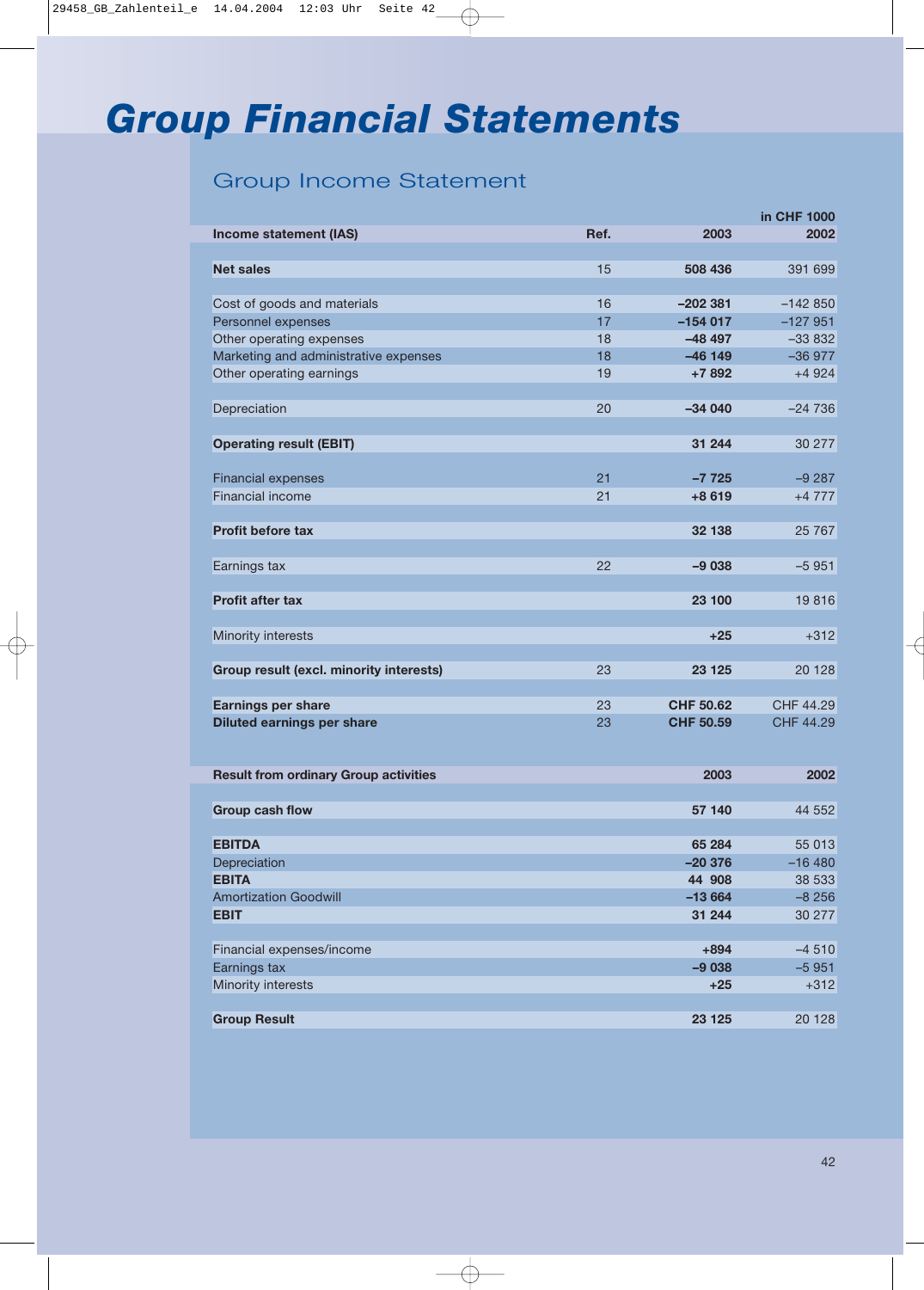# Group Financial Statements

## Group Income Statement

| Income statement (IAS) | Ref. | 2003 | in CHF 1000<br>2002 |
|---|---|---|---|
| **Net sales** | 15 | **508 436** | 391 699 |
| Cost of goods and materials | 16 | **–202 381** | –142 850 |
| Personnel expenses | 17 | **–154 017** | –127 951 |
| Other operating expenses | 18 | **–48 497** | –33 832 |
| Marketing and administrative expenses | 18 | **–46 149** | –36 977 |
| Other operating earnings | 19 | **+7 892** | +4 924 |
| Depreciation | 20 | **–34 040** | –24 736 |
| **Operating result (EBIT)** | | **31 244** | 30 277 |
| Financial expenses | 21 | **–7 725** | –9 287 |
| Financial income | 21 | **+8 619** | +4 777 |
| **Profit before tax** | | **32 138** | 25 767 |
| Earnings tax | 22 | **–9 038** | –5 951 |
| **Profit after tax** | | **23 100** | 19 816 |
| Minority interests | | **+25** | +312 |
| **Group result (excl. minority interests)** | 23 | **23 125** | 20 128 |
| **Earnings per share** | 23 | **CHF 50.62** | CHF 44.29 |
| **Diluted earnings per share** | 23 | **CHF 50.59** | CHF 44.29 |

| Result from ordinary Group activities | 2003 | 2002 |
|---|---|---|
| **Group cash flow** | **57 140** | 44 552 |
| **EBITDA** | **65 284** | 55 013 |
| Depreciation | **–20 376** | –16 480 |
| **EBITA** | **44 908** | 38 533 |
| Amortization Goodwill | **–13 664** | –8 256 |
| **EBIT** | **31 244** | 30 277 |
| Financial expenses/income | **+894** | –4 510 |
| Earnings tax | **–9 038** | –5 951 |
| Minority interests | **+25** | +312 |
| **Group Result** | **23 125** | 20 128 |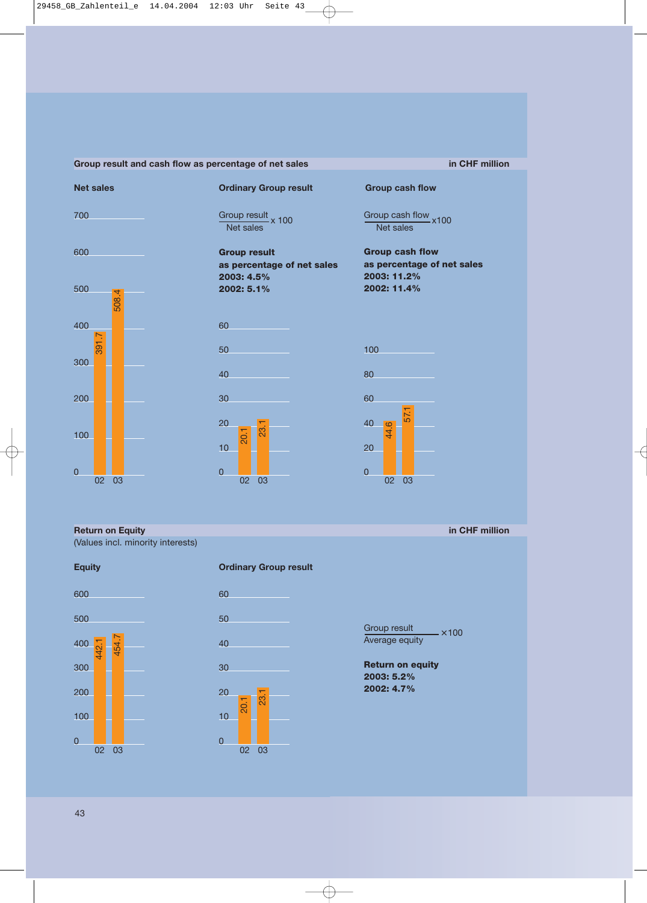## Group result and cash flow as percentage of net sales

in CHF million

**Net sales**

700
600
500
400
300
200
100
0

391.7
508.4

02 03

**Ordinary Group result**

$$\frac{\text{Group result}}{\text{Net sales}} \times 100$$

**Group result as percentage of net sales**
**2003: 4.5%**
**2002: 5.1%**

60
50
40
30
20
10
0

20.1
23.1

02 03

**Group cash flow**

$$\frac{\text{Group cash flow}}{\text{Net sales}} \times 100$$

**Group cash flow as percentage of net sales**
**2003: 11.2%**
**2002: 11.4%**

100
80
60
40
20
0

44.6
57.1

02 03

## Return on Equity

in CHF million

(Values incl. minority interests)

**Equity**

600
500
400
300
200
100
0

442.1
454.7

02 03

**Ordinary Group result**

60
50
40
30
20
10
0

20.1
23.1

02 03

$$\frac{\text{Group result}}{\text{Average equity}} \times 100$$

**Return on equity**
**2003: 5.2%**
**2002: 4.7%**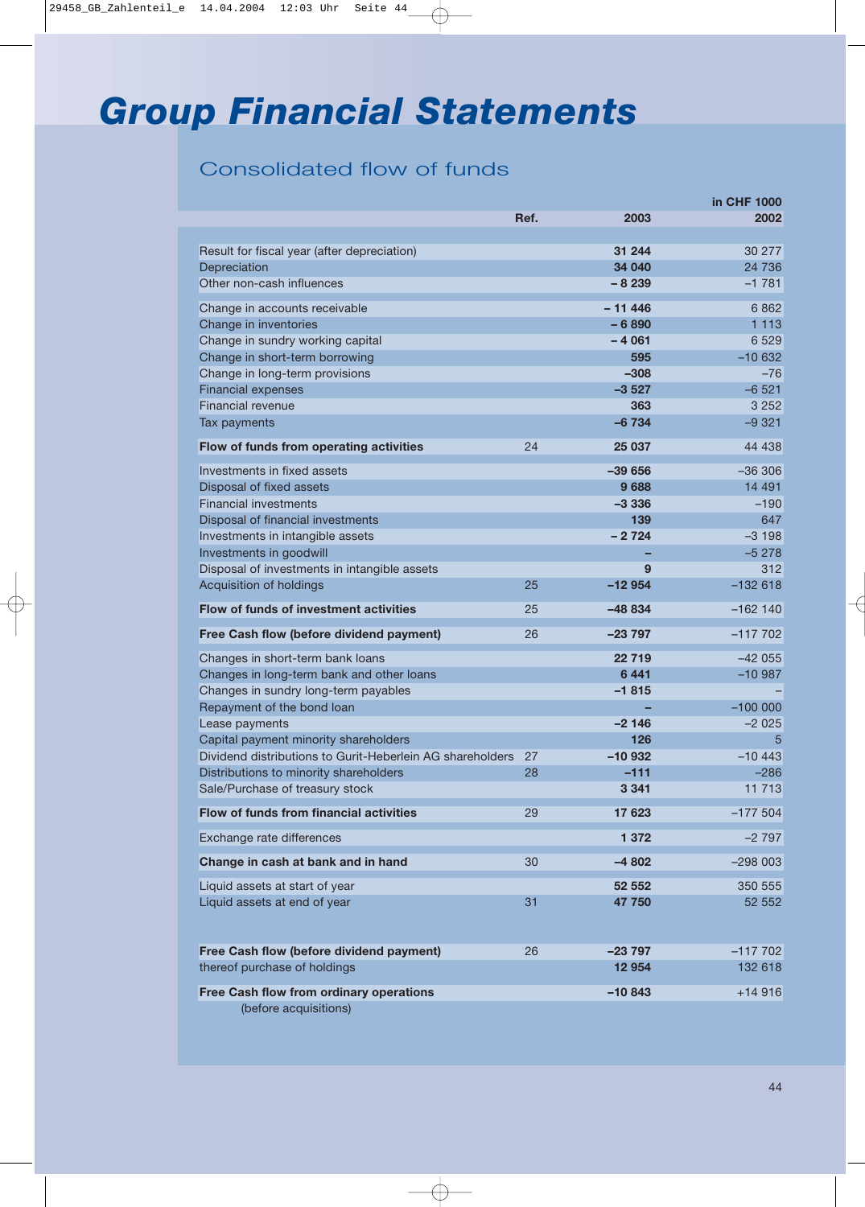# Group Financial Statements

## Consolidated flow of funds

| | Ref. | 2003 | in CHF 1000<br>2002 |
|---|---|---|---|
| Result for fiscal year (after depreciation) | | **31 244** | 30 277 |
| Depreciation | | **34 040** | 24 736 |
| Other non-cash influences | | **– 8 239** | –1 781 |
| Change in accounts receivable | | **– 11 446** | 6 862 |
| Change in inventories | | **– 6 890** | 1 113 |
| Change in sundry working capital | | **– 4 061** | 6 529 |
| Change in short-term borrowing | | **595** | –10 632 |
| Change in long-term provisions | | **–308** | –76 |
| Financial expenses | | **–3 527** | –6 521 |
| Financial revenue | | **363** | 3 252 |
| Tax payments | | **–6 734** | –9 321 |
| **Flow of funds from operating activities** | 24 | **25 037** | 44 438 |
| Investments in fixed assets | | **–39 656** | –36 306 |
| Disposal of fixed assets | | **9 688** | 14 491 |
| Financial investments | | **–3 336** | –190 |
| Disposal of financial investments | | **139** | 647 |
| Investments in intangible assets | | **– 2 724** | –3 198 |
| Investments in goodwill | | **–** | –5 278 |
| Disposal of investments in intangible assets | | **9** | 312 |
| Acquisition of holdings | 25 | **–12 954** | –132 618 |
| **Flow of funds of investment activities** | 25 | **–48 834** | –162 140 |
| **Free Cash flow (before dividend payment)** | 26 | **–23 797** | –117 702 |
| Changes in short-term bank loans | | **22 719** | –42 055 |
| Changes in long-term bank and other loans | | **6 441** | –10 987 |
| Changes in sundry long-term payables | | **–1 815** | – |
| Repayment of the bond loan | | **–** | –100 000 |
| Lease payments | | **–2 146** | –2 025 |
| Capital payment minority shareholders | | **126** | 5 |
| Dividend distributions to Gurit-Heberlein AG shareholders | 27 | **–10 932** | –10 443 |
| Distributions to minority shareholders | 28 | **–111** | –286 |
| Sale/Purchase of treasury stock | | **3 341** | 11 713 |
| **Flow of funds from financial activities** | 29 | **17 623** | –177 504 |
| Exchange rate differences | | **1 372** | –2 797 |
| **Change in cash at bank and in hand** | 30 | **–4 802** | –298 003 |
| Liquid assets at start of year | | **52 552** | 350 555 |
| Liquid assets at end of year | 31 | **47 750** | 52 552 |
| | | | |
| **Free Cash flow (before dividend payment)** | 26 | **–23 797** | –117 702 |
| thereof purchase of holdings | | **12 954** | 132 618 |
| **Free Cash flow from ordinary operations** (before acquisitions) | | **–10 843** | +14 916 |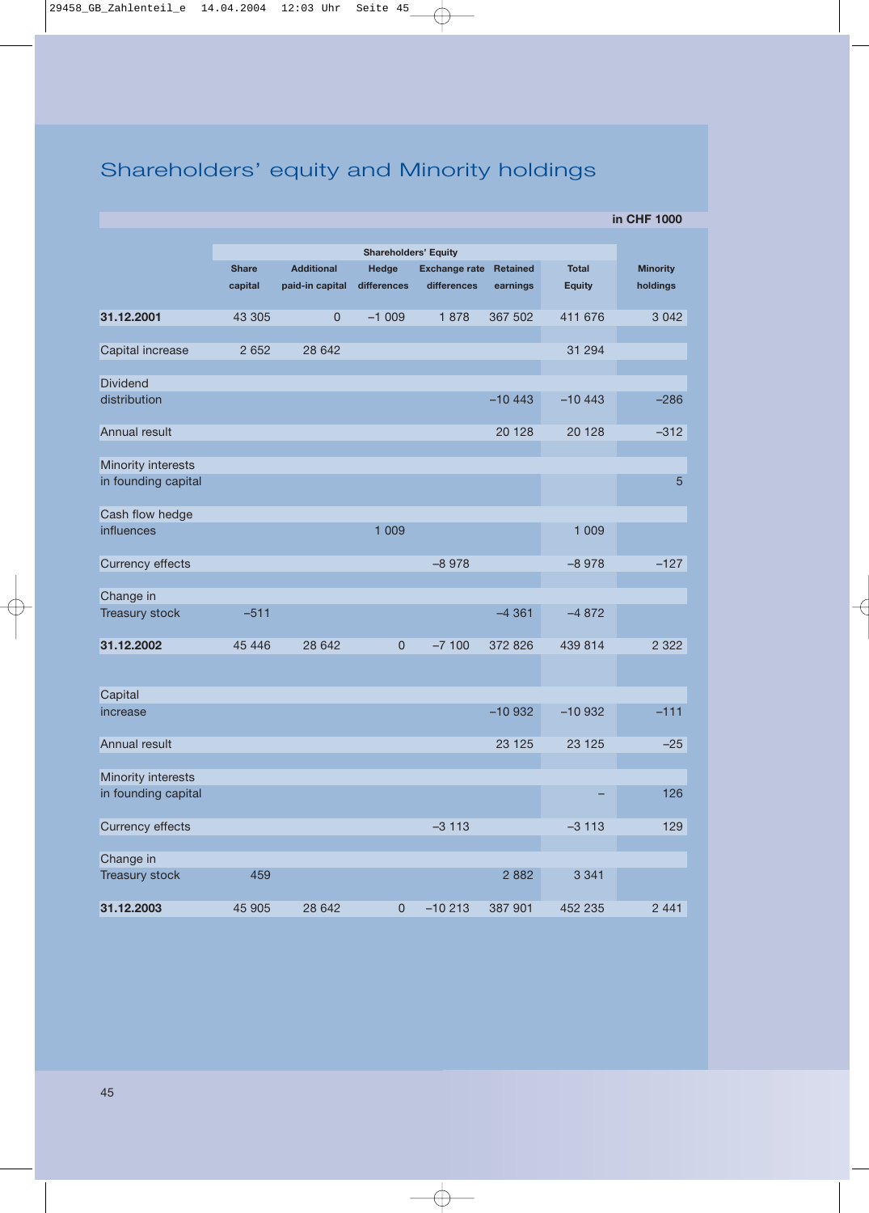## Shareholders' equity and Minority holdings

in CHF 1000

| | Shareholders' Equity | | | | | | |
|---|---|---|---|---|---|---|---|
| | Share capital | Additional paid-in capital | Hedge differences | Exchange rate differences | Retained earnings | Total Equity | Minority holdings |
| **31.12.2001** | 43 305 | 0 | –1 009 | 1 878 | 367 502 | 411 676 | 3 042 |
| Capital increase | 2 652 | 28 642 | | | | 31 294 | |
| Dividend distribution | | | | | –10 443 | –10 443 | –286 |
| Annual result | | | | | 20 128 | 20 128 | –312 |
| Minority interests in founding capital | | | | | | | 5 |
| Cash flow hedge influences | | | 1 009 | | | 1 009 | |
| Currency effects | | | | –8 978 | | –8 978 | –127 |
| Change in Treasury stock | –511 | | | | –4 361 | –4 872 | |
| **31.12.2002** | 45 446 | 28 642 | 0 | –7 100 | 372 826 | 439 814 | 2 322 |
| Capital increase | | | | | –10 932 | –10 932 | –111 |
| Annual result | | | | | 23 125 | 23 125 | –25 |
| Minority interests in founding capital | | | | | | – | 126 |
| Currency effects | | | | –3 113 | | –3 113 | 129 |
| Change in Treasury stock | 459 | | | | 2 882 | 3 341 | |
| **31.12.2003** | 45 905 | 28 642 | 0 | –10 213 | 387 901 | 452 235 | 2 441 |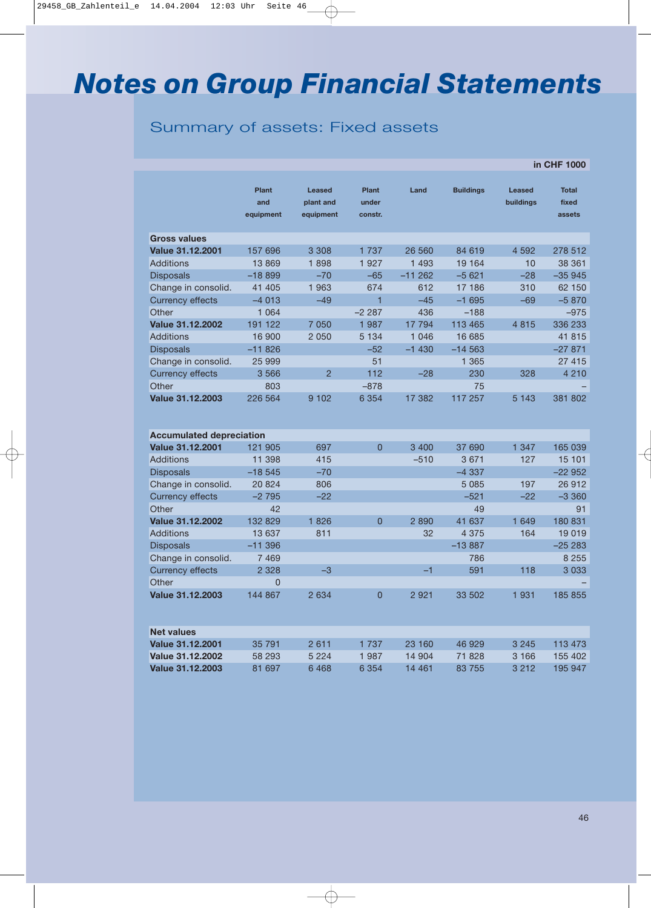# Notes on Group Financial Statements

## Summary of assets: Fixed assets

in CHF 1000

| | Plant and equipment | Leased plant and equipment | Plant under constr. | Land | Buildings | Leased buildings | Total fixed assets |
|---|---|---|---|---|---|---|---|
| **Gross values** | | | | | | | |
| **Value 31.12.2001** | 157 696 | 3 308 | 1 737 | 26 560 | 84 619 | 4 592 | 278 512 |
| Additions | 13 869 | 1 898 | 1 927 | 1 493 | 19 164 | 10 | 38 361 |
| Disposals | –18 899 | –70 | –65 | –11 262 | –5 621 | –28 | –35 945 |
| Change in consolid. | 41 405 | 1 963 | 674 | 612 | 17 186 | 310 | 62 150 |
| Currency effects | –4 013 | –49 | 1 | –45 | –1 695 | –69 | –5 870 |
| Other | 1 064 | | –2 287 | 436 | –188 | | –975 |
| **Value 31.12.2002** | 191 122 | 7 050 | 1 987 | 17 794 | 113 465 | 4 815 | 336 233 |
| Additions | 16 900 | 2 050 | 5 134 | 1 046 | 16 685 | | 41 815 |
| Disposals | –11 826 | | –52 | –1 430 | –14 563 | | –27 871 |
| Change in consolid. | 25 999 | | 51 | | 1 365 | | 27 415 |
| Currency effects | 3 566 | 2 | 112 | –28 | 230 | 328 | 4 210 |
| Other | 803 | | –878 | | 75 | | – |
| **Value 31.12.2003** | 226 564 | 9 102 | 6 354 | 17 382 | 117 257 | 5 143 | 381 802 |
| **Accumulated depreciation** | | | | | | | |
| **Value 31.12.2001** | 121 905 | 697 | 0 | 3 400 | 37 690 | 1 347 | 165 039 |
| Additions | 11 398 | 415 | | –510 | 3 671 | 127 | 15 101 |
| Disposals | –18 545 | –70 | | | –4 337 | | –22 952 |
| Change in consolid. | 20 824 | 806 | | | 5 085 | 197 | 26 912 |
| Currency effects | –2 795 | –22 | | | –521 | –22 | –3 360 |
| Other | 42 | | | | 49 | | 91 |
| **Value 31.12.2002** | 132 829 | 1 826 | 0 | 2 890 | 41 637 | 1 649 | 180 831 |
| Additions | 13 637 | 811 | | 32 | 4 375 | 164 | 19 019 |
| Disposals | –11 396 | | | | –13 887 | | –25 283 |
| Change in consolid. | 7 469 | | | | 786 | | 8 255 |
| Currency effects | 2 328 | –3 | | –1 | 591 | 118 | 3 033 |
| Other | 0 | | | | | | – |
| **Value 31.12.2003** | 144 867 | 2 634 | 0 | 2 921 | 33 502 | 1 931 | 185 855 |
| **Net values** | | | | | | | |
| **Value 31.12.2001** | 35 791 | 2 611 | 1 737 | 23 160 | 46 929 | 3 245 | 113 473 |
| **Value 31.12.2002** | 58 293 | 5 224 | 1 987 | 14 904 | 71 828 | 3 166 | 155 402 |
| **Value 31.12.2003** | 81 697 | 6 468 | 6 354 | 14 461 | 83 755 | 3 212 | 195 947 |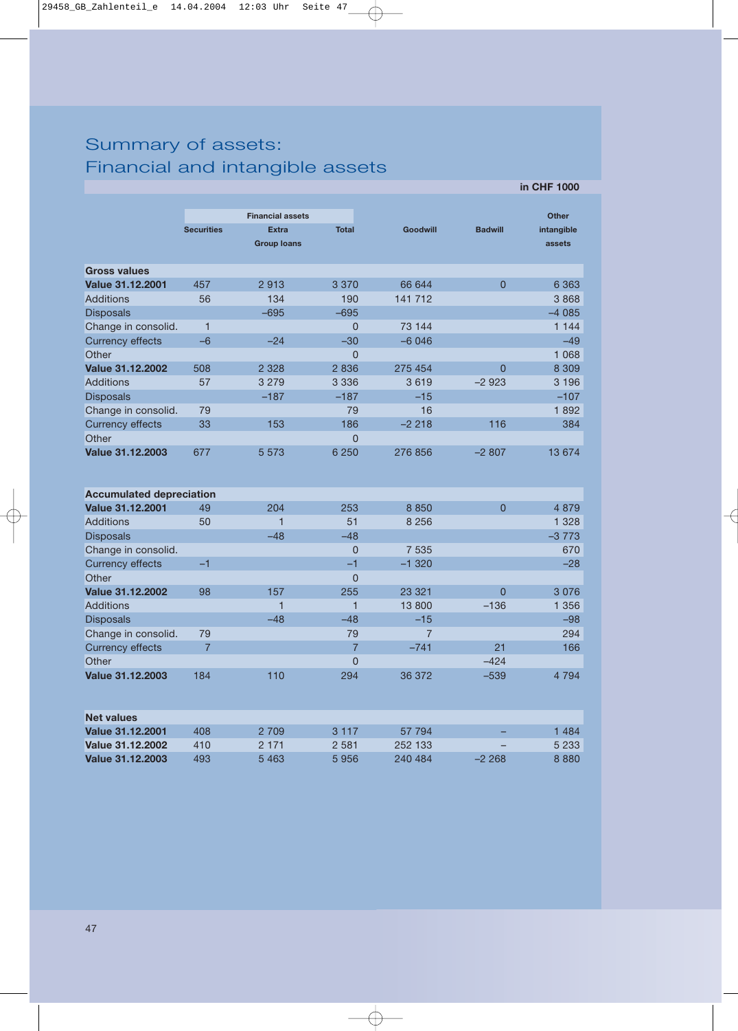# Summary of assets: Financial and intangible assets

in CHF 1000

| | Financial assets | | | | | |
|---|---|---|---|---|---|---|
| | Securities | Extra Group loans | Total | Goodwill | Badwill | Other intangible assets |
| **Gross values** | | | | | | |
| **Value 31.12.2001** | 457 | 2 913 | 3 370 | 66 644 | 0 | 6 363 |
| Additions | 56 | 134 | 190 | 141 712 | | 3 868 |
| Disposals | | –695 | –695 | | | –4 085 |
| Change in consolid. | 1 | | 0 | 73 144 | | 1 144 |
| Currency effects | –6 | –24 | –30 | –6 046 | | –49 |
| Other | | | 0 | | | 1 068 |
| **Value 31.12.2002** | 508 | 2 328 | 2 836 | 275 454 | 0 | 8 309 |
| Additions | 57 | 3 279 | 3 336 | 3 619 | –2 923 | 3 196 |
| Disposals | | –187 | –187 | –15 | | –107 |
| Change in consolid. | 79 | | 79 | 16 | | 1 892 |
| Currency effects | 33 | 153 | 186 | –2 218 | 116 | 384 |
| Other | | | 0 | | | |
| **Value 31.12.2003** | 677 | 5 573 | 6 250 | 276 856 | –2 807 | 13 674 |
| **Accumulated depreciation** | | | | | | |
| **Value 31.12.2001** | 49 | 204 | 253 | 8 850 | 0 | 4 879 |
| Additions | 50 | 1 | 51 | 8 256 | | 1 328 |
| Disposals | | –48 | –48 | | | –3 773 |
| Change in consolid. | | | 0 | 7 535 | | 670 |
| Currency effects | –1 | | –1 | –1 320 | | –28 |
| Other | | | 0 | | | |
| **Value 31.12.2002** | 98 | 157 | 255 | 23 321 | 0 | 3 076 |
| Additions | | 1 | 1 | 13 800 | –136 | 1 356 |
| Disposals | | –48 | –48 | –15 | | –98 |
| Change in consolid. | 79 | | 79 | 7 | | 294 |
| Currency effects | 7 | | 7 | –741 | 21 | 166 |
| Other | | | 0 | | –424 | |
| **Value 31.12.2003** | 184 | 110 | 294 | 36 372 | –539 | 4 794 |
| **Net values** | | | | | | |
| **Value 31.12.2001** | 408 | 2 709 | 3 117 | 57 794 | – | 1 484 |
| **Value 31.12.2002** | 410 | 2 171 | 2 581 | 252 133 | – | 5 233 |
| **Value 31.12.2003** | 493 | 5 463 | 5 956 | 240 484 | –2 268 | 8 880 |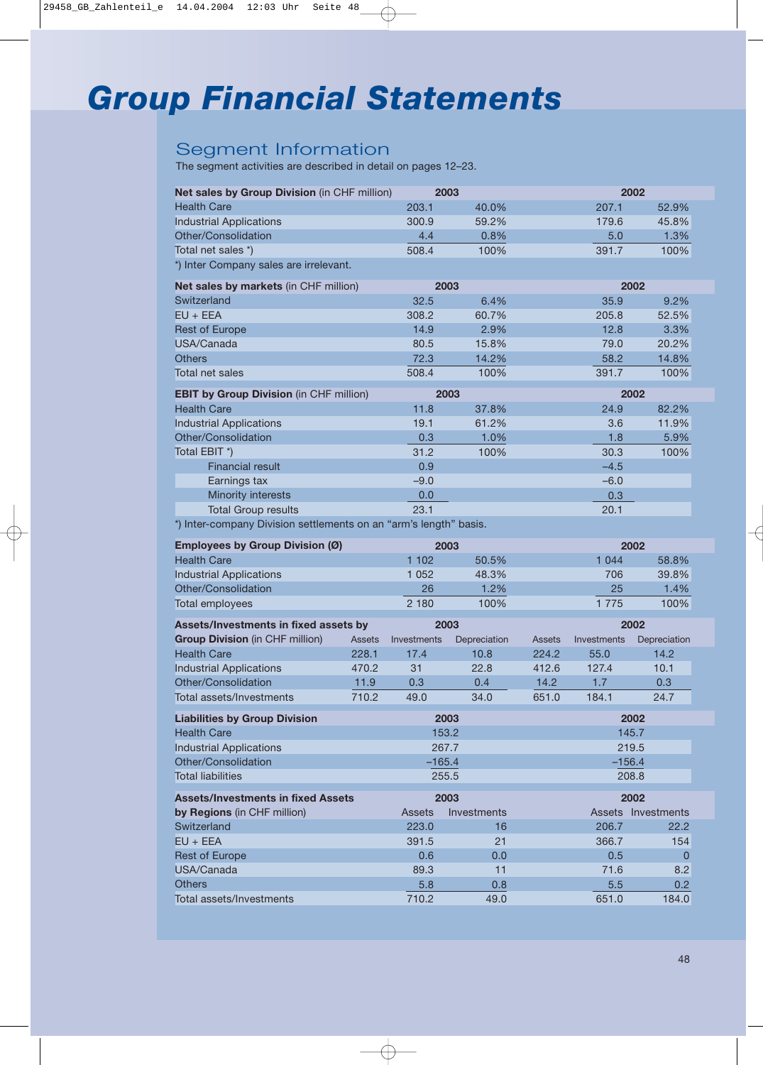# Group Financial Statements

## Segment Information

The segment activities are described in detail on pages 12–23.

| **Net sales by Group Division** (in CHF million) | 2003 | | 2002 | |
|---|---|---|---|---|
| Health Care | 203.1 | 40.0% | 207.1 | 52.9% |
| Industrial Applications | 300.9 | 59.2% | 179.6 | 45.8% |
| Other/Consolidation | 4.4 | 0.8% | 5.0 | 1.3% |
| Total net sales *) | 508.4 | 100% | 391.7 | 100% |

*) Inter Company sales are irrelevant.

| **Net sales by markets** (in CHF million) | 2003 | | 2002 | |
|---|---|---|---|---|
| Switzerland | 32.5 | 6.4% | 35.9 | 9.2% |
| EU + EEA | 308.2 | 60.7% | 205.8 | 52.5% |
| Rest of Europe | 14.9 | 2.9% | 12.8 | 3.3% |
| USA/Canada | 80.5 | 15.8% | 79.0 | 20.2% |
| Others | 72.3 | 14.2% | 58.2 | 14.8% |
| Total net sales | 508.4 | 100% | 391.7 | 100% |

| **EBIT by Group Division** (in CHF million) | 2003 | | 2002 | |
|---|---|---|---|---|
| Health Care | 11.8 | 37.8% | 24.9 | 82.2% |
| Industrial Applications | 19.1 | 61.2% | 3.6 | 11.9% |
| Other/Consolidation | 0.3 | 1.0% | 1.8 | 5.9% |
| Total EBIT *) | 31.2 | 100% | 30.3 | 100% |
| Financial result | 0.9 | | –4.5 | |
| Earnings tax | –9.0 | | –6.0 | |
| Minority interests | 0.0 | | 0.3 | |
| Total Group results | 23.1 | | 20.1 | |

*) Inter-company Division settlements on an “arm’s length” basis.

| **Employees by Group Division (Ø)** | 2003 | | 2002 | |
|---|---|---|---|---|
| Health Care | 1 102 | 50.5% | 1 044 | 58.8% |
| Industrial Applications | 1 052 | 48.3% | 706 | 39.8% |
| Other/Consolidation | 26 | 1.2% | 25 | 1.4% |
| Total employees | 2 180 | 100% | 1 775 | 100% |

| **Assets/Investments in fixed assets by** | 2003 | | | 2002 | | |
|---|---|---|---|---|---|---|
| **Group Division** (in CHF million) | Assets | Investments | Depreciation | Assets | Investments | Depreciation |
| Health Care | 228.1 | 17.4 | 10.8 | 224.2 | 55.0 | 14.2 |
| Industrial Applications | 470.2 | 31 | 22.8 | 412.6 | 127.4 | 10.1 |
| Other/Consolidation | 11.9 | 0.3 | 0.4 | 14.2 | 1.7 | 0.3 |
| Total assets/Investments | 710.2 | 49.0 | 34.0 | 651.0 | 184.1 | 24.7 |

| **Liabilities by Group Division** | 2003 | 2002 |
|---|---|---|
| Health Care | 153.2 | 145.7 |
| Industrial Applications | 267.7 | 219.5 |
| Other/Consolidation | –165.4 | –156.4 |
| Total liabilities | 255.5 | 208.8 |

| **Assets/Investments in fixed Assets** | 2003 | | 2002 | |
|---|---|---|---|---|
| **by Regions** (in CHF million) | Assets | Investments | Assets | Investments |
| Switzerland | 223.0 | 16 | 206.7 | 22.2 |
| EU + EEA | 391.5 | 21 | 366.7 | 154 |
| Rest of Europe | 0.6 | 0.0 | 0.5 | 0 |
| USA/Canada | 89.3 | 11 | 71.6 | 8.2 |
| Others | 5.8 | 0.8 | 5.5 | 0.2 |
| Total assets/Investments | 710.2 | 49.0 | 651.0 | 184.0 |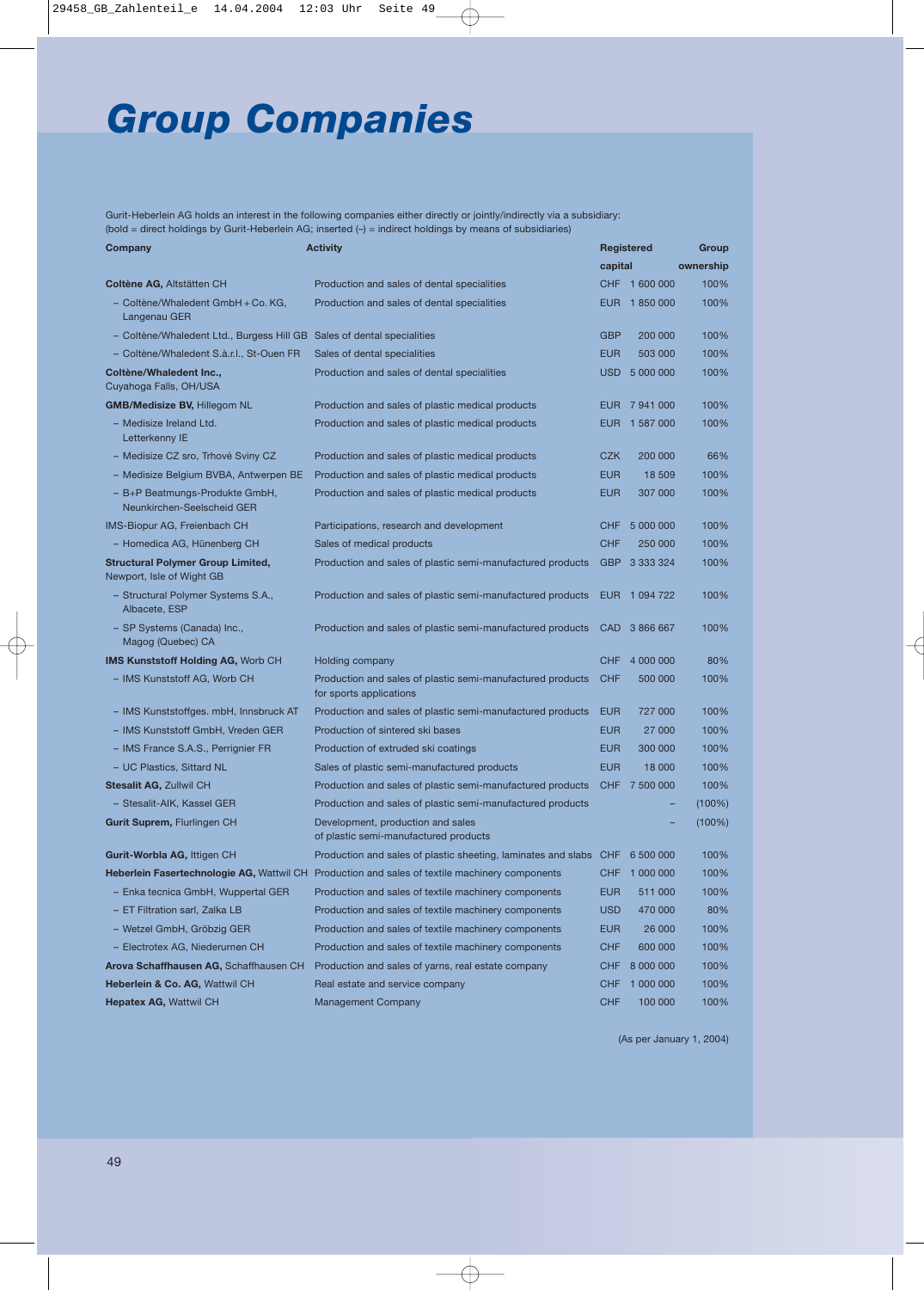# Group Companies

Gurit-Heberlein AG holds an interest in the following companies either directly or jointly/indirectly via a subsidiary:
(bold = direct holdings by Gurit-Heberlein AG; inserted (–) = indirect holdings by means of subsidiaries)

| Company | Activity | Registered capital | | Group ownership |
|---|---|---|---|---|
| **Coltène AG,** Altstätten CH | Production and sales of dental specialities | CHF | 1 600 000 | 100% |
| – Coltène/Whaledent GmbH + Co. KG, Langenau GER | Production and sales of dental specialities | EUR | 1 850 000 | 100% |
| – Coltène/Whaledent Ltd., Burgess Hill GB | Sales of dental specialities | GBP | 200 000 | 100% |
| – Coltène/Whaledent S.à.r.l., St-Ouen FR | Sales of dental specialities | EUR | 503 000 | 100% |
| **Coltène/Whaledent Inc.,** Cuyahoga Falls, OH/USA | Production and sales of dental specialities | USD | 5 000 000 | 100% |
| **GMB/Medisize BV,** Hillegom NL | Production and sales of plastic medical products | EUR | 7 941 000 | 100% |
| – Medisize Ireland Ltd. Letterkenny IE | Production and sales of plastic medical products | EUR | 1 587 000 | 100% |
| – Medisize CZ sro, Trhové Sviny CZ | Production and sales of plastic medical products | CZK | 200 000 | 66% |
| – Medisize Belgium BVBA, Antwerpen BE | Production and sales of plastic medical products | EUR | 18 509 | 100% |
| – B+P Beatmungs-Produkte GmbH, Neunkirchen-Seelscheid GER | Production and sales of plastic medical products | EUR | 307 000 | 100% |
| IMS-Biopur AG, Freienbach CH | Participations, research and development | CHF | 5 000 000 | 100% |
| – Homedica AG, Hünenberg CH | Sales of medical products | CHF | 250 000 | 100% |
| **Structural Polymer Group Limited,** Newport, Isle of Wight GB | Production and sales of plastic semi-manufactured products | GBP | 3 333 324 | 100% |
| – Structural Polymer Systems S.A., Albacete, ESP | Production and sales of plastic semi-manufactured products | EUR | 1 094 722 | 100% |
| – SP Systems (Canada) Inc., Magog (Quebec) CA | Production and sales of plastic semi-manufactured products | CAD | 3 866 667 | 100% |
| **IMS Kunststoff Holding AG,** Worb CH | Holding company | CHF | 4 000 000 | 80% |
| – IMS Kunststoff AG, Worb CH | Production and sales of plastic semi-manufactured products for sports applications | CHF | 500 000 | 100% |
| – IMS Kunststoffges. mbH, Innsbruck AT | Production and sales of plastic semi-manufactured products | EUR | 727 000 | 100% |
| – IMS Kunststoff GmbH, Vreden GER | Production of sintered ski bases | EUR | 27 000 | 100% |
| – IMS France S.A.S., Perrignier FR | Production of extruded ski coatings | EUR | 300 000 | 100% |
| – UC Plastics, Sittard NL | Sales of plastic semi-manufactured products | EUR | 18 000 | 100% |
| **Stesalit AG,** Zullwil CH | Production and sales of plastic semi-manufactured products | CHF | 7 500 000 | 100% |
| – Stesalit-AIK, Kassel GER | Production and sales of plastic semi-manufactured products | | – | (100%) |
| **Gurit Suprem,** Flurlingen CH | Development, production and sales of plastic semi-manufactured products | | – | (100%) |
| **Gurit-Worbla AG,** Ittigen CH | Production and sales of plastic sheeting, laminates and slabs | CHF | 6 500 000 | 100% |
| **Heberlein Fasertechnologie AG,** Wattwil CH | Production and sales of textile machinery components | CHF | 1 000 000 | 100% |
| – Enka tecnica GmbH, Wuppertal GER | Production and sales of textile machinery components | EUR | 511 000 | 100% |
| – ET Filtration sarl, Zalka LB | Production and sales of textile machinery components | USD | 470 000 | 80% |
| – Wetzel GmbH, Gröbzig GER | Production and sales of textile machinery components | EUR | 26 000 | 100% |
| – Electrotex AG, Niederurnen CH | Production and sales of textile machinery components | CHF | 600 000 | 100% |
| **Arova Schaffhausen AG,** Schaffhausen CH | Production and sales of yarns, real estate company | CHF | 8 000 000 | 100% |
| **Heberlein & Co. AG,** Wattwil CH | Real estate and service company | CHF | 1 000 000 | 100% |
| **Hepatex AG,** Wattwil CH | Management Company | CHF | 100 000 | 100% |

(As per January 1, 2004)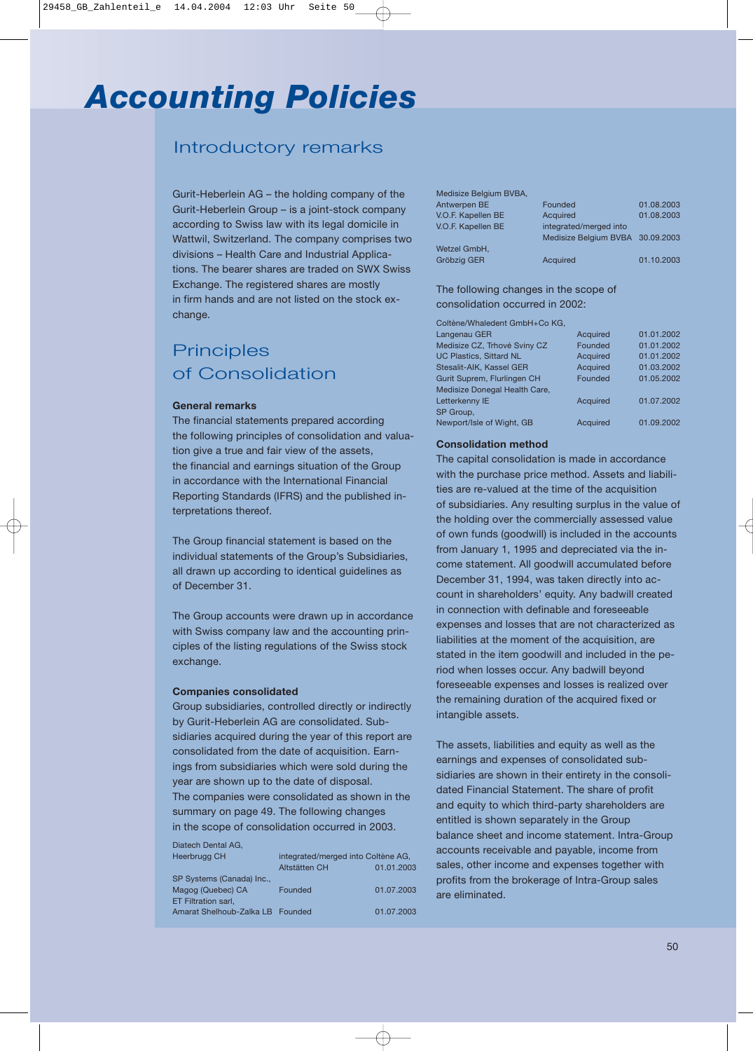# Accounting Policies

## Introductory remarks

Gurit-Heberlein AG – the holding company of the Gurit-Heberlein Group – is a joint-stock company according to Swiss law with its legal domicile in Wattwil, Switzerland. The company comprises two divisions – Health Care and Industrial Applications. The bearer shares are traded on SWX Swiss Exchange. The registered shares are mostly in firm hands and are not listed on the stock exchange.

## Principles of Consolidation

**General remarks**

The financial statements prepared according the following principles of consolidation and valuation give a true and fair view of the assets, the financial and earnings situation of the Group in accordance with the International Financial Reporting Standards (IFRS) and the published interpretations thereof.

The Group financial statement is based on the individual statements of the Group's Subsidiaries, all drawn up according to identical guidelines as of December 31.

The Group accounts were drawn up in accordance with Swiss company law and the accounting principles of the listing regulations of the Swiss stock exchange.

**Companies consolidated**

Group subsidiaries, controlled directly or indirectly by Gurit-Heberlein AG are consolidated. Subsidiaries acquired during the year of this report are consolidated from the date of acquisition. Earnings from subsidiaries which were sold during the year are shown up to the date of disposal.
The companies were consolidated as shown in the summary on page 49. The following changes in the scope of consolidation occurred in 2003.

| | | |
|---|---|---|
| Diatech Dental AG, Heerbrugg CH | integrated/merged into Coltène AG, Altstätten CH | 01.01.2003 |
| SP Systems (Canada) Inc., Magog (Quebec) CA | Founded | 01.07.2003 |
| ET Filtration sarl, Amarat Shelhoub-Zalka LB | Founded | 01.07.2003 |
| Medisize Belgium BVBA, Antwerpen BE | Founded | 01.08.2003 |
| V.O.F. Kapellen BE | Acquired | 01.08.2003 |
| V.O.F. Kapellen BE | integrated/merged into Medisize Belgium BVBA | 30.09.2003 |
| Wetzel GmbH, Gröbzig GER | Acquired | 01.10.2003 |

The following changes in the scope of consolidation occurred in 2002:

| | | |
|---|---|---|
| Coltène/Whaledent GmbH+Co KG, Langenau GER | Acquired | 01.01.2002 |
| Medisize CZ, Trhové Sviny CZ | Founded | 01.01.2002 |
| UC Plastics, Sittard NL | Acquired | 01.01.2002 |
| Stesalit-AIK, Kassel GER | Acquired | 01.03.2002 |
| Gurit Suprem, Flurlingen CH | Founded | 01.05.2002 |
| Medisize Donegal Health Care, Letterkenny IE | Acquired | 01.07.2002 |
| SP Group, Newport/Isle of Wight, GB | Acquired | 01.09.2002 |

**Consolidation method**

The capital consolidation is made in accordance with the purchase price method. Assets and liabilities are re-valued at the time of the acquisition of subsidiaries. Any resulting surplus in the value of the holding over the commercially assessed value of own funds (goodwill) is included in the accounts from January 1, 1995 and depreciated via the income statement. All goodwill accumulated before December 31, 1994, was taken directly into account in shareholders' equity. Any badwill created in connection with definable and foreseeable expenses and losses that are not characterized as liabilities at the moment of the acquisition, are stated in the item goodwill and included in the period when losses occur. Any badwill beyond foreseeable expenses and losses is realized over the remaining duration of the acquired fixed or intangible assets.

The assets, liabilities and equity as well as the earnings and expenses of consolidated subsidiaries are shown in their entirety in the consolidated Financial Statement. The share of profit and equity to which third-party shareholders are entitled is shown separately in the Group balance sheet and income statement. Intra-Group accounts receivable and payable, income from sales, other income and expenses together with profits from the brokerage of Intra-Group sales are eliminated.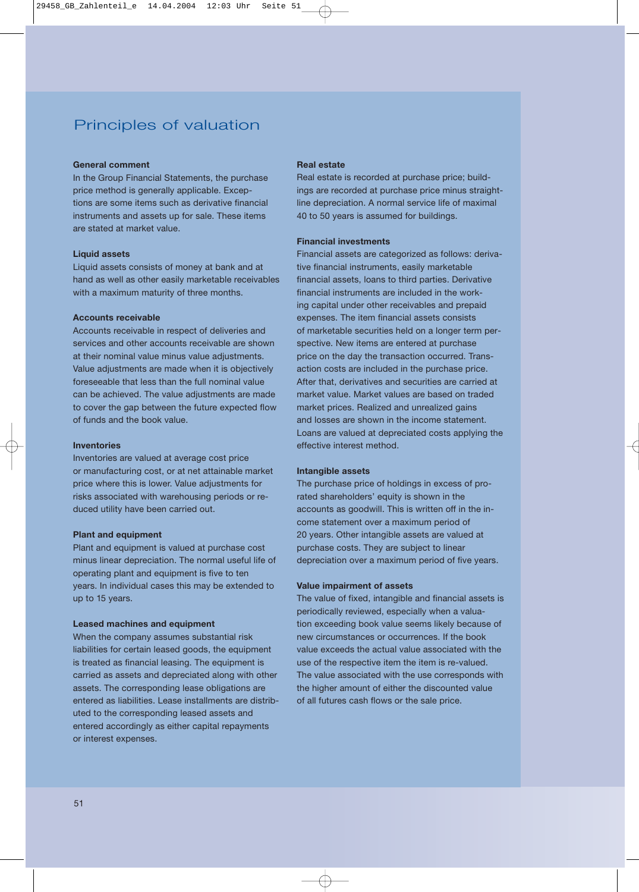# Principles of valuation

**General comment**

In the Group Financial Statements, the purchase price method is generally applicable. Exceptions are some items such as derivative financial instruments and assets up for sale. These items are stated at market value.

**Liquid assets**

Liquid assets consists of money at bank and at hand as well as other easily marketable receivables with a maximum maturity of three months.

**Accounts receivable**

Accounts receivable in respect of deliveries and services and other accounts receivable are shown at their nominal value minus value adjustments. Value adjustments are made when it is objectively foreseeable that less than the full nominal value can be achieved. The value adjustments are made to cover the gap between the future expected flow of funds and the book value.

**Inventories**

Inventories are valued at average cost price or manufacturing cost, or at net attainable market price where this is lower. Value adjustments for risks associated with warehousing periods or reduced utility have been carried out.

**Plant and equipment**

Plant and equipment is valued at purchase cost minus linear depreciation. The normal useful life of operating plant and equipment is five to ten years. In individual cases this may be extended to up to 15 years.

**Leased machines and equipment**

When the company assumes substantial risk liabilities for certain leased goods, the equipment is treated as financial leasing. The equipment is carried as assets and depreciated along with other assets. The corresponding lease obligations are entered as liabilities. Lease installments are distributed to the corresponding leased assets and entered accordingly as either capital repayments or interest expenses.

**Real estate**

Real estate is recorded at purchase price; buildings are recorded at purchase price minus straight-line depreciation. A normal service life of maximal 40 to 50 years is assumed for buildings.

**Financial investments**

Financial assets are categorized as follows: derivative financial instruments, easily marketable financial assets, loans to third parties. Derivative financial instruments are included in the working capital under other receivables and prepaid expenses. The item financial assets consists of marketable securities held on a longer term perspective. New items are entered at purchase price on the day the transaction occurred. Transaction costs are included in the purchase price. After that, derivatives and securities are carried at market value. Market values are based on traded market prices. Realized and unrealized gains and losses are shown in the income statement. Loans are valued at depreciated costs applying the effective interest method.

**Intangible assets**

The purchase price of holdings in excess of prorated shareholders' equity is shown in the accounts as goodwill. This is written off in the income statement over a maximum period of 20 years. Other intangible assets are valued at purchase costs. They are subject to linear depreciation over a maximum period of five years.

**Value impairment of assets**

The value of fixed, intangible and financial assets is periodically reviewed, especially when a valuation exceeding book value seems likely because of new circumstances or occurrences. If the book value exceeds the actual value associated with the use of the respective item the item is re-valued. The value associated with the use corresponds with the higher amount of either the discounted value of all futures cash flows or the sale price.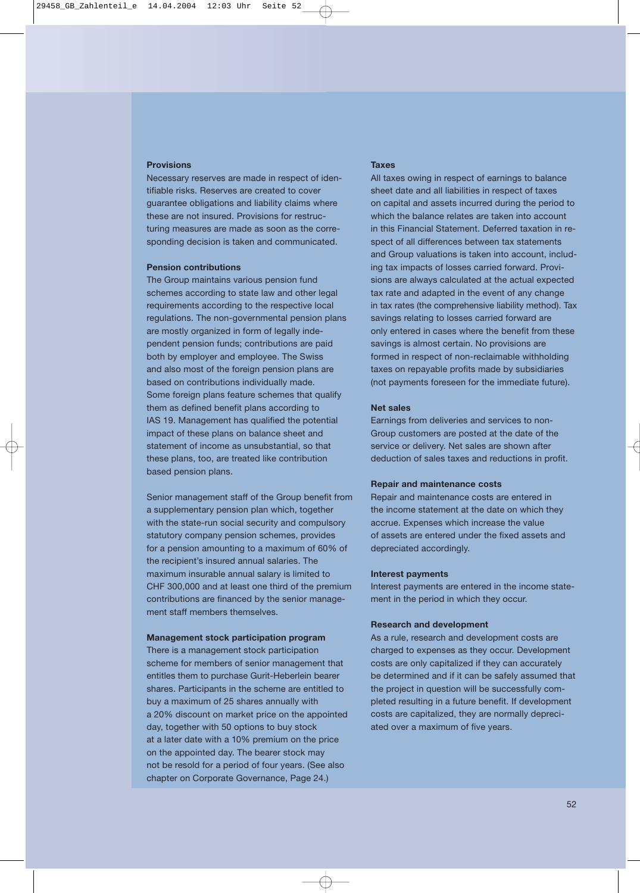### Provisions

Necessary reserves are made in respect of identifiable risks. Reserves are created to cover guarantee obligations and liability claims where these are not insured. Provisions for restructuring measures are made as soon as the corresponding decision is taken and communicated.

### Pension contributions

The Group maintains various pension fund schemes according to state law and other legal requirements according to the respective local regulations. The non-governmental pension plans are mostly organized in form of legally independent pension funds; contributions are paid both by employer and employee. The Swiss and also most of the foreign pension plans are based on contributions individually made. Some foreign plans feature schemes that qualify them as defined benefit plans according to IAS 19. Management has qualified the potential impact of these plans on balance sheet and statement of income as unsubstantial, so that these plans, too, are treated like contribution based pension plans.

Senior management staff of the Group benefit from a supplementary pension plan which, together with the state-run social security and compulsory statutory company pension schemes, provides for a pension amounting to a maximum of 60% of the recipient's insured annual salaries. The maximum insurable annual salary is limited to CHF 300,000 and at least one third of the premium contributions are financed by the senior management staff members themselves.

### Management stock participation program

There is a management stock participation scheme for members of senior management that entitles them to purchase Gurit-Heberlein bearer shares. Participants in the scheme are entitled to buy a maximum of 25 shares annually with a 20% discount on market price on the appointed day, together with 50 options to buy stock at a later date with a 10% premium on the price on the appointed day. The bearer stock may not be resold for a period of four years. (See also chapter on Corporate Governance, Page 24.)

### Taxes

All taxes owing in respect of earnings to balance sheet date and all liabilities in respect of taxes on capital and assets incurred during the period to which the balance relates are taken into account in this Financial Statement. Deferred taxation in respect of all differences between tax statements and Group valuations is taken into account, including tax impacts of losses carried forward. Provisions are always calculated at the actual expected tax rate and adapted in the event of any change in tax rates (the comprehensive liability method). Tax savings relating to losses carried forward are only entered in cases where the benefit from these savings is almost certain. No provisions are formed in respect of non-reclaimable withholding taxes on repayable profits made by subsidiaries (not payments foreseen for the immediate future).

### Net sales

Earnings from deliveries and services to non-Group customers are posted at the date of the service or delivery. Net sales are shown after deduction of sales taxes and reductions in profit.

### Repair and maintenance costs

Repair and maintenance costs are entered in the income statement at the date on which they accrue. Expenses which increase the value of assets are entered under the fixed assets and depreciated accordingly.

### Interest payments

Interest payments are entered in the income statement in the period in which they occur.

### Research and development

As a rule, research and development costs are charged to expenses as they occur. Development costs are only capitalized if they can accurately be determined and if it can be safely assumed that the project in question will be successfully completed resulting in a future benefit. If development costs are capitalized, they are normally depreciated over a maximum of five years.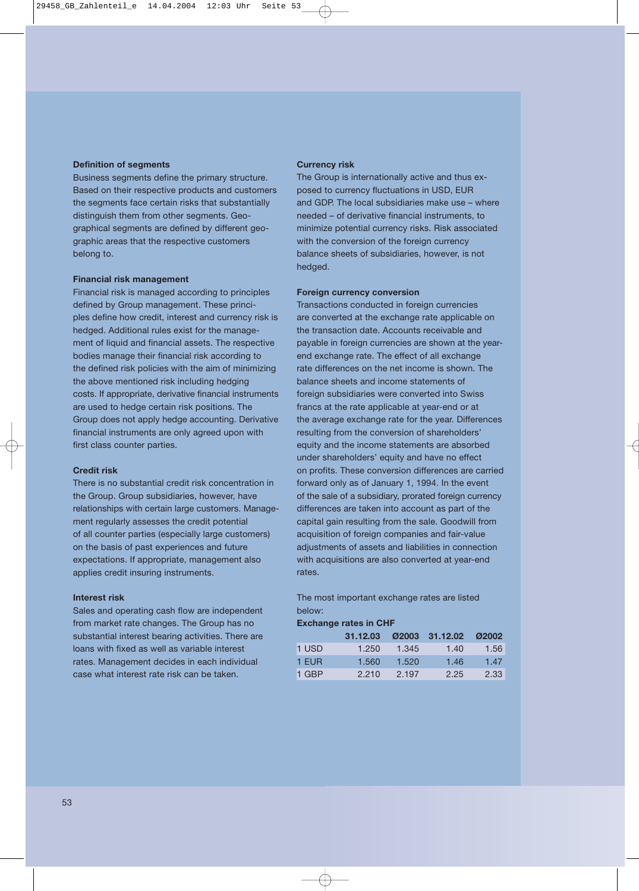### Definition of segments

Business segments define the primary structure. Based on their respective products and customers the segments face certain risks that substantially distinguish them from other segments. Geographical segments are defined by different geographic areas that the respective customers belong to.

### Financial risk management

Financial risk is managed according to principles defined by Group management. These principles define how credit, interest and currency risk is hedged. Additional rules exist for the management of liquid and financial assets. The respective bodies manage their financial risk according to the defined risk policies with the aim of minimizing the above mentioned risk including hedging costs. If appropriate, derivative financial instruments are used to hedge certain risk positions. The Group does not apply hedge accounting. Derivative financial instruments are only agreed upon with first class counter parties.

### Credit risk

There is no substantial credit risk concentration in the Group. Group subsidiaries, however, have relationships with certain large customers. Management regularly assesses the credit potential of all counter parties (especially large customers) on the basis of past experiences and future expectations. If appropriate, management also applies credit insuring instruments.

### Interest risk

Sales and operating cash flow are independent from market rate changes. The Group has no substantial interest bearing activities. There are loans with fixed as well as variable interest rates. Management decides in each individual case what interest rate risk can be taken.

### Currency risk

The Group is internationally active and thus exposed to currency fluctuations in USD, EUR and GDP. The local subsidiaries make use – where needed – of derivative financial instruments, to minimize potential currency risks. Risk associated with the conversion of the foreign currency balance sheets of subsidiaries, however, is not hedged.

### Foreign currency conversion

Transactions conducted in foreign currencies are converted at the exchange rate applicable on the transaction date. Accounts receivable and payable in foreign currencies are shown at the year-end exchange rate. The effect of all exchange rate differences on the net income is shown. The balance sheets and income statements of foreign subsidiaries were converted into Swiss francs at the rate applicable at year-end or at the average exchange rate for the year. Differences resulting from the conversion of shareholders' equity and the income statements are absorbed under shareholders' equity and have no effect on profits. These conversion differences are carried forward only as of January 1, 1994. In the event of the sale of a subsidiary, prorated foreign currency differences are taken into account as part of the capital gain resulting from the sale. Goodwill from acquisition of foreign companies and fair-value adjustments of assets and liabilities in connection with acquisitions are also converted at year-end rates.

The most important exchange rates are listed below:

**Exchange rates in CHF**

| | 31.12.03 | Ø2003 | 31.12.02 | Ø2002 |
|---|---|---|---|---|
| 1 USD | 1.250 | 1.345 | 1.40 | 1.56 |
| 1 EUR | 1.560 | 1.520 | 1.46 | 1.47 |
| 1 GBP | 2.210 | 2.197 | 2.25 | 2.33 |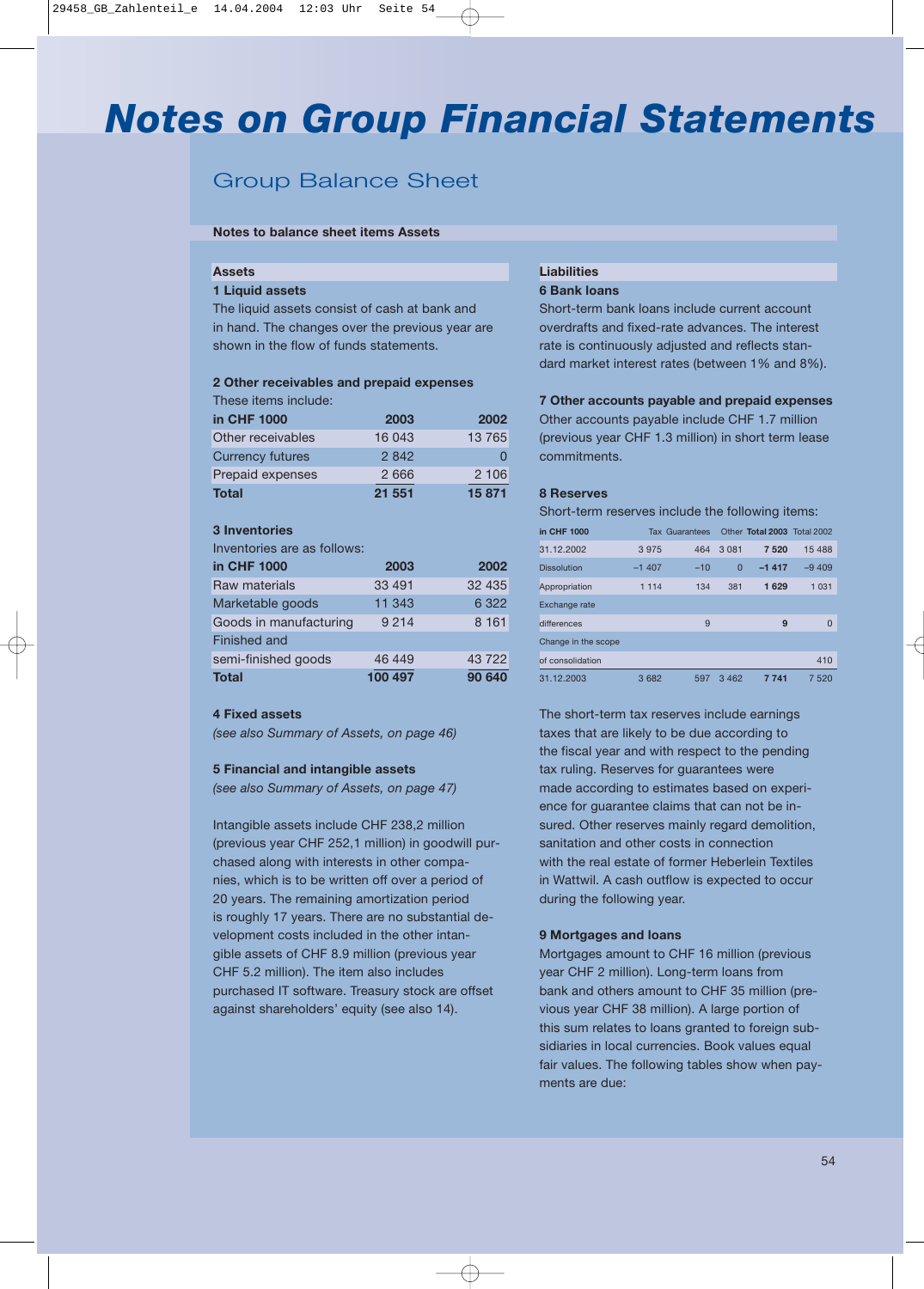# Notes on Group Financial Statements

## Group Balance Sheet

**Notes to balance sheet items Assets**

### Assets

**1 Liquid assets**

The liquid assets consist of cash at bank and in hand. The changes over the previous year are shown in the flow of funds statements.

**2 Other receivables and prepaid expenses**

These items include:

| in CHF 1000 | 2003 | 2002 |
|---|---|---|
| Other receivables | 16 043 | 13 765 |
| Currency futures | 2 842 | 0 |
| Prepaid expenses | 2 666 | 2 106 |
| **Total** | **21 551** | **15 871** |

**3 Inventories**

Inventories are as follows:

| in CHF 1000 | 2003 | 2002 |
|---|---|---|
| Raw materials | 33 491 | 32 435 |
| Marketable goods | 11 343 | 6 322 |
| Goods in manufacturing | 9 214 | 8 161 |
| Finished and semi-finished goods | 46 449 | 43 722 |
| **Total** | **100 497** | **90 640** |

**4 Fixed assets**

*(see also Summary of Assets, on page 46)*

**5 Financial and intangible assets**

*(see also Summary of Assets, on page 47)*

Intangible assets include CHF 238,2 million (previous year CHF 252,1 million) in goodwill purchased along with interests in other companies, which is to be written off over a period of 20 years. The remaining amortization period is roughly 17 years. There are no substantial development costs included in the other intangible assets of CHF 8.9 million (previous year CHF 5.2 million). The item also includes purchased IT software. Treasury stock are offset against shareholders' equity (see also 14).

### Liabilities

**6 Bank loans**

Short-term bank loans include current account overdrafts and fixed-rate advances. The interest rate is continuously adjusted and reflects standard market interest rates (between 1% and 8%).

**7 Other accounts payable and prepaid expenses**

Other accounts payable include CHF 1.7 million (previous year CHF 1.3 million) in short term lease commitments.

**8 Reserves**

Short-term reserves include the following items:

| in CHF 1000 | Tax | Guarantees | Other | Total 2003 | Total 2002 |
|---|---|---|---|---|---|
| 31.12.2002 | 3 975 | 464 | 3 081 | **7 520** | 15 488 |
| Dissolution | –1 407 | –10 | 0 | **–1 417** | –9 409 |
| Appropriation | 1 114 | 134 | 381 | **1 629** | 1 031 |
| Exchange rate differences | | 9 | | **9** | 0 |
| Change in the scope of consolidation | | | | | 410 |
| 31.12.2003 | 3 682 | 597 | 3 462 | **7 741** | 7 520 |

The short-term tax reserves include earnings taxes that are likely to be due according to the fiscal year and with respect to the pending tax ruling. Reserves for guarantees were made according to estimates based on experience for guarantee claims that can not be insured. Other reserves mainly regard demolition, sanitation and other costs in connection with the real estate of former Heberlein Textiles in Wattwil. A cash outflow is expected to occur during the following year.

**9 Mortgages and loans**

Mortgages amount to CHF 16 million (previous year CHF 2 million). Long-term loans from bank and others amount to CHF 35 million (previous year CHF 38 million). A large portion of this sum relates to loans granted to foreign subsidiaries in local currencies. Book values equal fair values. The following tables show when payments are due: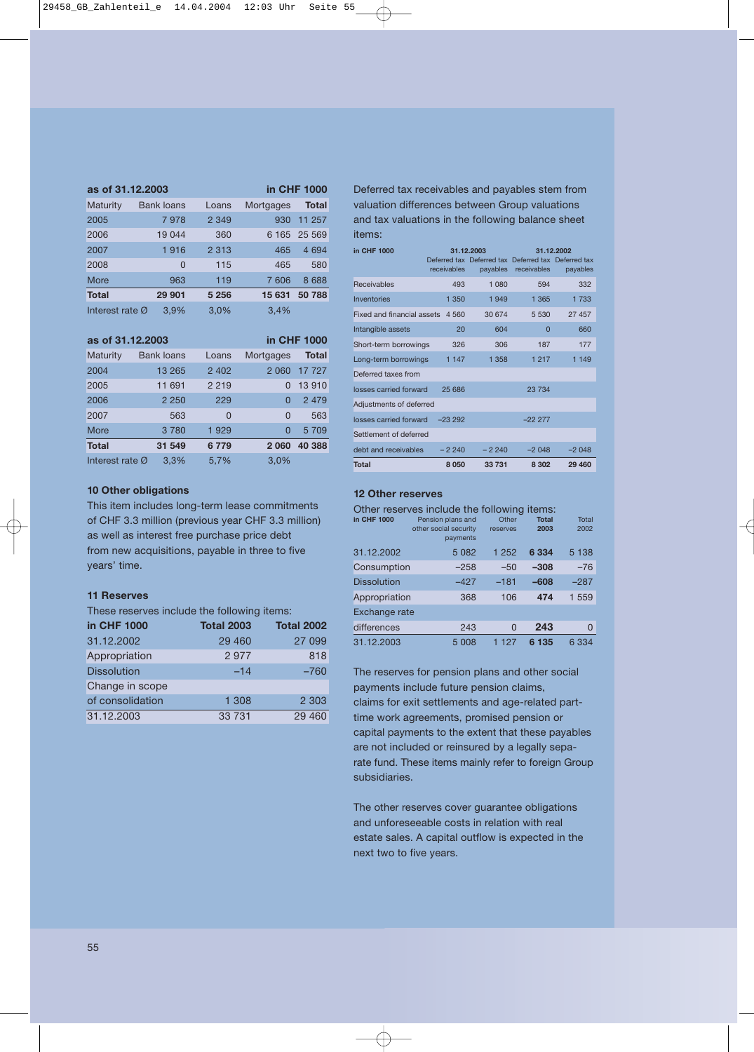| as of 31.12.2003 | | | in CHF 1000 | |
|---|---|---|---|---|
| Maturity | Bank loans | Loans | Mortgages | **Total** |
| 2005 | 7 978 | 2 349 | 930 | 11 257 |
| 2006 | 19 044 | 360 | 6 165 | 25 569 |
| 2007 | 1 916 | 2 313 | 465 | 4 694 |
| 2008 | 0 | 115 | 465 | 580 |
| More | 963 | 119 | 7 606 | 8 688 |
| **Total** | **29 901** | **5 256** | **15 631** | **50 788** |
| Interest rate Ø | 3,9% | 3,0% | 3,4% | |

| as of 31.12.2003 | | | in CHF 1000 | |
|---|---|---|---|---|
| Maturity | Bank loans | Loans | Mortgages | **Total** |
| 2004 | 13 265 | 2 402 | 2 060 | 17 727 |
| 2005 | 11 691 | 2 219 | 0 | 13 910 |
| 2006 | 2 250 | 229 | 0 | 2 479 |
| 2007 | 563 | 0 | 0 | 563 |
| More | 3 780 | 1 929 | 0 | 5 709 |
| **Total** | **31 549** | **6 779** | **2 060** | **40 388** |
| Interest rate Ø | 3,3% | 5,7% | 3,0% | |

### 10 Other obligations

This item includes long-term lease commitments of CHF 3.3 million (previous year CHF 3.3 million) as well as interest free purchase price debt from new acquisitions, payable in three to five years' time.

### 11 Reserves

These reserves include the following items:

| in CHF 1000 | Total 2003 | Total 2002 |
|---|---|---|
| 31.12.2002 | 29 460 | 27 099 |
| Appropriation | 2 977 | 818 |
| Dissolution | –14 | –760 |
| Change in scope of consolidation | 1 308 | 2 303 |
| 31.12.2003 | 33 731 | 29 460 |

Deferred tax receivables and payables stem from valuation differences between Group valuations and tax valuations in the following balance sheet items:

| in CHF 1000 | 31.12.2003 | | 31.12.2002 | |
|---|---|---|---|---|
| | Deferred tax receivables | Deferred tax payables | Deferred tax receivables | Deferred tax payables |
| Receivables | 493 | 1 080 | 594 | 332 |
| Inventories | 1 350 | 1 949 | 1 365 | 1 733 |
| Fixed and financial assets | 4 560 | 30 674 | 5 530 | 27 457 |
| Intangible assets | 20 | 604 | 0 | 660 |
| Short-term borrowings | 326 | 306 | 187 | 177 |
| Long-term borrowings | 1 147 | 1 358 | 1 217 | 1 149 |
| Deferred taxes from losses carried forward | 25 686 | | 23 734 | |
| Adjustments of deferred losses carried forward | –23 292 | | –22 277 | |
| Settlement of deferred debt and receivables | – 2 240 | – 2 240 | –2 048 | –2 048 |
| **Total** | **8 050** | **33 731** | **8 302** | **29 460** |

### 12 Other reserves

Other reserves include the following items:

| in CHF 1000 | Pension plans and other social security payments | Other reserves | **Total 2003** | Total 2002 |
|---|---|---|---|---|
| 31.12.2002 | 5 082 | 1 252 | **6 334** | 5 138 |
| Consumption | –258 | –50 | **–308** | –76 |
| Dissolution | –427 | –181 | **–608** | –287 |
| Appropriation | 368 | 106 | **474** | 1 559 |
| Exchange rate differences | 243 | 0 | **243** | 0 |
| 31.12.2003 | 5 008 | 1 127 | **6 135** | 6 334 |

The reserves for pension plans and other social payments include future pension claims, claims for exit settlements and age-related part-time work agreements, promised pension or capital payments to the extent that these payables are not included or reinsured by a legally separate fund. These items mainly refer to foreign Group subsidiaries.

The other reserves cover guarantee obligations and unforeseeable costs in relation with real estate sales. A capital outflow is expected in the next two to five years.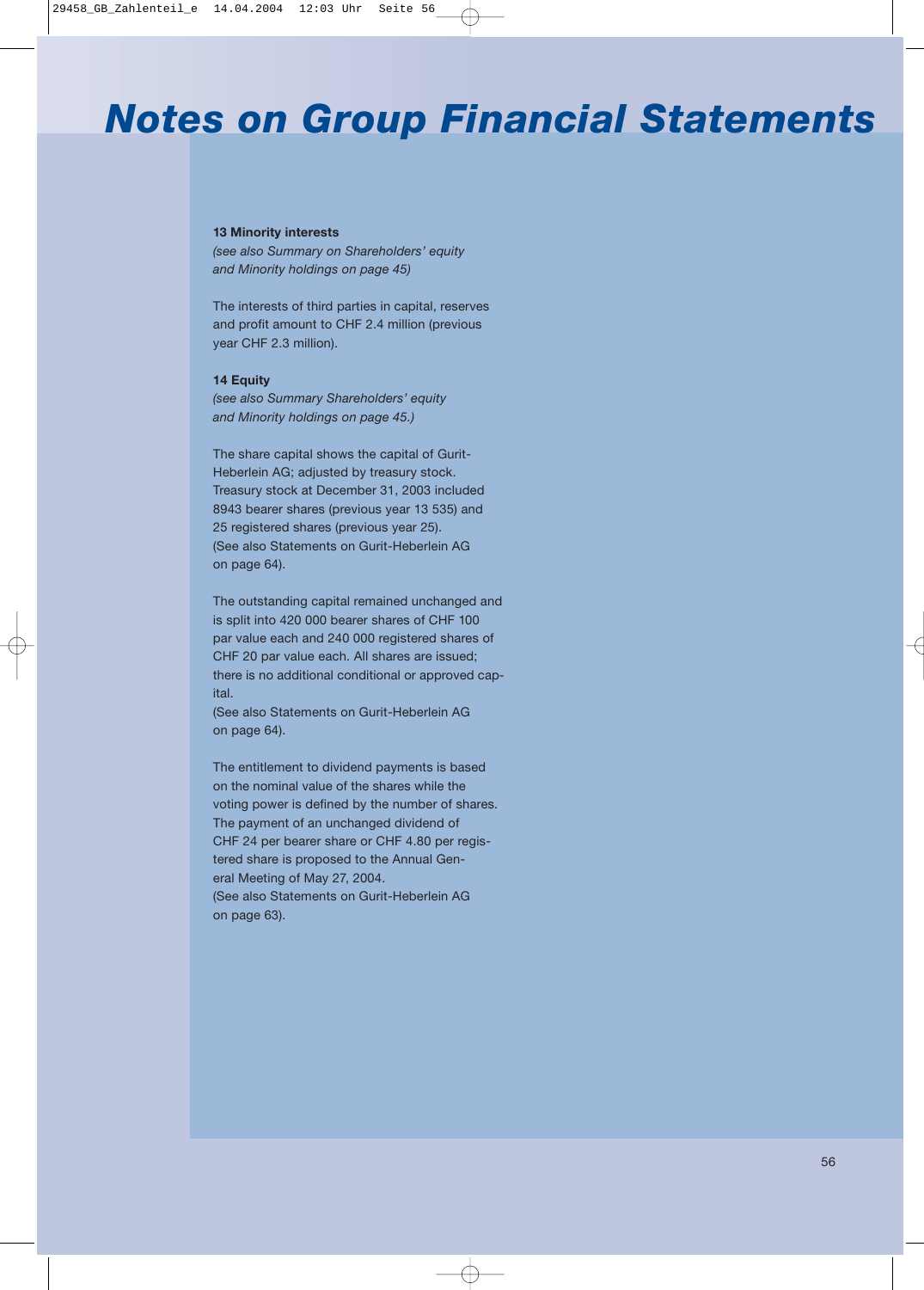# Notes on Group Financial Statements

**13 Minority interests**

*(see also Summary on Shareholders' equity and Minority holdings on page 45)*

The interests of third parties in capital, reserves and profit amount to CHF 2.4 million (previous year CHF 2.3 million).

**14 Equity**

*(see also Summary Shareholders' equity and Minority holdings on page 45.)*

The share capital shows the capital of Gurit-Heberlein AG; adjusted by treasury stock. Treasury stock at December 31, 2003 included 8943 bearer shares (previous year 13 535) and 25 registered shares (previous year 25). (See also Statements on Gurit-Heberlein AG on page 64).

The outstanding capital remained unchanged and is split into 420 000 bearer shares of CHF 100 par value each and 240 000 registered shares of CHF 20 par value each. All shares are issued; there is no additional conditional or approved capital.
(See also Statements on Gurit-Heberlein AG on page 64).

The entitlement to dividend payments is based on the nominal value of the shares while the voting power is defined by the number of shares. The payment of an unchanged dividend of CHF 24 per bearer share or CHF 4.80 per registered share is proposed to the Annual General Meeting of May 27, 2004.
(See also Statements on Gurit-Heberlein AG on page 63).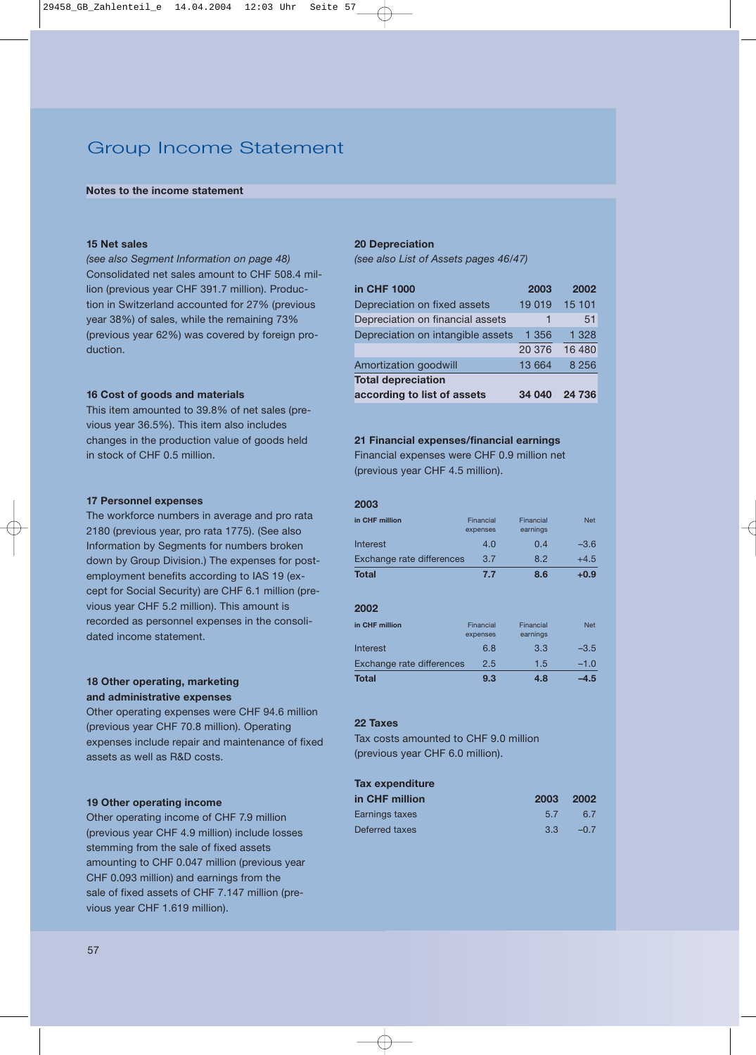# Group Income Statement

## Notes to the income statement

### 15 Net sales

*(see also Segment Information on page 48)*
Consolidated net sales amount to CHF 508.4 million (previous year CHF 391.7 million). Production in Switzerland accounted for 27% (previous year 38%) of sales, while the remaining 73% (previous year 62%) was covered by foreign production.

### 16 Cost of goods and materials

This item amounted to 39.8% of net sales (previous year 36.5%). This item also includes changes in the production value of goods held in stock of CHF 0.5 million.

### 17 Personnel expenses

The workforce numbers in average and pro rata 2180 (previous year, pro rata 1775). (See also Information by Segments for numbers broken down by Group Division.) The expenses for post-employment benefits according to IAS 19 (except for Social Security) are CHF 6.1 million (previous year CHF 5.2 million). This amount is recorded as personnel expenses in the consolidated income statement.

### 18 Other operating, marketing and administrative expenses

Other operating expenses were CHF 94.6 million (previous year CHF 70.8 million). Operating expenses include repair and maintenance of fixed assets as well as R&D costs.

### 19 Other operating income

Other operating income of CHF 7.9 million (previous year CHF 4.9 million) include losses stemming from the sale of fixed assets amounting to CHF 0.047 million (previous year CHF 0.093 million) and earnings from the sale of fixed assets of CHF 7.147 million (previous year CHF 1.619 million).

### 20 Depreciation

*(see also List of Assets pages 46/47)*

| in CHF 1000 | 2003 | 2002 |
|---|---|---|
| Depreciation on fixed assets | 19 019 | 15 101 |
| Depreciation on financial assets | 1 | 51 |
| Depreciation on intangible assets | 1 356 | 1 328 |
| | 20 376 | 16 480 |
| Amortization goodwill | 13 664 | 8 256 |
| **Total depreciation according to list of assets** | **34 040** | **24 736** |

### 21 Financial expenses/financial earnings

Financial expenses were CHF 0.9 million net (previous year CHF 4.5 million).

**2003**

| in CHF million | Financial expenses | Financial earnings | Net |
|---|---|---|---|
| Interest | 4.0 | 0.4 | –3.6 |
| Exchange rate differences | 3.7 | 8.2 | +4.5 |
| **Total** | **7.7** | **8.6** | **+0.9** |

**2002**

| in CHF million | Financial expenses | Financial earnings | Net |
|---|---|---|---|
| Interest | 6.8 | 3.3 | –3.5 |
| Exchange rate differences | 2.5 | 1.5 | –1.0 |
| **Total** | **9.3** | **4.8** | **–4.5** |

### 22 Taxes

Tax costs amounted to CHF 9.0 million (previous year CHF 6.0 million).

**Tax expenditure**

| in CHF million | 2003 | 2002 |
|---|---|---|
| Earnings taxes | 5.7 | 6.7 |
| Deferred taxes | 3.3 | –0.7 |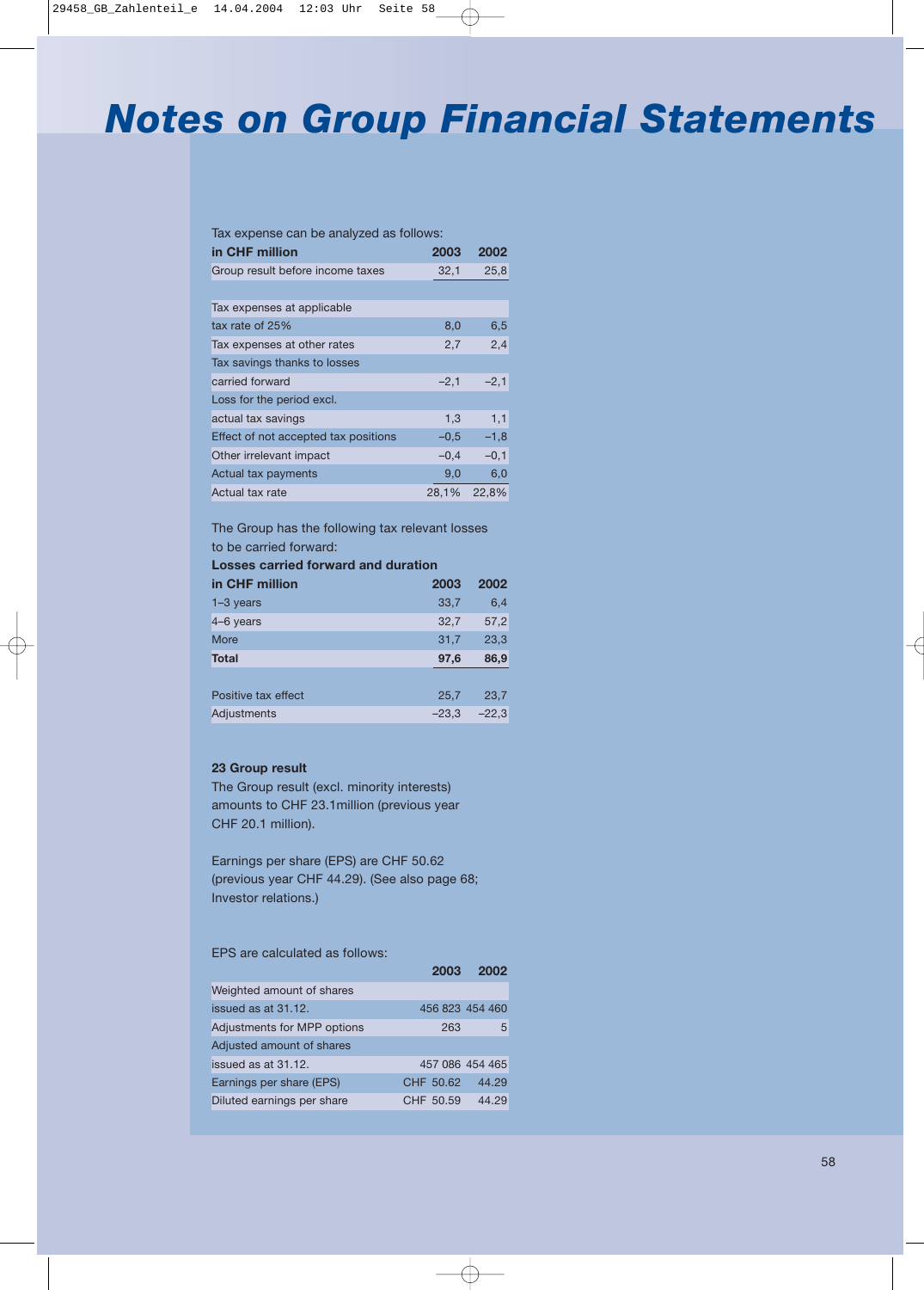# Notes on Group Financial Statements

Tax expense can be analyzed as follows:

| in CHF million | 2003 | 2002 |
|---|---|---|
| Group result before income taxes | 32,1 | 25,8 |
| | | |
| Tax expenses at applicable tax rate of 25% | 8,0 | 6,5 |
| Tax expenses at other rates | 2,7 | 2,4 |
| Tax savings thanks to losses carried forward | –2,1 | –2,1 |
| Loss for the period excl. actual tax savings | 1,3 | 1,1 |
| Effect of not accepted tax positions | –0,5 | –1,8 |
| Other irrelevant impact | –0,4 | –0,1 |
| Actual tax payments | 9,0 | 6,0 |
| Actual tax rate | 28,1% | 22,8% |

The Group has the following tax relevant losses to be carried forward:

**Losses carried forward and duration**

| in CHF million | 2003 | 2002 |
|---|---|---|
| 1–3 years | 33,7 | 6,4 |
| 4–6 years | 32,7 | 57,2 |
| More | 31,7 | 23,3 |
| **Total** | **97,6** | **86,9** |
| | | |
| Positive tax effect | 25,7 | 23,7 |
| Adjustments | –23,3 | –22,3 |

### 23 Group result

The Group result (excl. minority interests) amounts to CHF 23.1million (previous year CHF 20.1 million).

Earnings per share (EPS) are CHF 50.62 (previous year CHF 44.29). (See also page 68; Investor relations.)

EPS are calculated as follows:

| | 2003 | 2002 |
|---|---|---|
| Weighted amount of shares issued as at 31.12. | 456 823 | 454 460 |
| Adjustments for MPP options | 263 | 5 |
| Adjusted amount of shares issued as at 31.12. | 457 086 | 454 465 |
| Earnings per share (EPS) | CHF 50.62 | 44.29 |
| Diluted earnings per share | CHF 50.59 | 44.29 |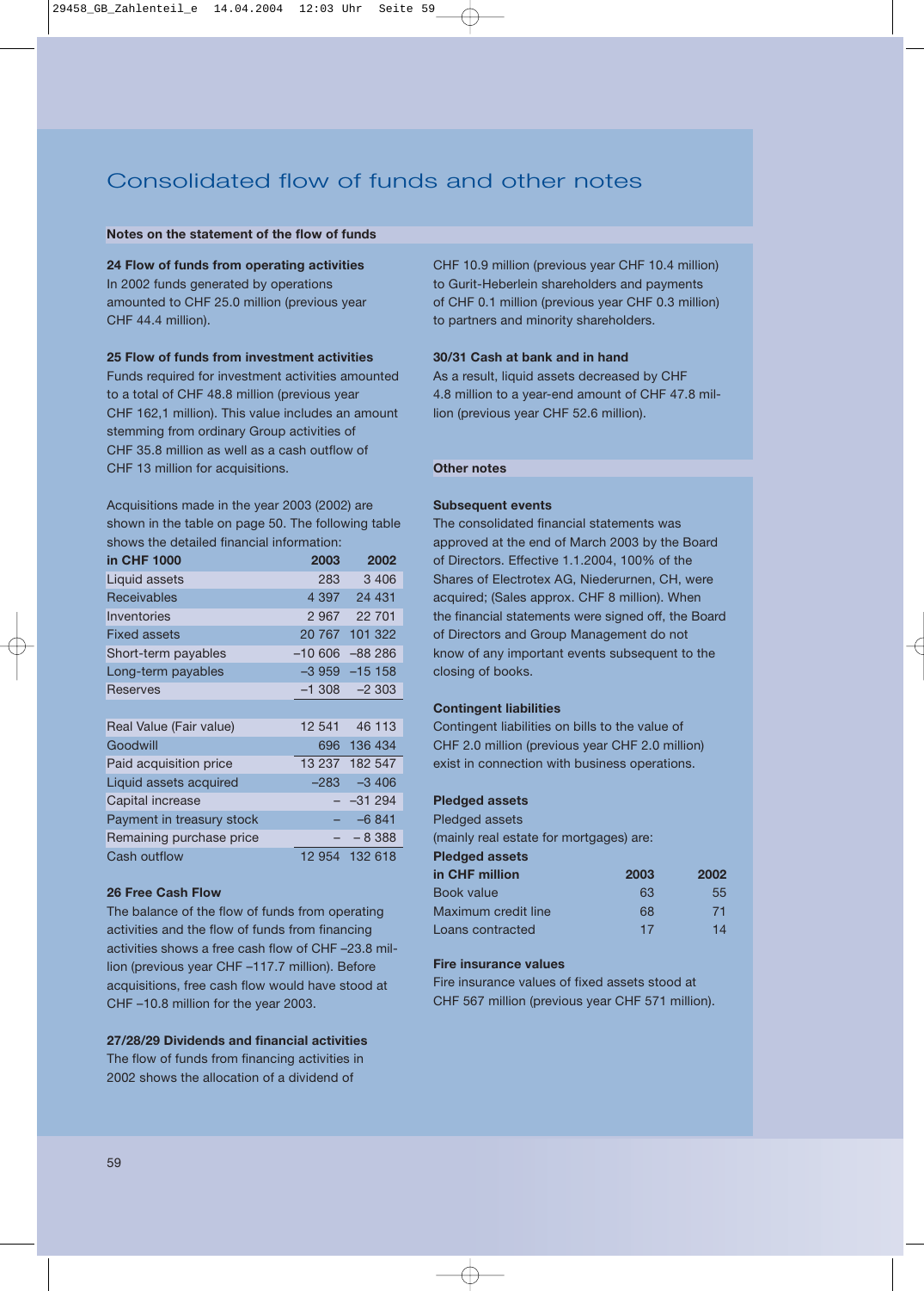# Consolidated flow of funds and other notes

## Notes on the statement of the flow of funds

### 24 Flow of funds from operating activities

In 2002 funds generated by operations amounted to CHF 25.0 million (previous year CHF 44.4 million).

### 25 Flow of funds from investment activities

Funds required for investment activities amounted to a total of CHF 48.8 million (previous year CHF 162,1 million). This value includes an amount stemming from ordinary Group activities of CHF 35.8 million as well as a cash outflow of CHF 13 million for acquisitions.

Acquisitions made in the year 2003 (2002) are shown in the table on page 50. The following table shows the detailed financial information:

| in CHF 1000 | 2003 | 2002 |
|---|---|---|
| Liquid assets | 283 | 3 406 |
| Receivables | 4 397 | 24 431 |
| Inventories | 2 967 | 22 701 |
| Fixed assets | 20 767 | 101 322 |
| Short-term payables | –10 606 | –88 286 |
| Long-term payables | –3 959 | –15 158 |
| Reserves | –1 308 | –2 303 |
| | | |
| Real Value (Fair value) | 12 541 | 46 113 |
| Goodwill | 696 | 136 434 |
| Paid acquisition price | 13 237 | 182 547 |
| Liquid assets acquired | –283 | –3 406 |
| Capital increase | – | –31 294 |
| Payment in treasury stock | – | –6 841 |
| Remaining purchase price | – | – 8 388 |
| Cash outflow | 12 954 | 132 618 |

### 26 Free Cash Flow

The balance of the flow of funds from operating activities and the flow of funds from financing activities shows a free cash flow of CHF –23.8 million (previous year CHF –117.7 million). Before acquisitions, free cash flow would have stood at CHF –10.8 million for the year 2003.

### 27/28/29 Dividends and financial activities

The flow of funds from financing activities in 2002 shows the allocation of a dividend of CHF 10.9 million (previous year CHF 10.4 million) to Gurit-Heberlein shareholders and payments of CHF 0.1 million (previous year CHF 0.3 million) to partners and minority shareholders.

### 30/31 Cash at bank and in hand

As a result, liquid assets decreased by CHF 4.8 million to a year-end amount of CHF 47.8 million (previous year CHF 52.6 million).

## Other notes

### Subsequent events

The consolidated financial statements was approved at the end of March 2003 by the Board of Directors. Effective 1.1.2004, 100% of the Shares of Electrotex AG, Niederurnen, CH, were acquired; (Sales approx. CHF 8 million). When the financial statements were signed off, the Board of Directors and Group Management do not know of any important events subsequent to the closing of books.

### Contingent liabilities

Contingent liabilities on bills to the value of CHF 2.0 million (previous year CHF 2.0 million) exist in connection with business operations.

### Pledged assets

Pledged assets (mainly real estate for mortgages) are:

**Pledged assets**

| in CHF million | 2003 | 2002 |
|---|---|---|
| Book value | 63 | 55 |
| Maximum credit line | 68 | 71 |
| Loans contracted | 17 | 14 |

### Fire insurance values

Fire insurance values of fixed assets stood at CHF 567 million (previous year CHF 571 million).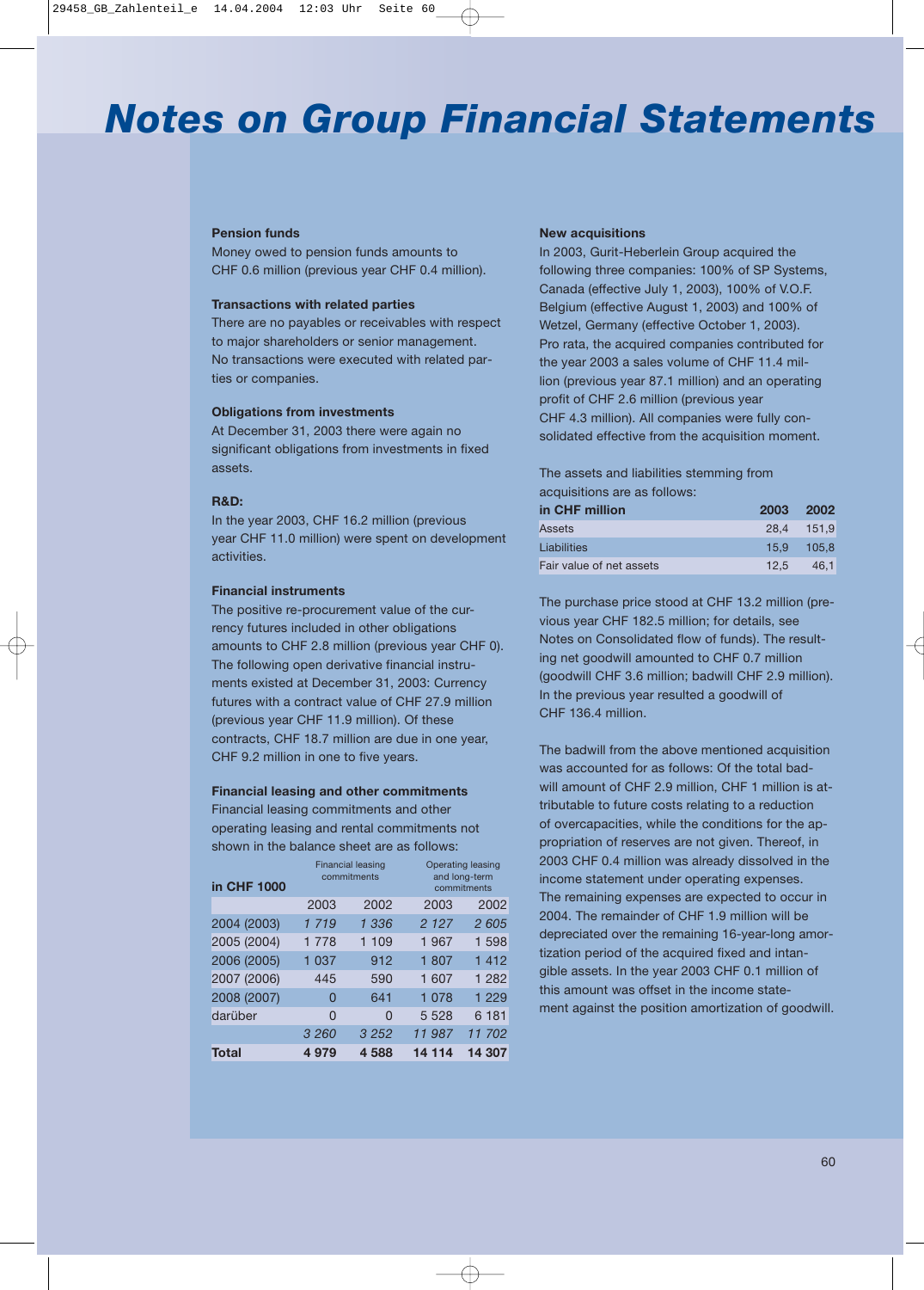# Notes on Group Financial Statements

### Pension funds

Money owed to pension funds amounts to CHF 0.6 million (previous year CHF 0.4 million).

### Transactions with related parties

There are no payables or receivables with respect to major shareholders or senior management. No transactions were executed with related parties or companies.

### Obligations from investments

At December 31, 2003 there were again no significant obligations from investments in fixed assets.

### R&D:

In the year 2003, CHF 16.2 million (previous year CHF 11.0 million) were spent on development activities.

### Financial instruments

The positive re-procurement value of the currency futures included in other obligations amounts to CHF 2.8 million (previous year CHF 0). The following open derivative financial instruments existed at December 31, 2003: Currency futures with a contract value of CHF 27.9 million (previous year CHF 11.9 million). Of these contracts, CHF 18.7 million are due in one year, CHF 9.2 million in one to five years.

### Financial leasing and other commitments

Financial leasing commitments and other operating leasing and rental commitments not shown in the balance sheet are as follows:

| in CHF 1000 | Financial leasing commitments | | Operating leasing and long-term commitments | |
|---|---|---|---|---|
| | 2003 | 2002 | 2003 | 2002 |
| 2004 (2003) | *1 719* | *1 336* | *2 127* | *2 605* |
| 2005 (2004) | 1 778 | 1 109 | 1 967 | 1 598 |
| 2006 (2005) | 1 037 | 912 | 1 807 | 1 412 |
| 2007 (2006) | 445 | 590 | 1 607 | 1 282 |
| 2008 (2007) | 0 | 641 | 1 078 | 1 229 |
| darüber | 0 | 0 | 5 528 | 6 181 |
| | *3 260* | *3 252* | *11 987* | *11 702* |
| **Total** | **4 979** | **4 588** | **14 114** | **14 307** |

### New acquisitions

In 2003, Gurit-Heberlein Group acquired the following three companies: 100% of SP Systems, Canada (effective July 1, 2003), 100% of V.O.F. Belgium (effective August 1, 2003) and 100% of Wetzel, Germany (effective October 1, 2003). Pro rata, the acquired companies contributed for the year 2003 a sales volume of CHF 11.4 million (previous year 87.1 million) and an operating profit of CHF 2.6 million (previous year CHF 4.3 million). All companies were fully consolidated effective from the acquisition moment.

The assets and liabilities stemming from acquisitions are as follows:

| in CHF million | 2003 | 2002 |
|---|---|---|
| Assets | 28,4 | 151,9 |
| Liabilities | 15,9 | 105,8 |
| Fair value of net assets | 12,5 | 46,1 |

The purchase price stood at CHF 13.2 million (previous year CHF 182.5 million; for details, see Notes on Consolidated flow of funds). The resulting net goodwill amounted to CHF 0.7 million (goodwill CHF 3.6 million; badwill CHF 2.9 million). In the previous year resulted a goodwill of CHF 136.4 million.

The badwill from the above mentioned acquisition was accounted for as follows: Of the total badwill amount of CHF 2.9 million, CHF 1 million is attributable to future costs relating to a reduction of overcapacities, while the conditions for the appropriation of reserves are not given. Thereof, in 2003 CHF 0.4 million was already dissolved in the income statement under operating expenses. The remaining expenses are expected to occur in 2004. The remainder of CHF 1.9 million will be depreciated over the remaining 16-year-long amortization period of the acquired fixed and intangible assets. In the year 2003 CHF 0.1 million of this amount was offset in the income statement against the position amortization of goodwill.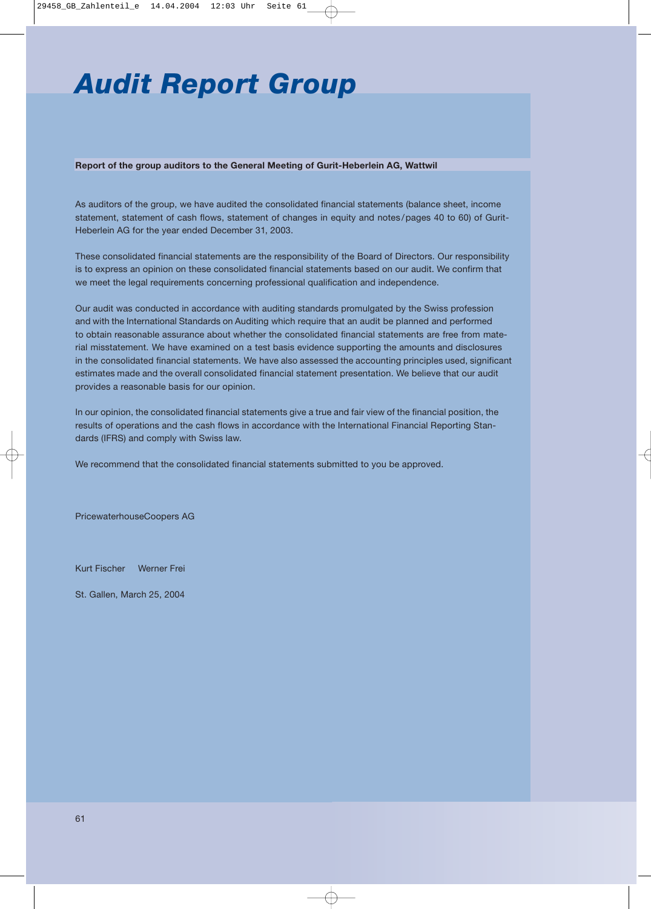# Audit Report Group

**Report of the group auditors to the General Meeting of Gurit-Heberlein AG, Wattwil**

As auditors of the group, we have audited the consolidated financial statements (balance sheet, income statement, statement of cash flows, statement of changes in equity and notes/pages 40 to 60) of Gurit-Heberlein AG for the year ended December 31, 2003.

These consolidated financial statements are the responsibility of the Board of Directors. Our responsibility is to express an opinion on these consolidated financial statements based on our audit. We confirm that we meet the legal requirements concerning professional qualification and independence.

Our audit was conducted in accordance with auditing standards promulgated by the Swiss profession and with the International Standards on Auditing which require that an audit be planned and performed to obtain reasonable assurance about whether the consolidated financial statements are free from material misstatement. We have examined on a test basis evidence supporting the amounts and disclosures in the consolidated financial statements. We have also assessed the accounting principles used, significant estimates made and the overall consolidated financial statement presentation. We believe that our audit provides a reasonable basis for our opinion.

In our opinion, the consolidated financial statements give a true and fair view of the financial position, the results of operations and the cash flows in accordance with the International Financial Reporting Standards (IFRS) and comply with Swiss law.

We recommend that the consolidated financial statements submitted to you be approved.

PricewaterhouseCoopers AG

Kurt Fischer Werner Frei

St. Gallen, March 25, 2004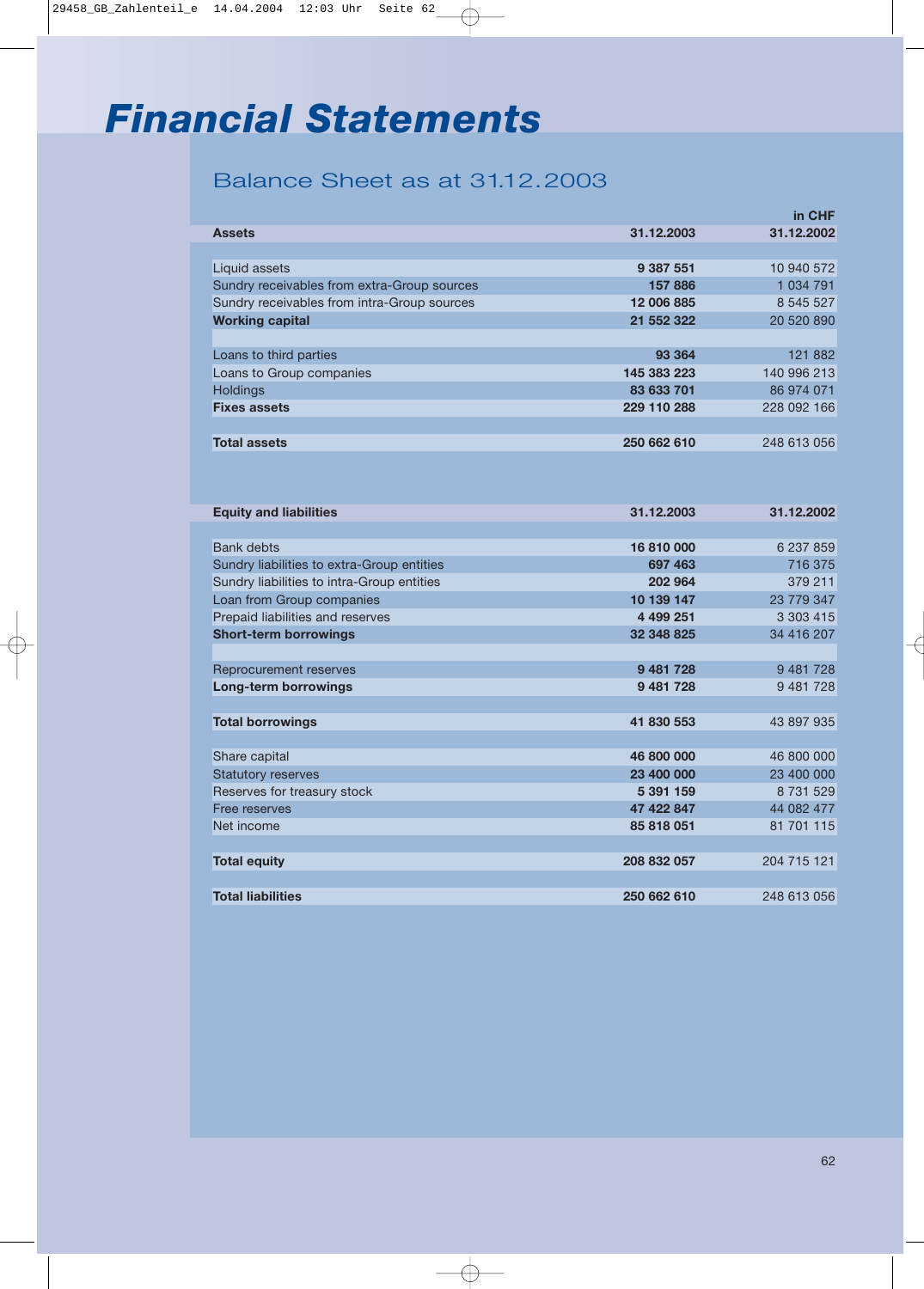# Financial Statements

## Balance Sheet as at 31.12.2003

| | | in CHF |
|---|---|---|
| **Assets** | **31.12.2003** | **31.12.2002** |
| Liquid assets | **9 387 551** | 10 940 572 |
| Sundry receivables from extra-Group sources | **157 886** | 1 034 791 |
| Sundry receivables from intra-Group sources | **12 006 885** | 8 545 527 |
| **Working capital** | **21 552 322** | 20 520 890 |
| Loans to third parties | **93 364** | 121 882 |
| Loans to Group companies | **145 383 223** | 140 996 213 |
| Holdings | **83 633 701** | 86 974 071 |
| **Fixes assets** | **229 110 288** | 228 092 166 |
| **Total assets** | **250 662 610** | 248 613 056 |

| **Equity and liabilities** | **31.12.2003** | **31.12.2002** |
|---|---|---|
| Bank debts | **16 810 000** | 6 237 859 |
| Sundry liabilities to extra-Group entities | **697 463** | 716 375 |
| Sundry liabilities to intra-Group entities | **202 964** | 379 211 |
| Loan from Group companies | **10 139 147** | 23 779 347 |
| Prepaid liabilities and reserves | **4 499 251** | 3 303 415 |
| **Short-term borrowings** | **32 348 825** | 34 416 207 |
| Reprocurement reserves | **9 481 728** | 9 481 728 |
| **Long-term borrowings** | **9 481 728** | 9 481 728 |
| **Total borrowings** | **41 830 553** | 43 897 935 |
| Share capital | **46 800 000** | 46 800 000 |
| Statutory reserves | **23 400 000** | 23 400 000 |
| Reserves for treasury stock | **5 391 159** | 8 731 529 |
| Free reserves | **47 422 847** | 44 082 477 |
| Net income | **85 818 051** | 81 701 115 |
| **Total equity** | **208 832 057** | 204 715 121 |
| **Total liabilities** | **250 662 610** | 248 613 056 |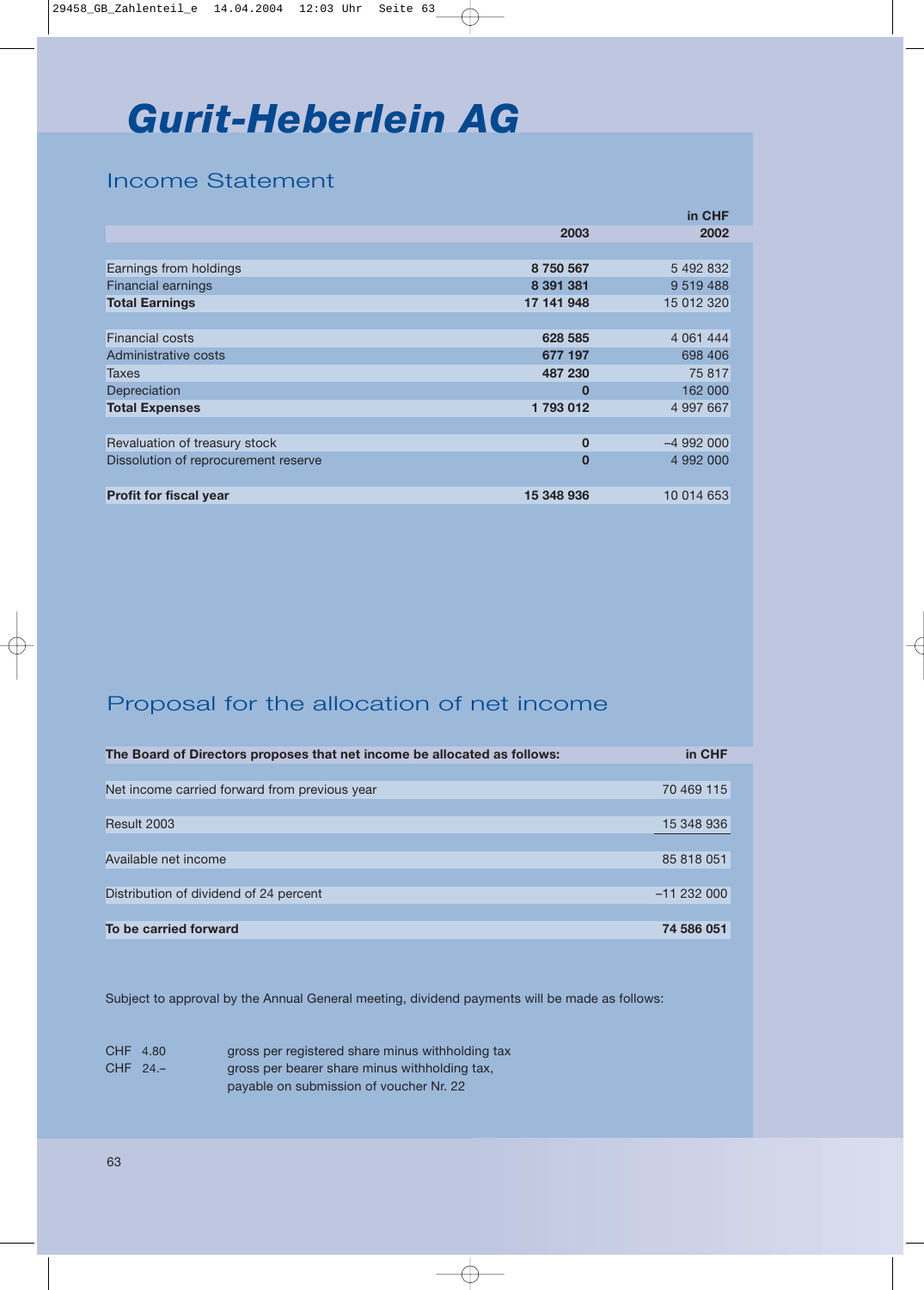# Gurit-Heberlein AG

## Income Statement

| | 2003 | in CHF 2002 |
|---|---|---|
| Earnings from holdings | **8 750 567** | 5 492 832 |
| Financial earnings | **8 391 381** | 9 519 488 |
| **Total Earnings** | **17 141 948** | 15 012 320 |
| | | |
| Financial costs | **628 585** | 4 061 444 |
| Administrative costs | **677 197** | 698 406 |
| Taxes | **487 230** | 75 817 |
| Depreciation | **0** | 162 000 |
| **Total Expenses** | **1 793 012** | 4 997 667 |
| | | |
| Revaluation of treasury stock | **0** | –4 992 000 |
| Dissolution of reprocurement reserve | **0** | 4 992 000 |
| | | |
| **Profit for fiscal year** | **15 348 936** | 10 014 653 |

## Proposal for the allocation of net income

| **The Board of Directors proposes that net income be allocated as follows:** | **in CHF** |
|---|---|
| Net income carried forward from previous year | 70 469 115 |
| Result 2003 | 15 348 936 |
| Available net income | 85 818 051 |
| Distribution of dividend of 24 percent | –11 232 000 |
| **To be carried forward** | **74 586 051** |

Subject to approval by the Annual General meeting, dividend payments will be made as follows:

| | |
|---|---|
| CHF 4.80 | gross per registered share minus withholding tax |
| CHF 24.– | gross per bearer share minus withholding tax, payable on submission of voucher Nr. 22 |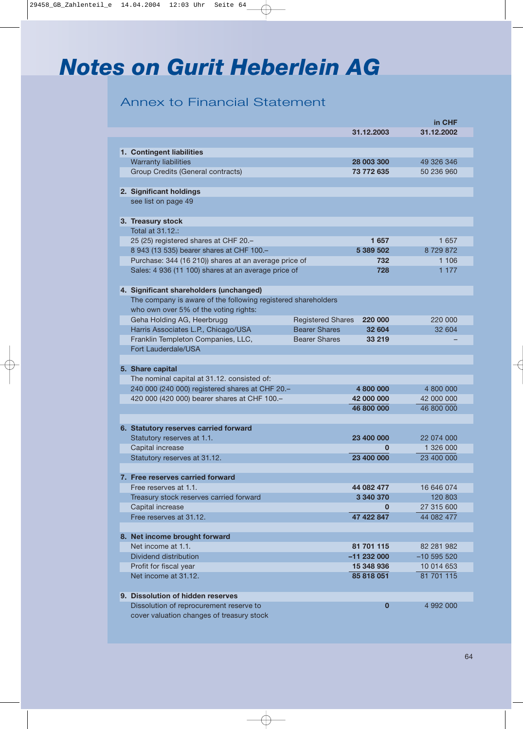# Notes on Gurit Heberlein AG

## Annex to Financial Statement

| | | 31.12.2003 | in CHF 31.12.2002 |
|---|---|---|---|
| **1. Contingent liabilities** | | | |
| Warranty liabilities | | **28 003 300** | 49 326 346 |
| Group Credits (General contracts) | | **73 772 635** | 50 236 960 |
| **2. Significant holdings** | | | |
| see list on page 49 | | | |
| **3. Treasury stock** | | | |
| Total at 31.12.: | | | |
| 25 (25) registered shares at CHF 20.– | | **1 657** | 1 657 |
| 8 943 (13 535) bearer shares at CHF 100.– | | **5 389 502** | 8 729 872 |
| Purchase: 344 (16 210)) shares at an average price of | | **732** | 1 106 |
| Sales: 4 936 (11 100) shares at an average price of | | **728** | 1 177 |
| **4. Significant shareholders (unchanged)** | | | |
| The company is aware of the following registered shareholders who own over 5% of the voting rights: | | | |
| Geha Holding AG, Heerbrugg | Registered Shares | **220 000** | 220 000 |
| Harris Associates L.P., Chicago/USA | Bearer Shares | **32 604** | 32 604 |
| Franklin Templeton Companies, LLC, Fort Lauderdale/USA | Bearer Shares | **33 219** | – |
| **5. Share capital** | | | |
| The nominal capital at 31.12. consisted of: | | | |
| 240 000 (240 000) registered shares at CHF 20.– | | **4 800 000** | 4 800 000 |
| 420 000 (420 000) bearer shares at CHF 100.– | | **42 000 000** | 42 000 000 |
| | | **46 800 000** | 46 800 000 |
| **6. Statutory reserves carried forward** | | | |
| Statutory reserves at 1.1. | | **23 400 000** | 22 074 000 |
| Capital increase | | **0** | 1 326 000 |
| Statutory reserves at 31.12. | | **23 400 000** | 23 400 000 |
| **7. Free reserves carried forward** | | | |
| Free reserves at 1.1. | | **44 082 477** | 16 646 074 |
| Treasury stock reserves carried forward | | **3 340 370** | 120 803 |
| Capital increase | | **0** | 27 315 600 |
| Free reserves at 31.12. | | **47 422 847** | 44 082 477 |
| **8. Net income brought forward** | | | |
| Net income at 1.1. | | **81 701 115** | 82 281 982 |
| Dividend distribution | | **–11 232 000** | –10 595 520 |
| Profit for fiscal year | | **15 348 936** | 10 014 653 |
| Net income at 31.12. | | **85 818 051** | 81 701 115 |
| **9. Dissolution of hidden reserves** | | | |
| Dissolution of reprocurement reserve to cover valuation changes of treasury stock | | **0** | 4 992 000 |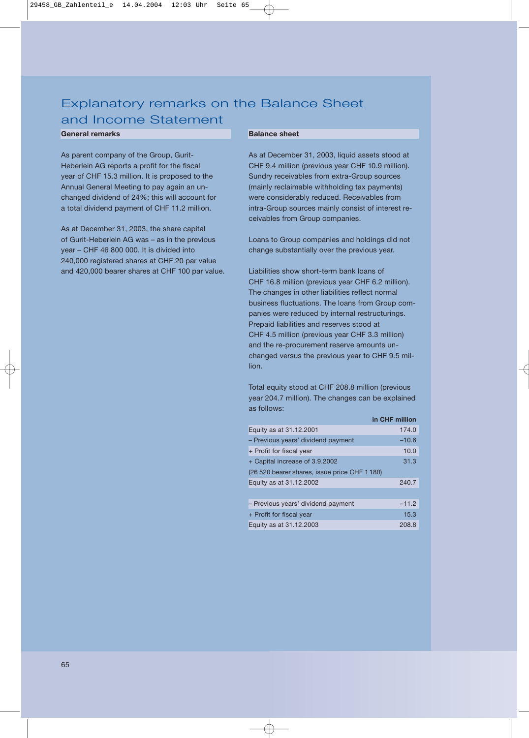# Explanatory remarks on the Balance Sheet and Income Statement

## General remarks

As parent company of the Group, Gurit-Heberlein AG reports a profit for the fiscal year of CHF 15.3 million. It is proposed to the Annual General Meeting to pay again an unchanged dividend of 24%; this will account for a total dividend payment of CHF 11.2 million.

As at December 31, 2003, the share capital of Gurit-Heberlein AG was – as in the previous year – CHF 46 800 000. It is divided into 240,000 registered shares at CHF 20 par value and 420,000 bearer shares at CHF 100 par value.

## Balance sheet

As at December 31, 2003, liquid assets stood at CHF 9.4 million (previous year CHF 10.9 million). Sundry receivables from extra-Group sources (mainly reclaimable withholding tax payments) were considerably reduced. Receivables from intra-Group sources mainly consist of interest receivables from Group companies.

Loans to Group companies and holdings did not change substantially over the previous year.

Liabilities show short-term bank loans of CHF 16.8 million (previous year CHF 6.2 million). The changes in other liabilities reflect normal business fluctuations. The loans from Group companies were reduced by internal restructurings. Prepaid liabilities and reserves stood at CHF 4.5 million (previous year CHF 3.3 million) and the re-procurement reserve amounts unchanged versus the previous year to CHF 9.5 million.

Total equity stood at CHF 208.8 million (previous year 204.7 million). The changes can be explained as follows:

| | in CHF million |
|---|---|
| Equity as at 31.12.2001 | 174.0 |
| – Previous years' dividend payment | –10.6 |
| + Profit for fiscal year | 10.0 |
| + Capital increase of 3.9.2002 | 31.3 |
| (26 520 bearer shares, issue price CHF 1 180) | |
| Equity as at 31.12.2002 | 240.7 |
| | |
| – Previous years' dividend payment | –11.2 |
| + Profit for fiscal year | 15.3 |
| Equity as at 31.12.2003 | 208.8 |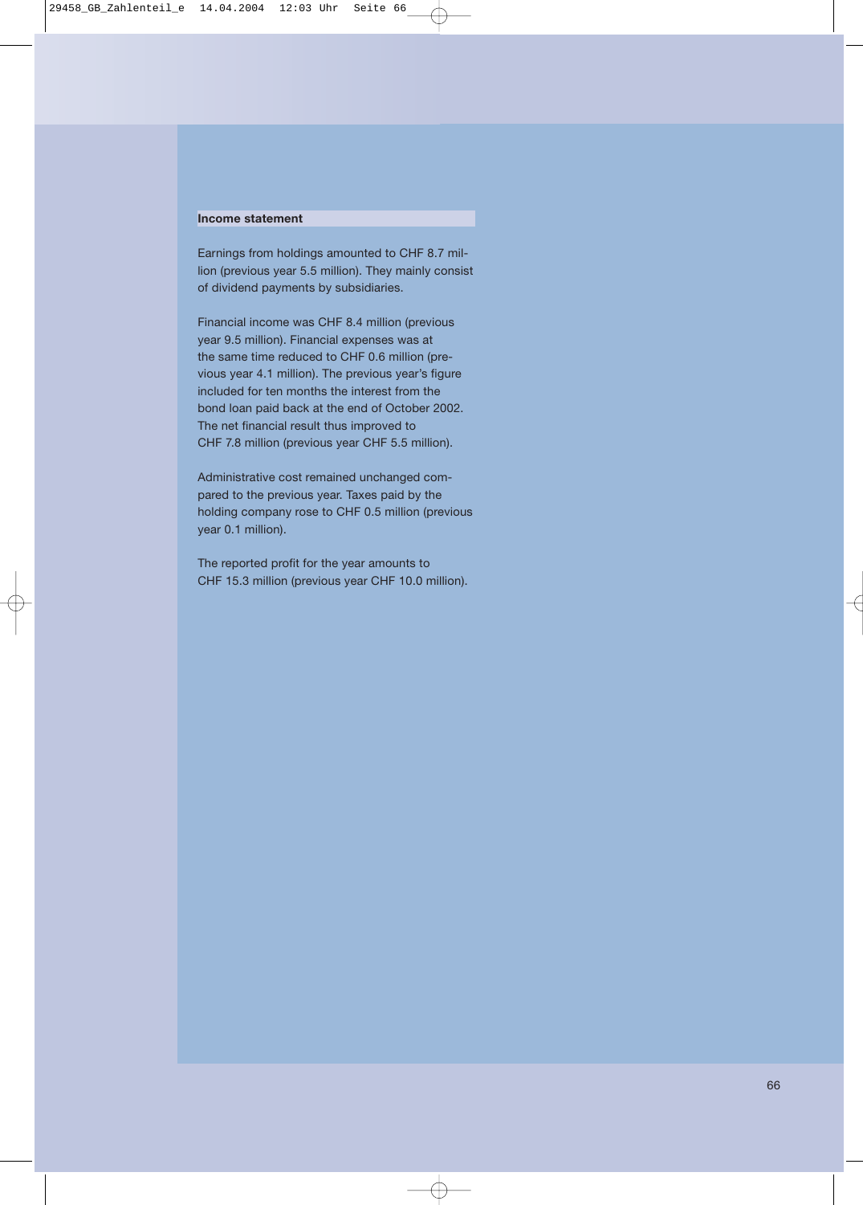## Income statement

Earnings from holdings amounted to CHF 8.7 million (previous year 5.5 million). They mainly consist of dividend payments by subsidiaries.

Financial income was CHF 8.4 million (previous year 9.5 million). Financial expenses was at the same time reduced to CHF 0.6 million (previous year 4.1 million). The previous year's figure included for ten months the interest from the bond loan paid back at the end of October 2002. The net financial result thus improved to CHF 7.8 million (previous year CHF 5.5 million).

Administrative cost remained unchanged compared to the previous year. Taxes paid by the holding company rose to CHF 0.5 million (previous year 0.1 million).

The reported profit for the year amounts to CHF 15.3 million (previous year CHF 10.0 million).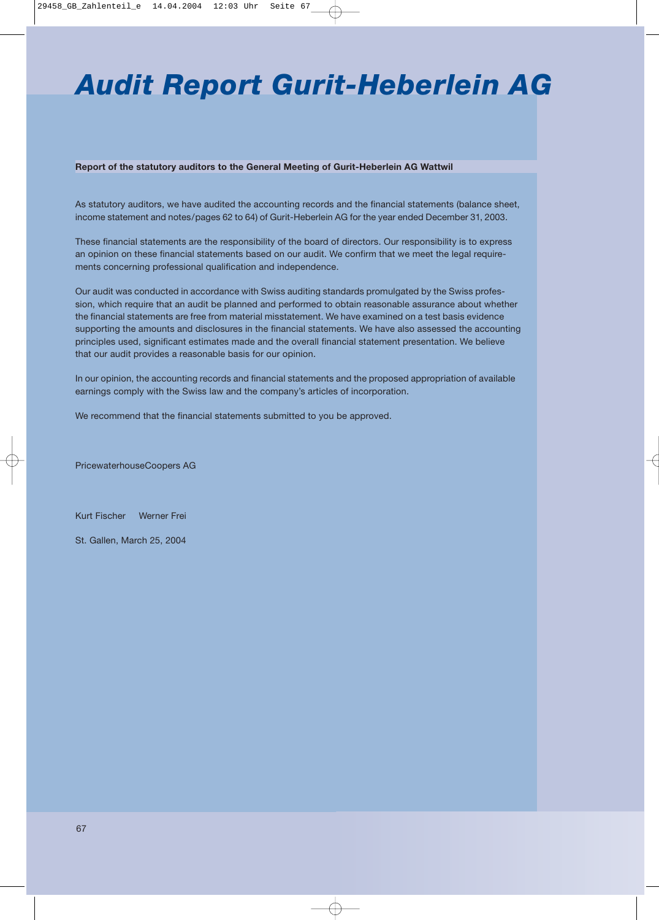# Audit Report Gurit-Heberlein AG

**Report of the statutory auditors to the General Meeting of Gurit-Heberlein AG Wattwil**

As statutory auditors, we have audited the accounting records and the financial statements (balance sheet, income statement and notes/pages 62 to 64) of Gurit-Heberlein AG for the year ended December 31, 2003.

These financial statements are the responsibility of the board of directors. Our responsibility is to express an opinion on these financial statements based on our audit. We confirm that we meet the legal requirements concerning professional qualification and independence.

Our audit was conducted in accordance with Swiss auditing standards promulgated by the Swiss profession, which require that an audit be planned and performed to obtain reasonable assurance about whether the financial statements are free from material misstatement. We have examined on a test basis evidence supporting the amounts and disclosures in the financial statements. We have also assessed the accounting principles used, significant estimates made and the overall financial statement presentation. We believe that our audit provides a reasonable basis for our opinion.

In our opinion, the accounting records and financial statements and the proposed appropriation of available earnings comply with the Swiss law and the company's articles of incorporation.

We recommend that the financial statements submitted to you be approved.

PricewaterhouseCoopers AG

Kurt Fischer     Werner Frei

St. Gallen, March 25, 2004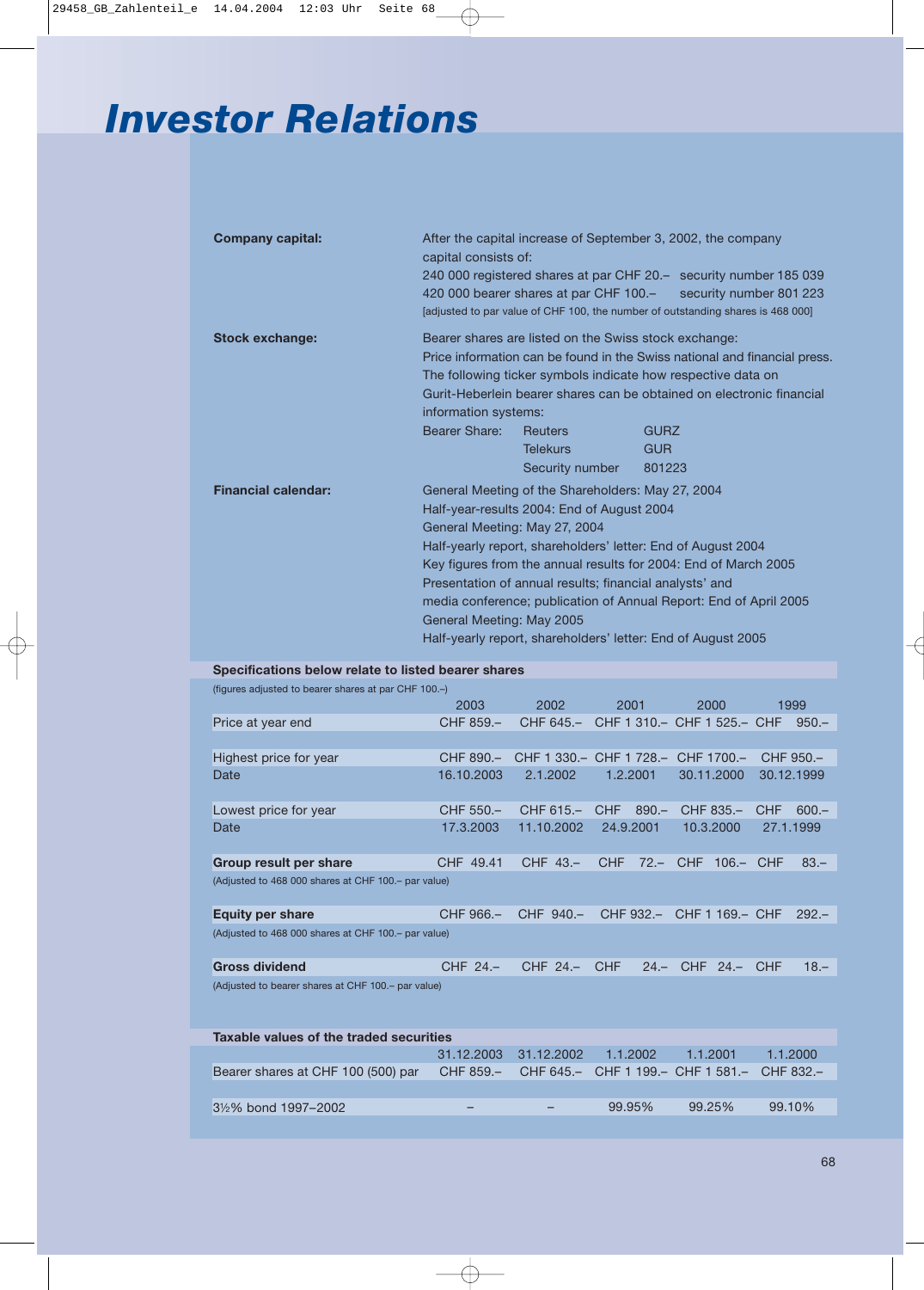# Investor Relations

**Company capital:**

After the capital increase of September 3, 2002, the company capital consists of:

240 000 registered shares at par CHF 20.– security number 185 039
420 000 bearer shares at par CHF 100.– security number 801 223
[adjusted to par value of CHF 100, the number of outstanding shares is 468 000]

**Stock exchange:**

Bearer shares are listed on the Swiss stock exchange:
Price information can be found in the Swiss national and financial press.
The following ticker symbols indicate how respective data on Gurit-Heberlein bearer shares can be obtained on electronic financial information systems:

| | | |
|---|---|---|
| Bearer Share: | Reuters | GURZ |
| | Telekurs | GUR |
| | Security number | 801223 |

**Financial calendar:**

General Meeting of the Shareholders: May 27, 2004
Half-year-results 2004: End of August 2004
General Meeting: May 27, 2004
Half-yearly report, shareholders' letter: End of August 2004
Key figures from the annual results for 2004: End of March 2005
Presentation of annual results; financial analysts' and media conference; publication of Annual Report: End of April 2005
General Meeting: May 2005
Half-yearly report, shareholders' letter: End of August 2005

**Specifications below relate to listed bearer shares**

(figures adjusted to bearer shares at par CHF 100.–)

| | 2003 | 2002 | 2001 | 2000 | 1999 |
|---|---|---|---|---|---|
| Price at year end | CHF 859.– | CHF 645.– | CHF 1 310.– | CHF 1 525.– | CHF 950.– |
| Highest price for year | CHF 890.– | CHF 1 330.– | CHF 1 728.– | CHF 1700.– | CHF 950.– |
| Date | 16.10.2003 | 2.1.2002 | 1.2.2001 | 30.11.2000 | 30.12.1999 |
| Lowest price for year | CHF 550.– | CHF 615.– | CHF 890.– | CHF 835.– | CHF 600.– |
| Date | 17.3.2003 | 11.10.2002 | 24.9.2001 | 10.3.2000 | 27.1.1999 |
| **Group result per share** | CHF 49.41 | CHF 43.– | CHF 72.– | CHF 106.– | CHF 83.– |
| (Adjusted to 468 000 shares at CHF 100.– par value) | | | | | |
| **Equity per share** | CHF 966.– | CHF 940.– | CHF 932.– | CHF 1 169.– | CHF 292.– |
| (Adjusted to 468 000 shares at CHF 100.– par value) | | | | | |
| **Gross dividend** | CHF 24.– | CHF 24.– | CHF 24.– | CHF 24.– | CHF 18.– |
| (Adjusted to bearer shares at CHF 100.– par value) | | | | | |

**Taxable values of the traded securities**

| | 31.12.2003 | 31.12.2002 | 1.1.2002 | 1.1.2001 | 1.1.2000 |
|---|---|---|---|---|---|
| Bearer shares at CHF 100 (500) par | CHF 859.– | CHF 645.– | CHF 1 199.– | CHF 1 581.– | CHF 832.– |
| 3½% bond 1997–2002 | – | – | 99.95% | 99.25% | 99.10% |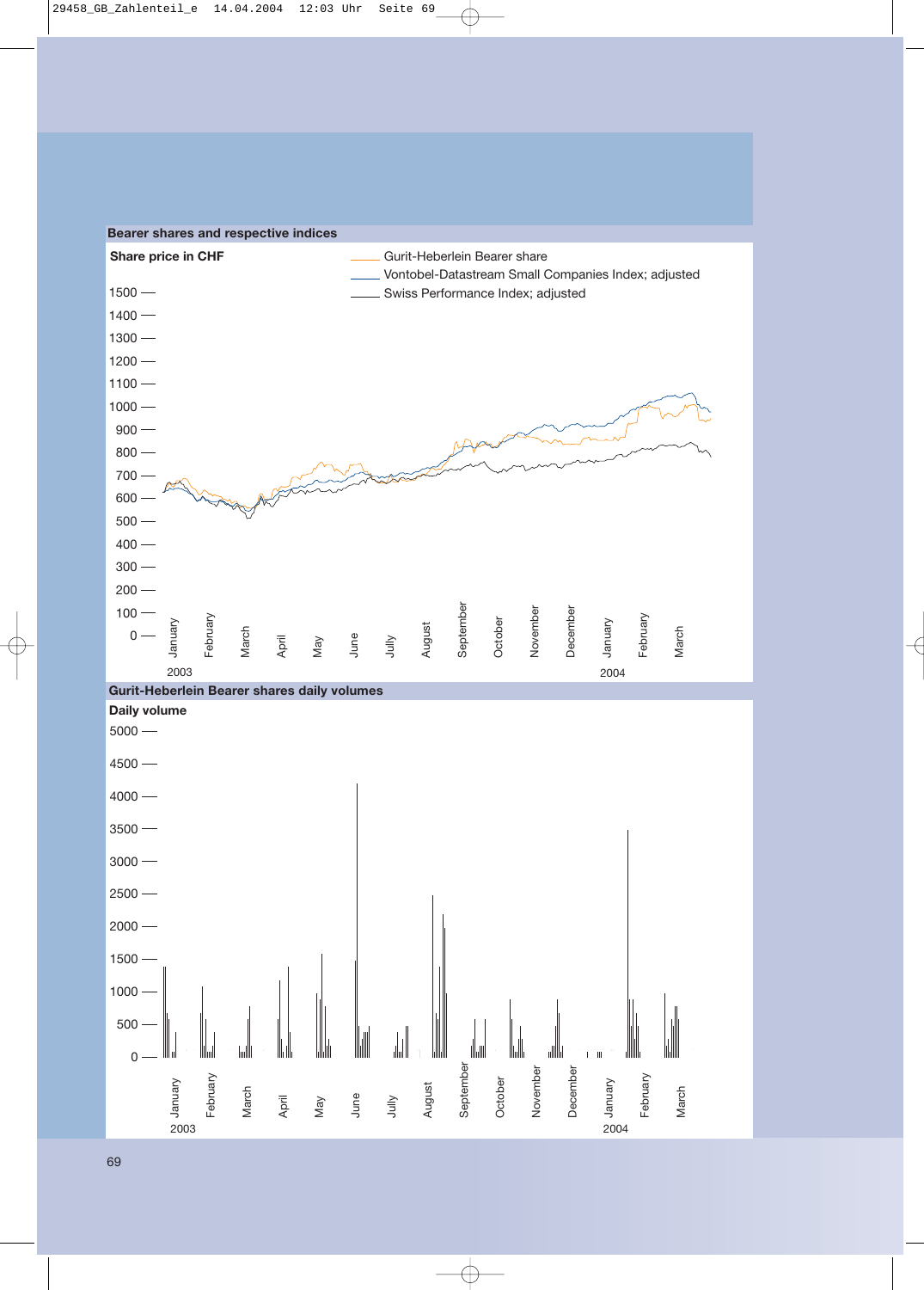## Bearer shares and respective indices

**Share price in CHF**

Gurit-Heberlein Bearer share
Vontobel-Datastream Small Companies Index; adjusted
Swiss Performance Index; adjusted

1500
1400
1300
1200
1100
1000
900
800
700
600
500
400
300
200
100
0

January February March April May June Jully August September October November December January February March

2003 2004

## Gurit-Heberlein Bearer shares daily volumes

**Daily volume**

5000
4500
4000
3500
3000
2500
2000
1500
1000
500
0

January February March April May June Jully August September October November December January February March

2003 2004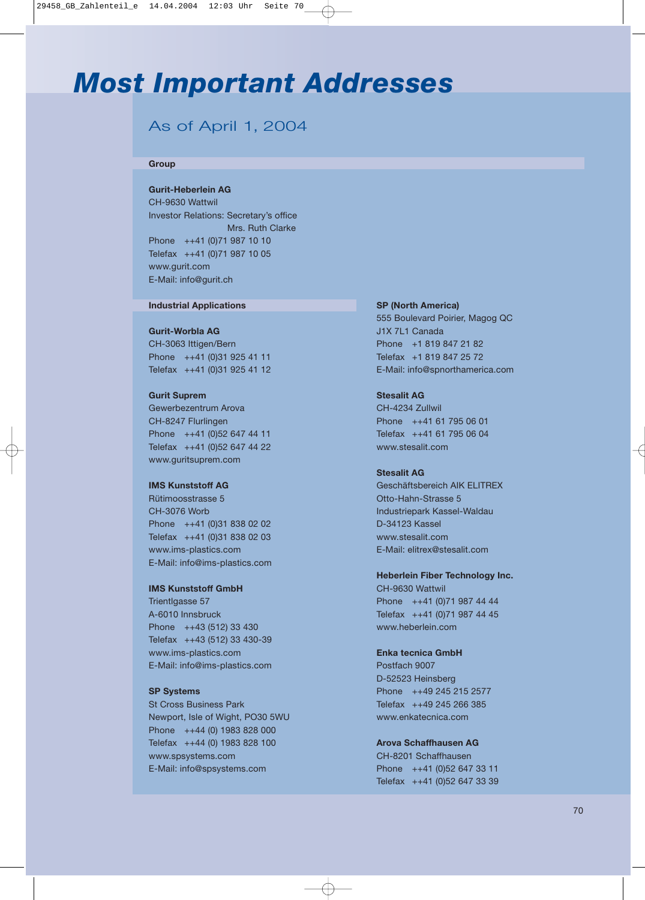# Most Important Addresses

## As of April 1, 2004

### Group

**Gurit-Heberlein AG**
CH-9630 Wattwil
Investor Relations: Secretary's office
Mrs. Ruth Clarke
Phone ++41 (0)71 987 10 10
Telefax ++41 (0)71 987 10 05
www.gurit.com
E-Mail: info@gurit.ch

### Industrial Applications

**Gurit-Worbla AG**
CH-3063 Ittigen/Bern
Phone ++41 (0)31 925 41 11
Telefax ++41 (0)31 925 41 12

**Gurit Suprem**
Gewerbezentrum Arova
CH-8247 Flurlingen
Phone ++41 (0)52 647 44 11
Telefax ++41 (0)52 647 44 22
www.guritsuprem.com

**IMS Kunststoff AG**
Rütimoosstrasse 5
CH-3076 Worb
Phone ++41 (0)31 838 02 02
Telefax ++41 (0)31 838 02 03
www.ims-plastics.com
E-Mail: info@ims-plastics.com

**IMS Kunststoff GmbH**
Trientlgasse 57
A-6010 Innsbruck
Phone ++43 (512) 33 430
Telefax ++43 (512) 33 430-39
www.ims-plastics.com
E-Mail: info@ims-plastics.com

**SP Systems**
St Cross Business Park
Newport, Isle of Wight, PO30 5WU
Phone ++44 (0) 1983 828 000
Telefax ++44 (0) 1983 828 100
www.spsystems.com
E-Mail: info@spsystems.com

**SP (North America)**
555 Boulevard Poirier, Magog QC
J1X 7L1 Canada
Phone +1 819 847 21 82
Telefax +1 819 847 25 72
E-Mail: info@spnorthamerica.com

**Stesalit AG**
CH-4234 Zullwil
Phone ++41 61 795 06 01
Telefax ++41 61 795 06 04
www.stesalit.com

**Stesalit AG**
Geschäftsbereich AIK ELITREX
Otto-Hahn-Strasse 5
Industriepark Kassel-Waldau
D-34123 Kassel
www.stesalit.com
E-Mail: elitrex@stesalit.com

**Heberlein Fiber Technology Inc.**
CH-9630 Wattwil
Phone ++41 (0)71 987 44 44
Telefax ++41 (0)71 987 44 45
www.heberlein.com

**Enka tecnica GmbH**
Postfach 9007
D-52523 Heinsberg
Phone ++49 245 215 2577
Telefax ++49 245 266 385
www.enkatecnica.com

**Arova Schaffhausen AG**
CH-8201 Schaffhausen
Phone ++41 (0)52 647 33 11
Telefax ++41 (0)52 647 33 39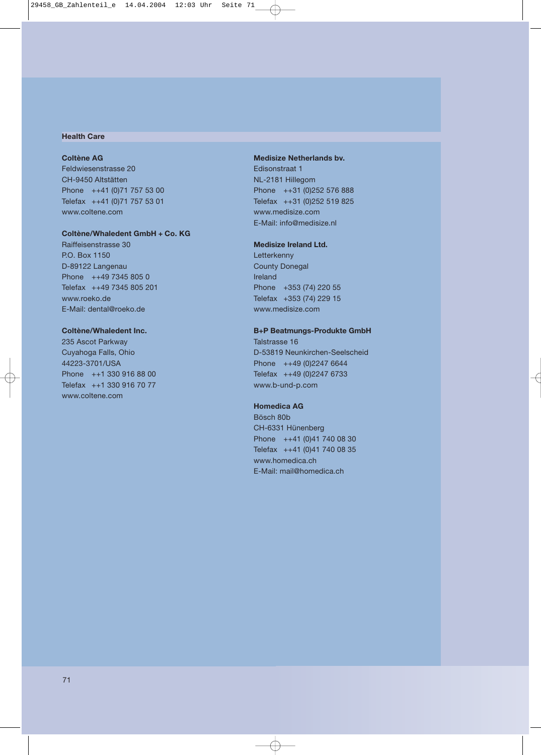## Health Care

**Coltène AG**
Feldwiesenstrasse 20
CH-9450 Altstätten
Phone ++41 (0)71 757 53 00
Telefax ++41 (0)71 757 53 01
www.coltene.com

**Coltène/Whaledent GmbH + Co. KG**
Raiffeisenstrasse 30
P.O. Box 1150
D-89122 Langenau
Phone ++49 7345 805 0
Telefax ++49 7345 805 201
www.roeko.de
E-Mail: dental@roeko.de

**Coltène/Whaledent Inc.**
235 Ascot Parkway
Cuyahoga Falls, Ohio
44223-3701/USA
Phone ++1 330 916 88 00
Telefax ++1 330 916 70 77
www.coltene.com

**Medisize Netherlands bv.**
Edisonstraat 1
NL-2181 Hillegom
Phone ++31 (0)252 576 888
Telefax ++31 (0)252 519 825
www.medisize.com
E-Mail: info@medisize.nl

**Medisize Ireland Ltd.**
Letterkenny
County Donegal
Ireland
Phone +353 (74) 220 55
Telefax +353 (74) 229 15
www.medisize.com

**B+P Beatmungs-Produkte GmbH**
Talstrasse 16
D-53819 Neunkirchen-Seelscheid
Phone ++49 (0)2247 6644
Telefax ++49 (0)2247 6733
www.b-und-p.com

**Homedica AG**
Bösch 80b
CH-6331 Hünenberg
Phone ++41 (0)41 740 08 30
Telefax ++41 (0)41 740 08 35
www.homedica.ch
E-Mail: mail@homedica.ch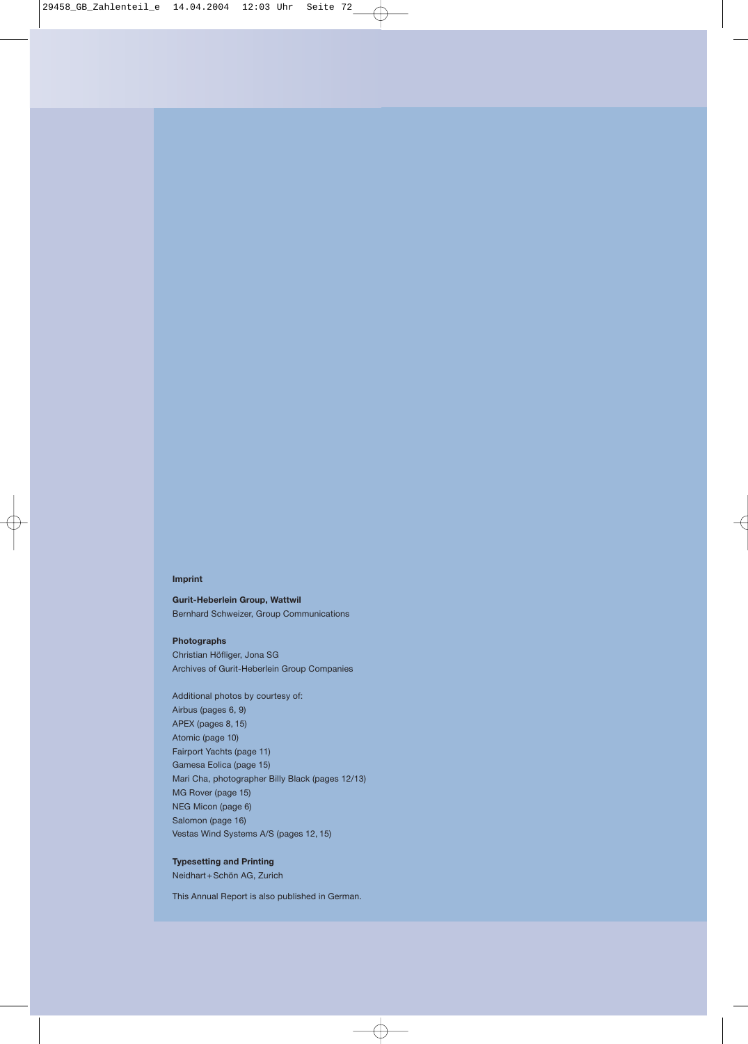**Imprint**

**Gurit-Heberlein Group, Wattwil**
Bernhard Schweizer, Group Communications

**Photographs**
Christian Höfliger, Jona SG
Archives of Gurit-Heberlein Group Companies

Additional photos by courtesy of:
Airbus (pages 6, 9)
APEX (pages 8, 15)
Atomic (page 10)
Fairport Yachts (page 11)
Gamesa Eolica (page 15)
Mari Cha, photographer Billy Black (pages 12/13)
MG Rover (page 15)
NEG Micon (page 6)
Salomon (page 16)
Vestas Wind Systems A/S (pages 12, 15)

**Typesetting and Printing**
Neidhart + Schön AG, Zurich

This Annual Report is also published in German.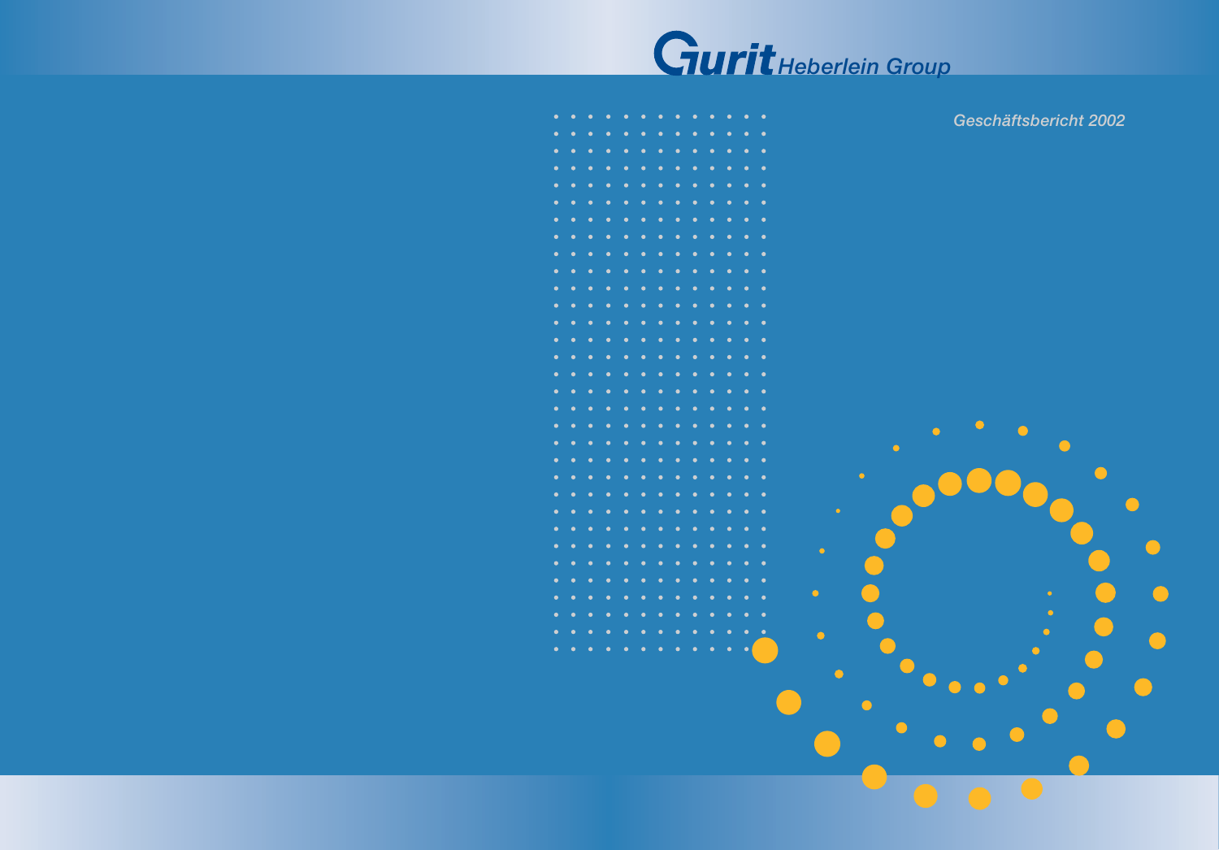Gurit Heberlein Group

Geschäftsbericht 2002